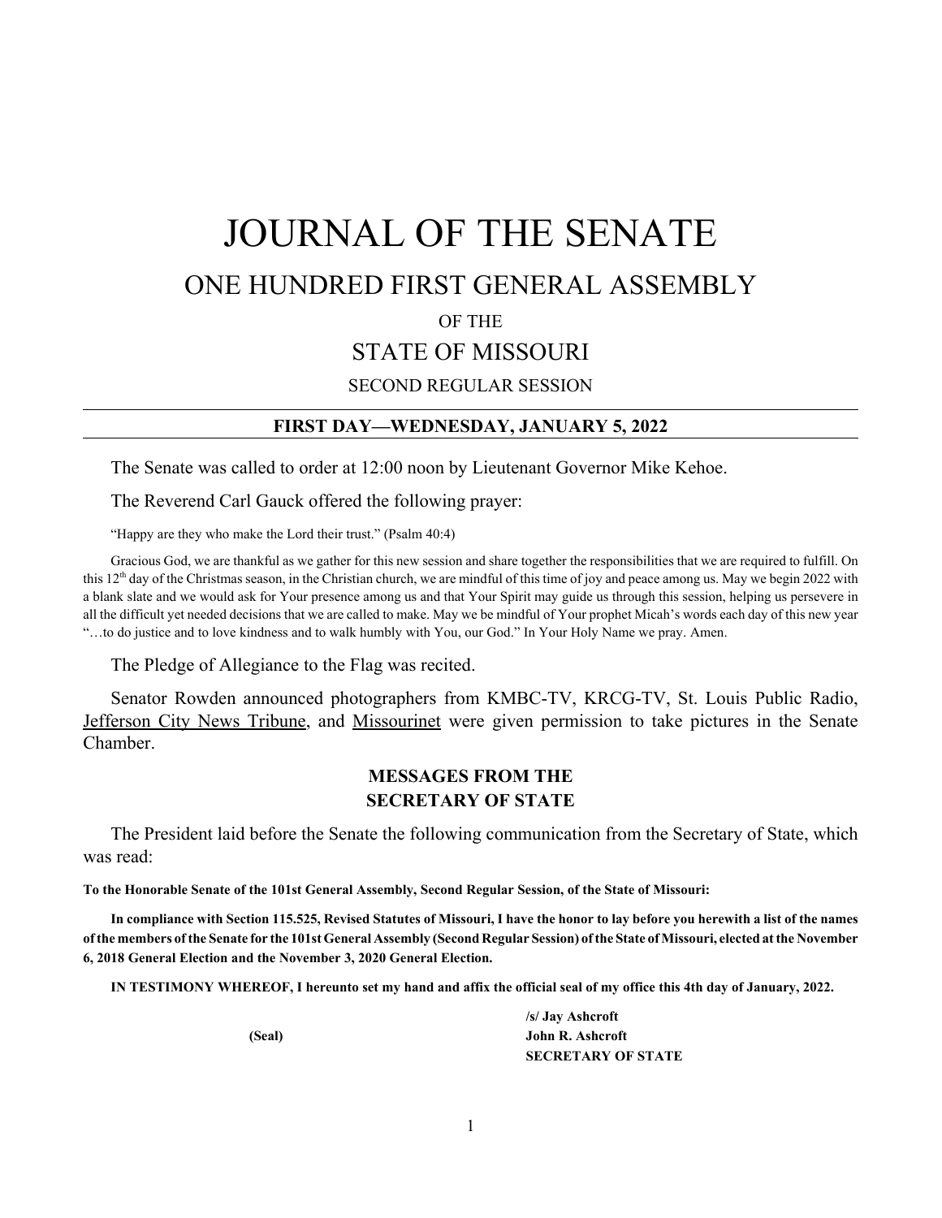# JOURNAL OF THE SENATE

## ONE HUNDRED FIRST GENERAL ASSEMBLY

OF THE

## STATE OF MISSOURI

SECOND REGULAR SESSION

---

**FIRST DAY—WEDNESDAY, JANUARY 5, 2022**

---

The Senate was called to order at 12:00 noon by Lieutenant Governor Mike Kehoe.

The Reverend Carl Gauck offered the following prayer:

"Happy are they who make the Lord their trust." (Psalm 40:4)

Gracious God, we are thankful as we gather for this new session and share together the responsibilities that we are required to fulfill. On this 12th day of the Christmas season, in the Christian church, we are mindful of this time of joy and peace among us. May we begin 2022 with a blank slate and we would ask for Your presence among us and that Your Spirit may guide us through this session, helping us persevere in all the difficult yet needed decisions that we are called to make. May we be mindful of Your prophet Micah's words each day of this new year "…to do justice and to love kindness and to walk humbly with You, our God." In Your Holy Name we pray. Amen.

The Pledge of Allegiance to the Flag was recited.

Senator Rowden announced photographers from KMBC-TV, KRCG-TV, St. Louis Public Radio, Jefferson City News Tribune, and Missourinet were given permission to take pictures in the Senate Chamber.

**MESSAGES FROM THE SECRETARY OF STATE**

The President laid before the Senate the following communication from the Secretary of State, which was read:

**To the Honorable Senate of the 101st General Assembly, Second Regular Session, of the State of Missouri:**

**In compliance with Section 115.525, Revised Statutes of Missouri, I have the honor to lay before you herewith a list of the names of the members of the Senate for the 101st General Assembly (Second Regular Session) of the State of Missouri, elected at the November 6, 2018 General Election and the November 3, 2020 General Election.**

**IN TESTIMONY WHEREOF, I hereunto set my hand and affix the official seal of my office this 4th day of January, 2022.**

**(Seal)**

**/s/ Jay Ashcroft**
**John R. Ashcroft**
**SECRETARY OF STATE**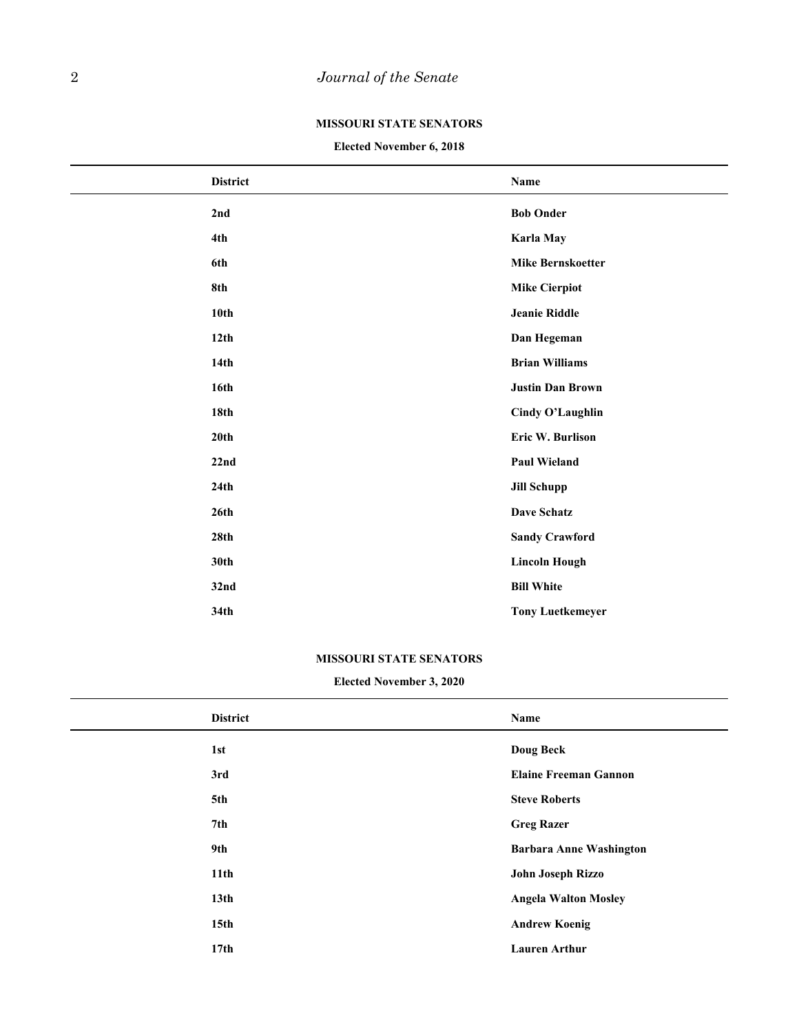## MISSOURI STATE SENATORS

**Elected November 6, 2018**

| District | Name |
|---|---|
| **2nd** | **Bob Onder** |
| **4th** | **Karla May** |
| **6th** | **Mike Bernskoetter** |
| **8th** | **Mike Cierpiot** |
| **10th** | **Jeanie Riddle** |
| **12th** | **Dan Hegeman** |
| **14th** | **Brian Williams** |
| **16th** | **Justin Dan Brown** |
| **18th** | **Cindy O'Laughlin** |
| **20th** | **Eric W. Burlison** |
| **22nd** | **Paul Wieland** |
| **24th** | **Jill Schupp** |
| **26th** | **Dave Schatz** |
| **28th** | **Sandy Crawford** |
| **30th** | **Lincoln Hough** |
| **32nd** | **Bill White** |
| **34th** | **Tony Luetkemeyer** |

## MISSOURI STATE SENATORS

**Elected November 3, 2020**

| District | Name |
|---|---|
| **1st** | **Doug Beck** |
| **3rd** | **Elaine Freeman Gannon** |
| **5th** | **Steve Roberts** |
| **7th** | **Greg Razer** |
| **9th** | **Barbara Anne Washington** |
| **11th** | **John Joseph Rizzo** |
| **13th** | **Angela Walton Mosley** |
| **15th** | **Andrew Koenig** |
| **17th** | **Lauren Arthur** |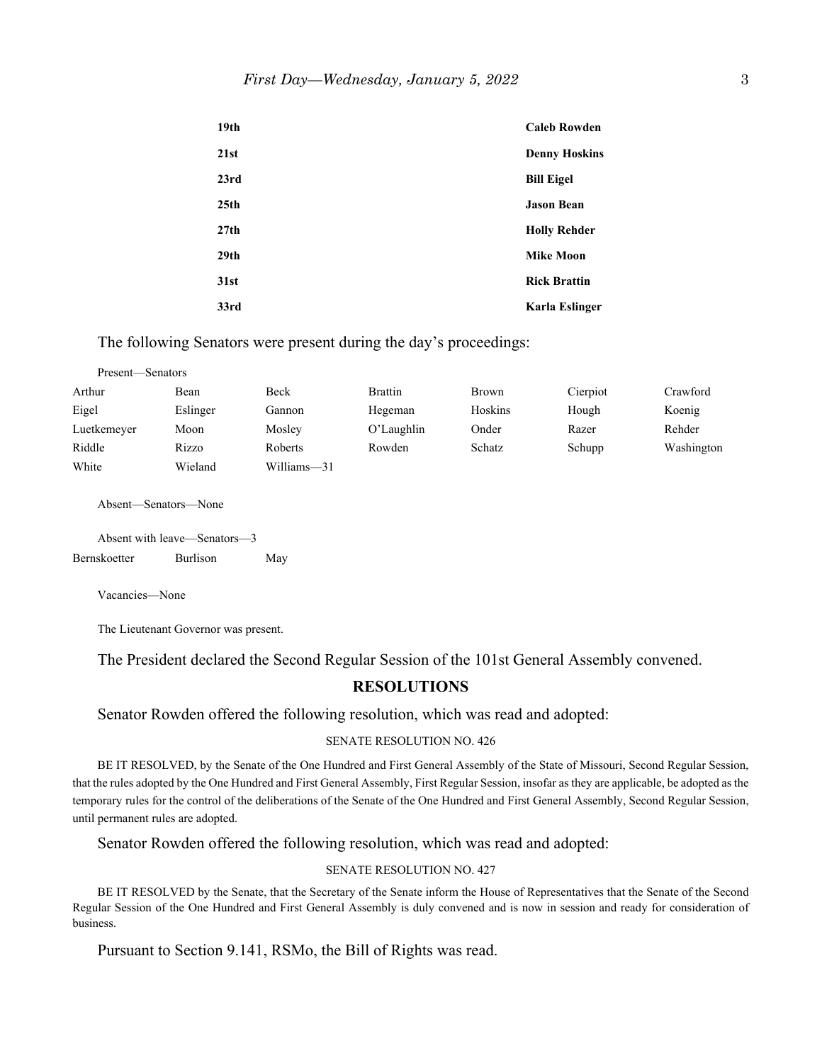| | |
|---|---|
| **19th** | **Caleb Rowden** |
| **21st** | **Denny Hoskins** |
| **23rd** | **Bill Eigel** |
| **25th** | **Jason Bean** |
| **27th** | **Holly Rehder** |
| **29th** | **Mike Moon** |
| **31st** | **Rick Brattin** |
| **33rd** | **Karla Eslinger** |

The following Senators were present during the day's proceedings:

Present—Senators

| | | | | | | |
|---|---|---|---|---|---|---|
| Arthur | Bean | Beck | Brattin | Brown | Cierpiot | Crawford |
| Eigel | Eslinger | Gannon | Hegeman | Hoskins | Hough | Koenig |
| Luetkemeyer | Moon | Mosley | O'Laughlin | Onder | Razer | Rehder |
| Riddle | Rizzo | Roberts | Rowden | Schatz | Schupp | Washington |
| White | Wieland | Williams—31 | | | | |

Absent—Senators—None

Absent with leave—Senators—3

| | | |
|---|---|---|
| Bernskoetter | Burlison | May |

Vacancies—None

The Lieutenant Governor was present.

The President declared the Second Regular Session of the 101st General Assembly convened.

## RESOLUTIONS

Senator Rowden offered the following resolution, which was read and adopted:

SENATE RESOLUTION NO. 426

BE IT RESOLVED, by the Senate of the One Hundred and First General Assembly of the State of Missouri, Second Regular Session, that the rules adopted by the One Hundred and First General Assembly, First Regular Session, insofar as they are applicable, be adopted as the temporary rules for the control of the deliberations of the Senate of the One Hundred and First General Assembly, Second Regular Session, until permanent rules are adopted.

Senator Rowden offered the following resolution, which was read and adopted:

SENATE RESOLUTION NO. 427

BE IT RESOLVED by the Senate, that the Secretary of the Senate inform the House of Representatives that the Senate of the Second Regular Session of the One Hundred and First General Assembly is duly convened and is now in session and ready for consideration of business.

Pursuant to Section 9.141, RSMo, the Bill of Rights was read.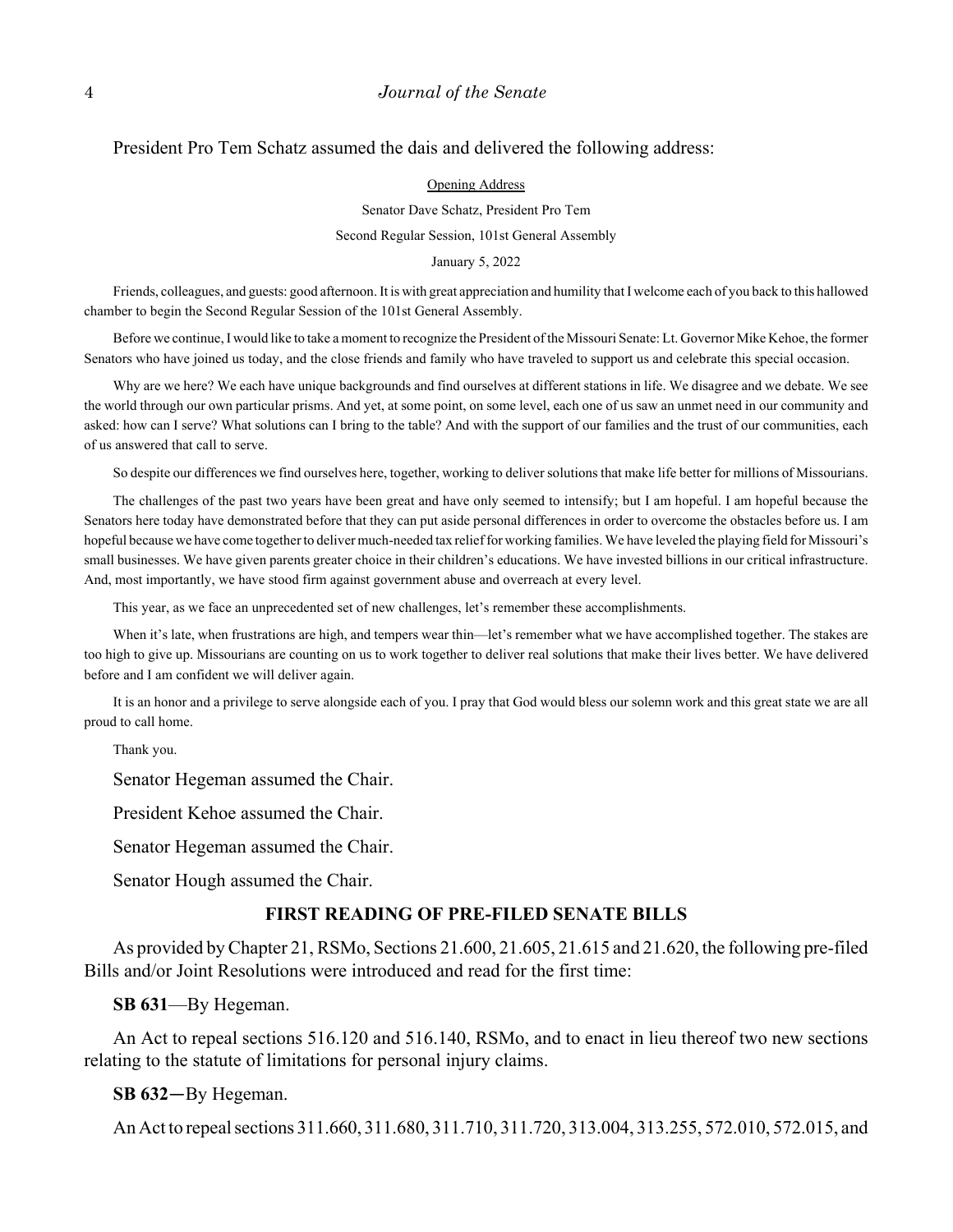President Pro Tem Schatz assumed the dais and delivered the following address:

Opening Address

Senator Dave Schatz, President Pro Tem

Second Regular Session, 101st General Assembly

January 5, 2022

Friends, colleagues, and guests: good afternoon. It is with great appreciation and humility that I welcome each of you back to this hallowed chamber to begin the Second Regular Session of the 101st General Assembly.

Before we continue, I would like to take a moment to recognize the President of the Missouri Senate: Lt. Governor Mike Kehoe, the former Senators who have joined us today, and the close friends and family who have traveled to support us and celebrate this special occasion.

Why are we here? We each have unique backgrounds and find ourselves at different stations in life. We disagree and we debate. We see the world through our own particular prisms. And yet, at some point, on some level, each one of us saw an unmet need in our community and asked: how can I serve? What solutions can I bring to the table? And with the support of our families and the trust of our communities, each of us answered that call to serve.

So despite our differences we find ourselves here, together, working to deliver solutions that make life better for millions of Missourians.

The challenges of the past two years have been great and have only seemed to intensify; but I am hopeful. I am hopeful because the Senators here today have demonstrated before that they can put aside personal differences in order to overcome the obstacles before us. I am hopeful because we have come together to deliver much-needed tax relief for working families. We have leveled the playing field for Missouri's small businesses. We have given parents greater choice in their children's educations. We have invested billions in our critical infrastructure. And, most importantly, we have stood firm against government abuse and overreach at every level.

This year, as we face an unprecedented set of new challenges, let's remember these accomplishments.

When it's late, when frustrations are high, and tempers wear thin—let's remember what we have accomplished together. The stakes are too high to give up. Missourians are counting on us to work together to deliver real solutions that make their lives better. We have delivered before and I am confident we will deliver again.

It is an honor and a privilege to serve alongside each of you. I pray that God would bless our solemn work and this great state we are all proud to call home.

Thank you.

Senator Hegeman assumed the Chair.

President Kehoe assumed the Chair.

Senator Hegeman assumed the Chair.

Senator Hough assumed the Chair.

## FIRST READING OF PRE-FILED SENATE BILLS

As provided by Chapter 21, RSMo, Sections 21.600, 21.605, 21.615 and 21.620, the following pre-filed Bills and/or Joint Resolutions were introduced and read for the first time:

**SB 631**—By Hegeman.

An Act to repeal sections 516.120 and 516.140, RSMo, and to enact in lieu thereof two new sections relating to the statute of limitations for personal injury claims.

**SB 632**—By Hegeman.

An Act to repeal sections 311.660, 311.680, 311.710, 311.720, 313.004, 313.255, 572.010, 572.015, and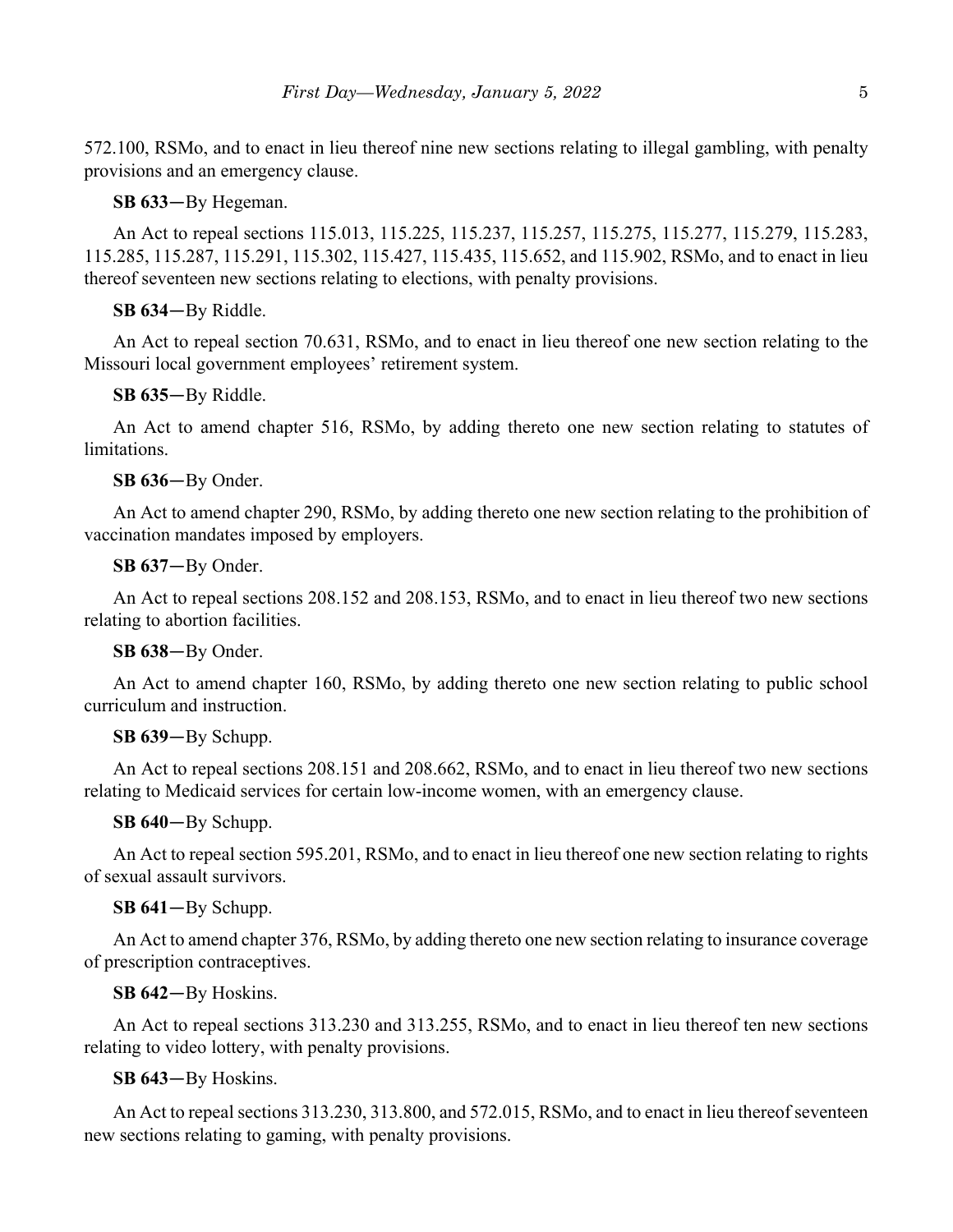572.100, RSMo, and to enact in lieu thereof nine new sections relating to illegal gambling, with penalty provisions and an emergency clause.

**SB 633**—By Hegeman.

An Act to repeal sections 115.013, 115.225, 115.237, 115.257, 115.275, 115.277, 115.279, 115.283, 115.285, 115.287, 115.291, 115.302, 115.427, 115.435, 115.652, and 115.902, RSMo, and to enact in lieu thereof seventeen new sections relating to elections, with penalty provisions.

**SB 634**—By Riddle.

An Act to repeal section 70.631, RSMo, and to enact in lieu thereof one new section relating to the Missouri local government employees' retirement system.

**SB 635**—By Riddle.

An Act to amend chapter 516, RSMo, by adding thereto one new section relating to statutes of limitations.

**SB 636**—By Onder.

An Act to amend chapter 290, RSMo, by adding thereto one new section relating to the prohibition of vaccination mandates imposed by employers.

**SB 637**—By Onder.

An Act to repeal sections 208.152 and 208.153, RSMo, and to enact in lieu thereof two new sections relating to abortion facilities.

**SB 638**—By Onder.

An Act to amend chapter 160, RSMo, by adding thereto one new section relating to public school curriculum and instruction.

**SB 639**—By Schupp.

An Act to repeal sections 208.151 and 208.662, RSMo, and to enact in lieu thereof two new sections relating to Medicaid services for certain low-income women, with an emergency clause.

**SB 640**—By Schupp.

An Act to repeal section 595.201, RSMo, and to enact in lieu thereof one new section relating to rights of sexual assault survivors.

**SB 641**—By Schupp.

An Act to amend chapter 376, RSMo, by adding thereto one new section relating to insurance coverage of prescription contraceptives.

**SB 642**—By Hoskins.

An Act to repeal sections 313.230 and 313.255, RSMo, and to enact in lieu thereof ten new sections relating to video lottery, with penalty provisions.

**SB 643**—By Hoskins.

An Act to repeal sections 313.230, 313.800, and 572.015, RSMo, and to enact in lieu thereof seventeen new sections relating to gaming, with penalty provisions.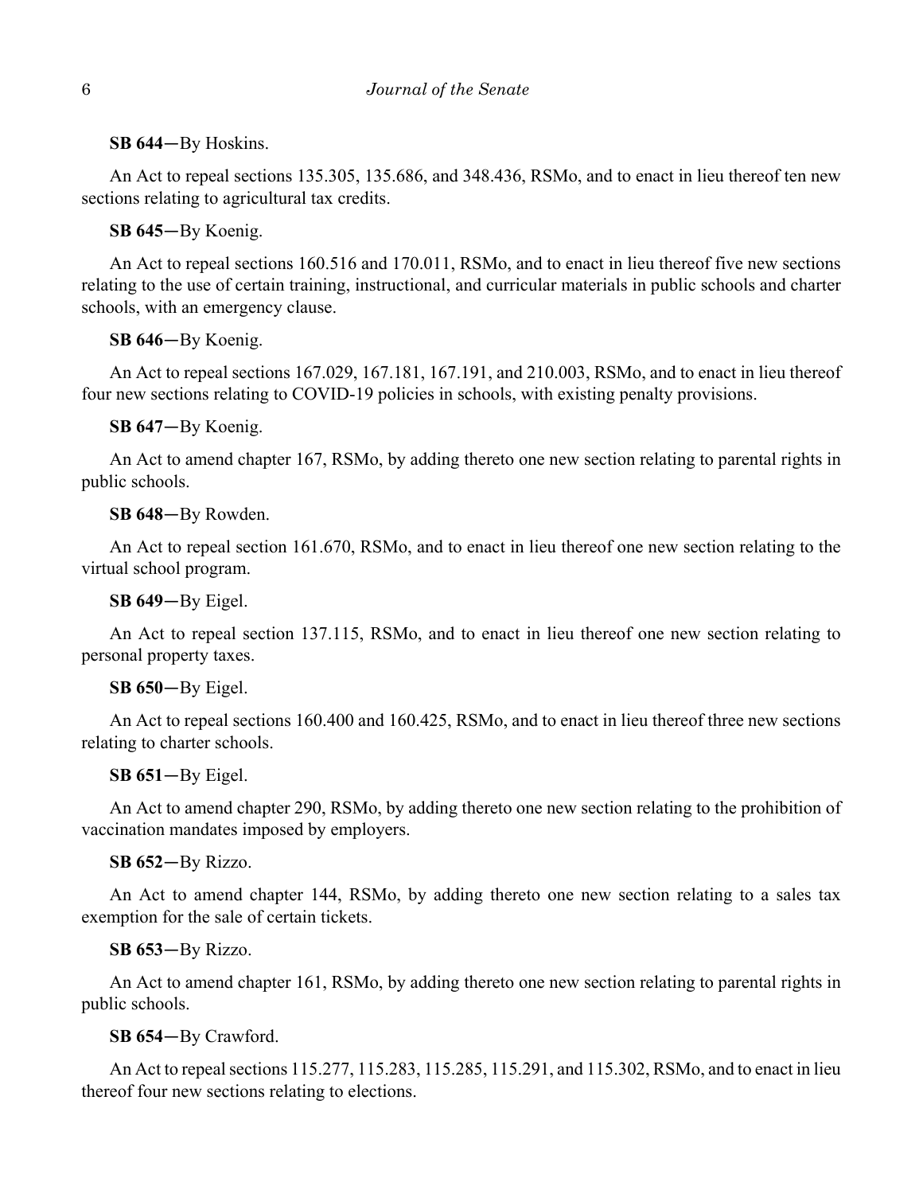**SB 644**—By Hoskins.

An Act to repeal sections 135.305, 135.686, and 348.436, RSMo, and to enact in lieu thereof ten new sections relating to agricultural tax credits.

**SB 645**—By Koenig.

An Act to repeal sections 160.516 and 170.011, RSMo, and to enact in lieu thereof five new sections relating to the use of certain training, instructional, and curricular materials in public schools and charter schools, with an emergency clause.

**SB 646**—By Koenig.

An Act to repeal sections 167.029, 167.181, 167.191, and 210.003, RSMo, and to enact in lieu thereof four new sections relating to COVID-19 policies in schools, with existing penalty provisions.

**SB 647**—By Koenig.

An Act to amend chapter 167, RSMo, by adding thereto one new section relating to parental rights in public schools.

**SB 648**—By Rowden.

An Act to repeal section 161.670, RSMo, and to enact in lieu thereof one new section relating to the virtual school program.

**SB 649**—By Eigel.

An Act to repeal section 137.115, RSMo, and to enact in lieu thereof one new section relating to personal property taxes.

**SB 650**—By Eigel.

An Act to repeal sections 160.400 and 160.425, RSMo, and to enact in lieu thereof three new sections relating to charter schools.

**SB 651**—By Eigel.

An Act to amend chapter 290, RSMo, by adding thereto one new section relating to the prohibition of vaccination mandates imposed by employers.

**SB 652**—By Rizzo.

An Act to amend chapter 144, RSMo, by adding thereto one new section relating to a sales tax exemption for the sale of certain tickets.

**SB 653**—By Rizzo.

An Act to amend chapter 161, RSMo, by adding thereto one new section relating to parental rights in public schools.

**SB 654**—By Crawford.

An Act to repeal sections 115.277, 115.283, 115.285, 115.291, and 115.302, RSMo, and to enact in lieu thereof four new sections relating to elections.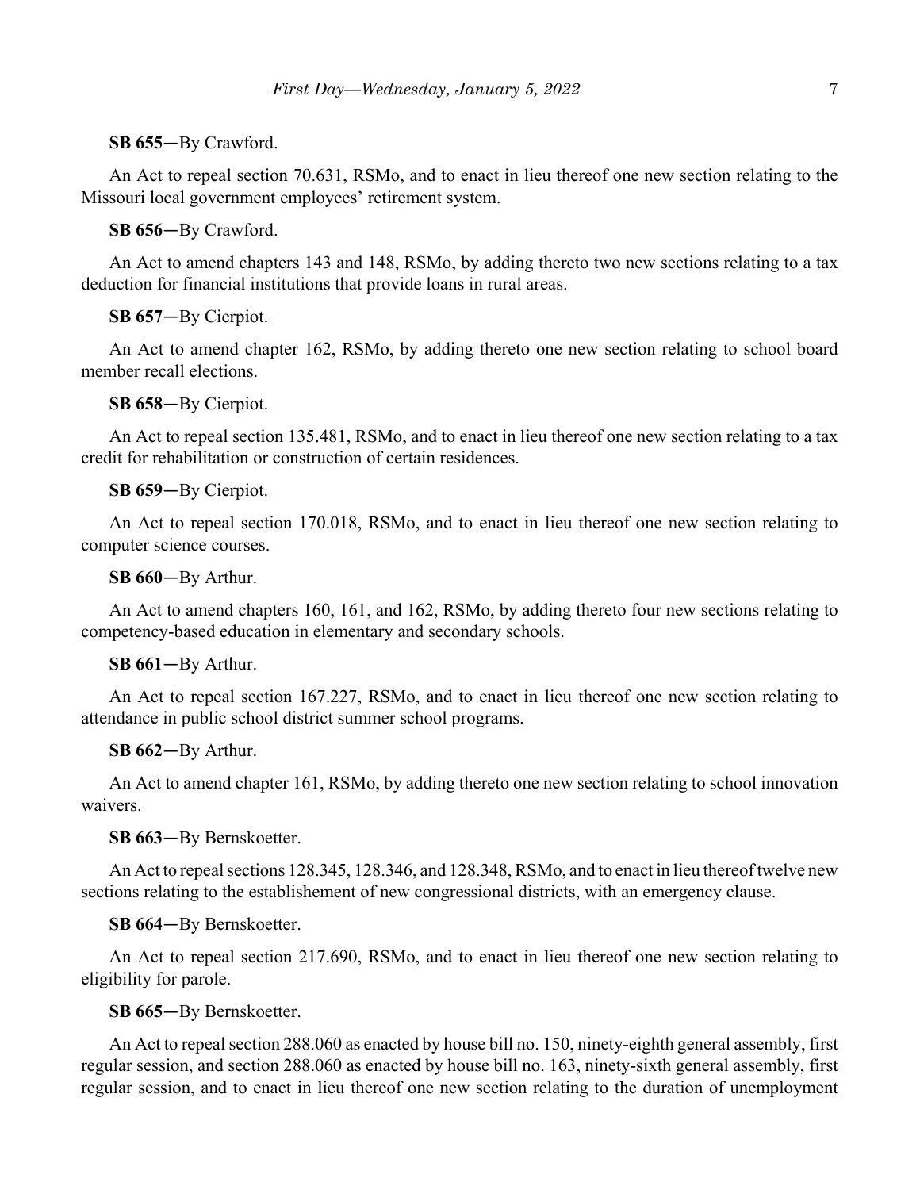**SB 655**—By Crawford.

An Act to repeal section 70.631, RSMo, and to enact in lieu thereof one new section relating to the Missouri local government employees' retirement system.

**SB 656**—By Crawford.

An Act to amend chapters 143 and 148, RSMo, by adding thereto two new sections relating to a tax deduction for financial institutions that provide loans in rural areas.

**SB 657**—By Cierpiot.

An Act to amend chapter 162, RSMo, by adding thereto one new section relating to school board member recall elections.

**SB 658**—By Cierpiot.

An Act to repeal section 135.481, RSMo, and to enact in lieu thereof one new section relating to a tax credit for rehabilitation or construction of certain residences.

**SB 659**—By Cierpiot.

An Act to repeal section 170.018, RSMo, and to enact in lieu thereof one new section relating to computer science courses.

**SB 660**—By Arthur.

An Act to amend chapters 160, 161, and 162, RSMo, by adding thereto four new sections relating to competency-based education in elementary and secondary schools.

**SB 661**—By Arthur.

An Act to repeal section 167.227, RSMo, and to enact in lieu thereof one new section relating to attendance in public school district summer school programs.

**SB 662**—By Arthur.

An Act to amend chapter 161, RSMo, by adding thereto one new section relating to school innovation waivers.

**SB 663**—By Bernskoetter.

An Act to repeal sections 128.345, 128.346, and 128.348, RSMo, and to enact in lieu thereof twelve new sections relating to the establishement of new congressional districts, with an emergency clause.

**SB 664**—By Bernskoetter.

An Act to repeal section 217.690, RSMo, and to enact in lieu thereof one new section relating to eligibility for parole.

**SB 665**—By Bernskoetter.

An Act to repeal section 288.060 as enacted by house bill no. 150, ninety-eighth general assembly, first regular session, and section 288.060 as enacted by house bill no. 163, ninety-sixth general assembly, first regular session, and to enact in lieu thereof one new section relating to the duration of unemployment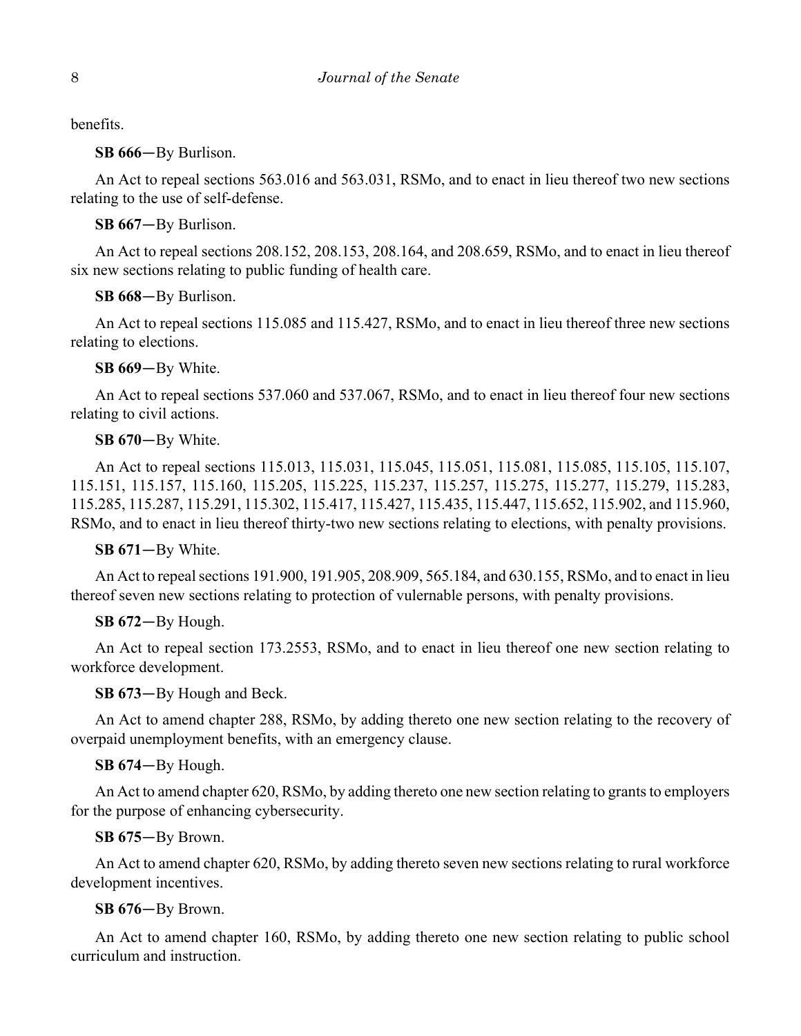benefits.

**SB 666**—By Burlison.

An Act to repeal sections 563.016 and 563.031, RSMo, and to enact in lieu thereof two new sections relating to the use of self-defense.

**SB 667**—By Burlison.

An Act to repeal sections 208.152, 208.153, 208.164, and 208.659, RSMo, and to enact in lieu thereof six new sections relating to public funding of health care.

**SB 668**—By Burlison.

An Act to repeal sections 115.085 and 115.427, RSMo, and to enact in lieu thereof three new sections relating to elections.

**SB 669**—By White.

An Act to repeal sections 537.060 and 537.067, RSMo, and to enact in lieu thereof four new sections relating to civil actions.

**SB 670**—By White.

An Act to repeal sections 115.013, 115.031, 115.045, 115.051, 115.081, 115.085, 115.105, 115.107, 115.151, 115.157, 115.160, 115.205, 115.225, 115.237, 115.257, 115.275, 115.277, 115.279, 115.283, 115.285, 115.287, 115.291, 115.302, 115.417, 115.427, 115.435, 115.447, 115.652, 115.902, and 115.960, RSMo, and to enact in lieu thereof thirty-two new sections relating to elections, with penalty provisions.

**SB 671**—By White.

An Act to repeal sections 191.900, 191.905, 208.909, 565.184, and 630.155, RSMo, and to enact in lieu thereof seven new sections relating to protection of vulnerable persons, with penalty provisions.

**SB 672**—By Hough.

An Act to repeal section 173.2553, RSMo, and to enact in lieu thereof one new section relating to workforce development.

**SB 673**—By Hough and Beck.

An Act to amend chapter 288, RSMo, by adding thereto one new section relating to the recovery of overpaid unemployment benefits, with an emergency clause.

**SB 674**—By Hough.

An Act to amend chapter 620, RSMo, by adding thereto one new section relating to grants to employers for the purpose of enhancing cybersecurity.

**SB 675**—By Brown.

An Act to amend chapter 620, RSMo, by adding thereto seven new sections relating to rural workforce development incentives.

**SB 676**—By Brown.

An Act to amend chapter 160, RSMo, by adding thereto one new section relating to public school curriculum and instruction.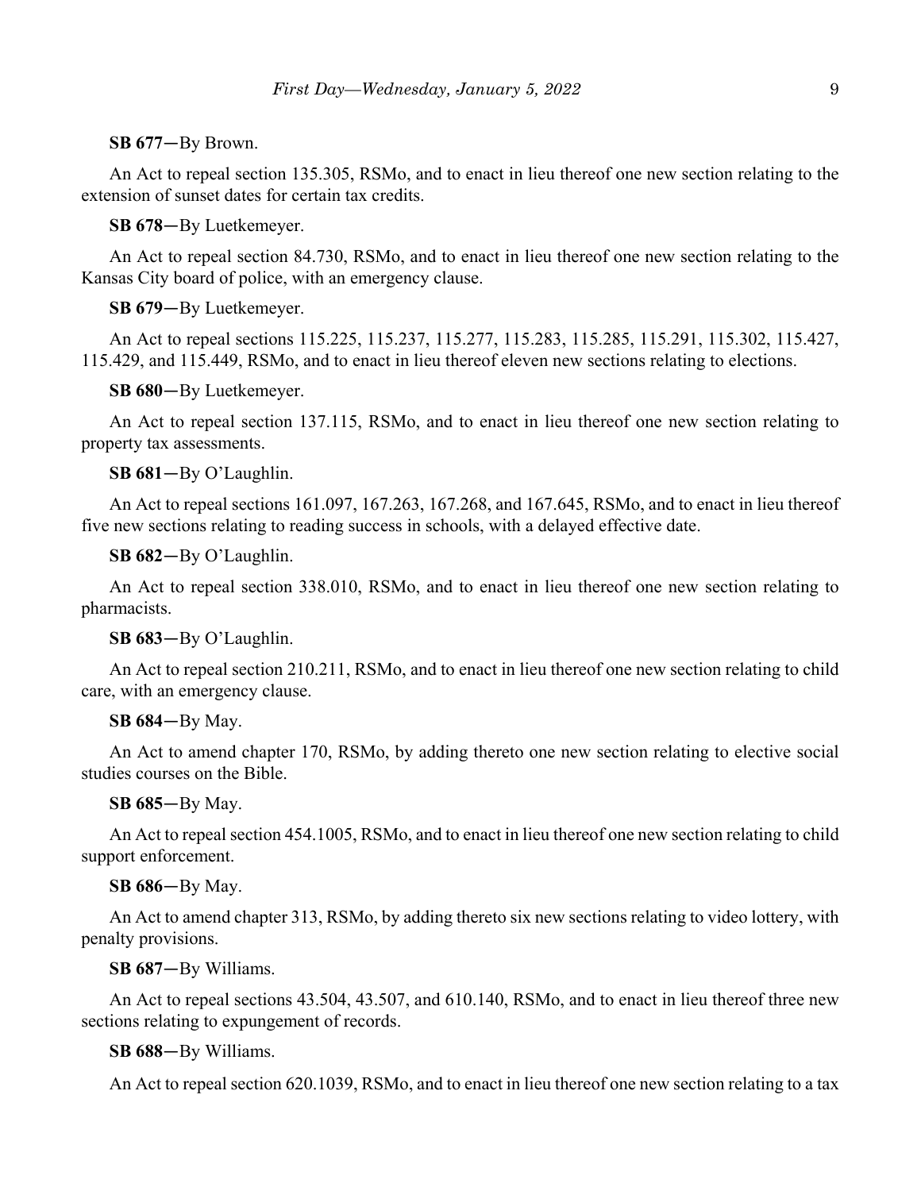**SB 677**—By Brown.

An Act to repeal section 135.305, RSMo, and to enact in lieu thereof one new section relating to the extension of sunset dates for certain tax credits.

**SB 678**—By Luetkemeyer.

An Act to repeal section 84.730, RSMo, and to enact in lieu thereof one new section relating to the Kansas City board of police, with an emergency clause.

**SB 679**—By Luetkemeyer.

An Act to repeal sections 115.225, 115.237, 115.277, 115.283, 115.285, 115.291, 115.302, 115.427, 115.429, and 115.449, RSMo, and to enact in lieu thereof eleven new sections relating to elections.

**SB 680**—By Luetkemeyer.

An Act to repeal section 137.115, RSMo, and to enact in lieu thereof one new section relating to property tax assessments.

**SB 681**—By O'Laughlin.

An Act to repeal sections 161.097, 167.263, 167.268, and 167.645, RSMo, and to enact in lieu thereof five new sections relating to reading success in schools, with a delayed effective date.

**SB 682**—By O'Laughlin.

An Act to repeal section 338.010, RSMo, and to enact in lieu thereof one new section relating to pharmacists.

**SB 683**—By O'Laughlin.

An Act to repeal section 210.211, RSMo, and to enact in lieu thereof one new section relating to child care, with an emergency clause.

**SB 684**—By May.

An Act to amend chapter 170, RSMo, by adding thereto one new section relating to elective social studies courses on the Bible.

**SB 685**—By May.

An Act to repeal section 454.1005, RSMo, and to enact in lieu thereof one new section relating to child support enforcement.

**SB 686**—By May.

An Act to amend chapter 313, RSMo, by adding thereto six new sections relating to video lottery, with penalty provisions.

**SB 687**—By Williams.

An Act to repeal sections 43.504, 43.507, and 610.140, RSMo, and to enact in lieu thereof three new sections relating to expungement of records.

**SB 688**—By Williams.

An Act to repeal section 620.1039, RSMo, and to enact in lieu thereof one new section relating to a tax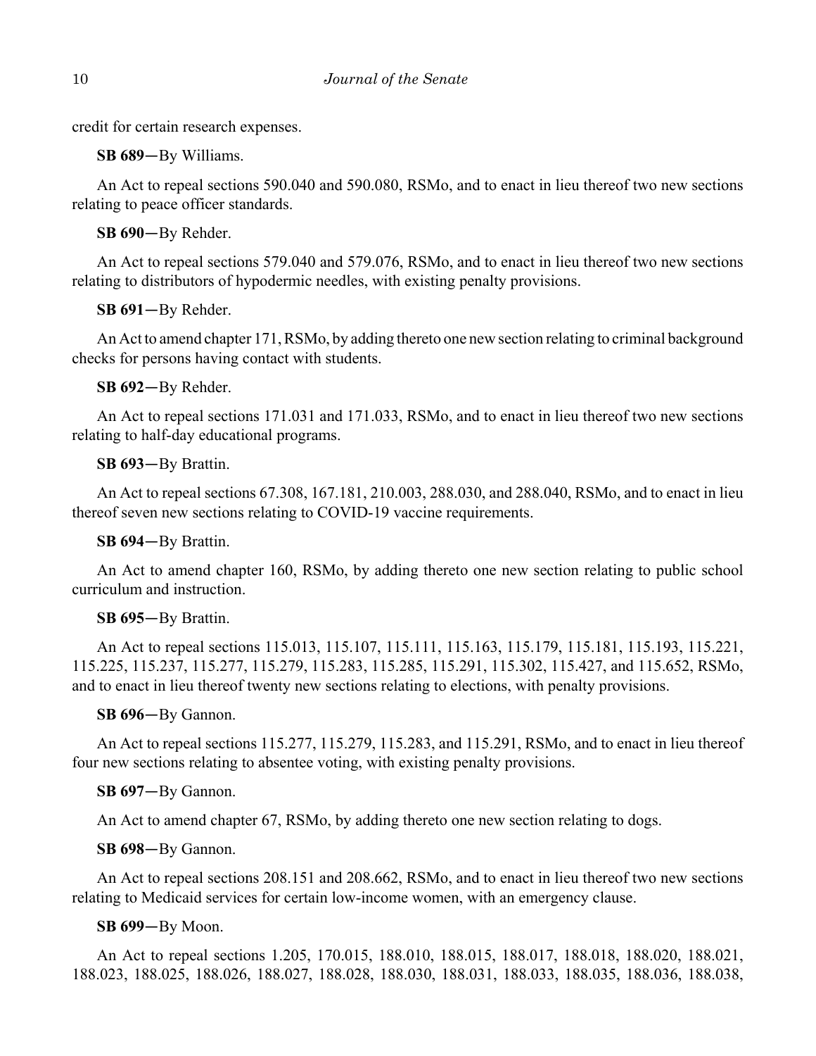credit for certain research expenses.

**SB 689**—By Williams.

An Act to repeal sections 590.040 and 590.080, RSMo, and to enact in lieu thereof two new sections relating to peace officer standards.

**SB 690**—By Rehder.

An Act to repeal sections 579.040 and 579.076, RSMo, and to enact in lieu thereof two new sections relating to distributors of hypodermic needles, with existing penalty provisions.

**SB 691**—By Rehder.

An Act to amend chapter 171, RSMo, by adding thereto one new section relating to criminal background checks for persons having contact with students.

**SB 692**—By Rehder.

An Act to repeal sections 171.031 and 171.033, RSMo, and to enact in lieu thereof two new sections relating to half-day educational programs.

**SB 693**—By Brattin.

An Act to repeal sections 67.308, 167.181, 210.003, 288.030, and 288.040, RSMo, and to enact in lieu thereof seven new sections relating to COVID-19 vaccine requirements.

**SB 694**—By Brattin.

An Act to amend chapter 160, RSMo, by adding thereto one new section relating to public school curriculum and instruction.

**SB 695**—By Brattin.

An Act to repeal sections 115.013, 115.107, 115.111, 115.163, 115.179, 115.181, 115.193, 115.221, 115.225, 115.237, 115.277, 115.279, 115.283, 115.285, 115.291, 115.302, 115.427, and 115.652, RSMo, and to enact in lieu thereof twenty new sections relating to elections, with penalty provisions.

**SB 696**—By Gannon.

An Act to repeal sections 115.277, 115.279, 115.283, and 115.291, RSMo, and to enact in lieu thereof four new sections relating to absentee voting, with existing penalty provisions.

**SB 697**—By Gannon.

An Act to amend chapter 67, RSMo, by adding thereto one new section relating to dogs.

**SB 698**—By Gannon.

An Act to repeal sections 208.151 and 208.662, RSMo, and to enact in lieu thereof two new sections relating to Medicaid services for certain low-income women, with an emergency clause.

**SB 699**—By Moon.

An Act to repeal sections 1.205, 170.015, 188.010, 188.015, 188.017, 188.018, 188.020, 188.021, 188.023, 188.025, 188.026, 188.027, 188.028, 188.030, 188.031, 188.033, 188.035, 188.036, 188.038,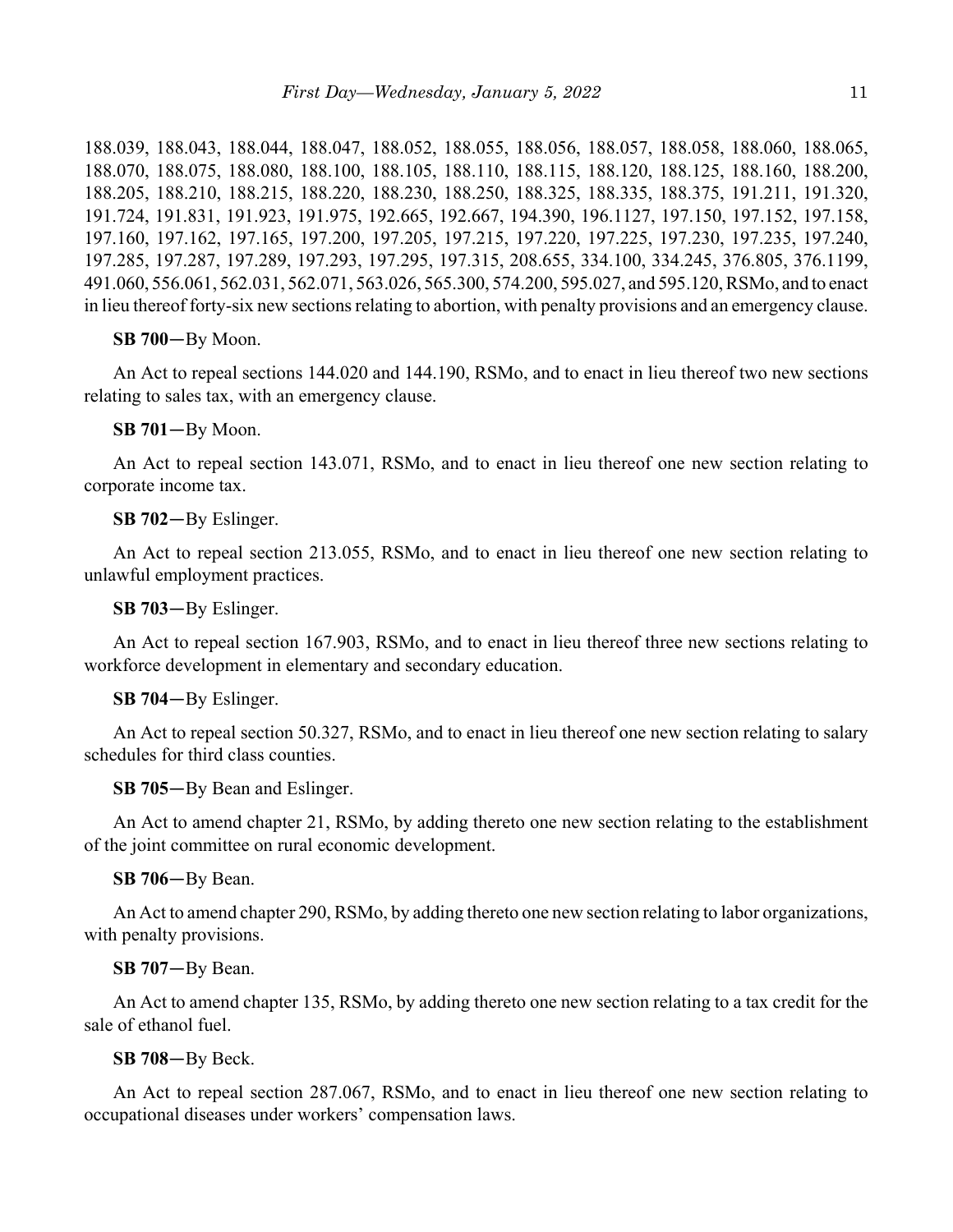188.039, 188.043, 188.044, 188.047, 188.052, 188.055, 188.056, 188.057, 188.058, 188.060, 188.065, 188.070, 188.075, 188.080, 188.100, 188.105, 188.110, 188.115, 188.120, 188.125, 188.160, 188.200, 188.205, 188.210, 188.215, 188.220, 188.230, 188.250, 188.325, 188.335, 188.375, 191.211, 191.320, 191.724, 191.831, 191.923, 191.975, 192.665, 192.667, 194.390, 196.1127, 197.150, 197.152, 197.158, 197.160, 197.162, 197.165, 197.200, 197.205, 197.215, 197.220, 197.225, 197.230, 197.235, 197.240, 197.285, 197.287, 197.289, 197.293, 197.295, 197.315, 208.655, 334.100, 334.245, 376.805, 376.1199, 491.060, 556.061, 562.031, 562.071, 563.026, 565.300, 574.200, 595.027, and 595.120, RSMo, and to enact in lieu thereof forty-six new sections relating to abortion, with penalty provisions and an emergency clause.

**SB 700**—By Moon.

An Act to repeal sections 144.020 and 144.190, RSMo, and to enact in lieu thereof two new sections relating to sales tax, with an emergency clause.

**SB 701**—By Moon.

An Act to repeal section 143.071, RSMo, and to enact in lieu thereof one new section relating to corporate income tax.

**SB 702**—By Eslinger.

An Act to repeal section 213.055, RSMo, and to enact in lieu thereof one new section relating to unlawful employment practices.

**SB 703**—By Eslinger.

An Act to repeal section 167.903, RSMo, and to enact in lieu thereof three new sections relating to workforce development in elementary and secondary education.

**SB 704**—By Eslinger.

An Act to repeal section 50.327, RSMo, and to enact in lieu thereof one new section relating to salary schedules for third class counties.

**SB 705**—By Bean and Eslinger.

An Act to amend chapter 21, RSMo, by adding thereto one new section relating to the establishment of the joint committee on rural economic development.

**SB 706**—By Bean.

An Act to amend chapter 290, RSMo, by adding thereto one new section relating to labor organizations, with penalty provisions.

**SB 707**—By Bean.

An Act to amend chapter 135, RSMo, by adding thereto one new section relating to a tax credit for the sale of ethanol fuel.

**SB 708**—By Beck.

An Act to repeal section 287.067, RSMo, and to enact in lieu thereof one new section relating to occupational diseases under workers' compensation laws.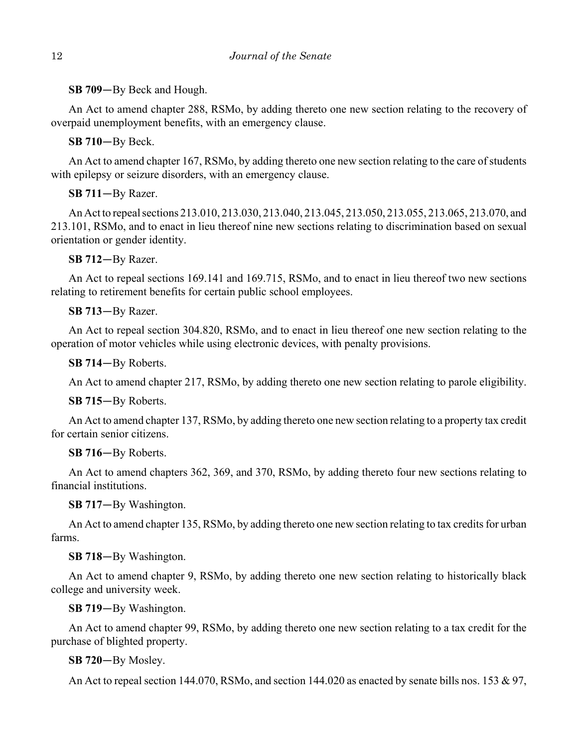**SB 709**—By Beck and Hough.

An Act to amend chapter 288, RSMo, by adding thereto one new section relating to the recovery of overpaid unemployment benefits, with an emergency clause.

**SB 710**—By Beck.

An Act to amend chapter 167, RSMo, by adding thereto one new section relating to the care of students with epilepsy or seizure disorders, with an emergency clause.

**SB 711**—By Razer.

An Act to repeal sections 213.010, 213.030, 213.040, 213.045, 213.050, 213.055, 213.065, 213.070, and 213.101, RSMo, and to enact in lieu thereof nine new sections relating to discrimination based on sexual orientation or gender identity.

**SB 712**—By Razer.

An Act to repeal sections 169.141 and 169.715, RSMo, and to enact in lieu thereof two new sections relating to retirement benefits for certain public school employees.

**SB 713**—By Razer.

An Act to repeal section 304.820, RSMo, and to enact in lieu thereof one new section relating to the operation of motor vehicles while using electronic devices, with penalty provisions.

**SB 714**—By Roberts.

An Act to amend chapter 217, RSMo, by adding thereto one new section relating to parole eligibility.

**SB 715**—By Roberts.

An Act to amend chapter 137, RSMo, by adding thereto one new section relating to a property tax credit for certain senior citizens.

**SB 716**—By Roberts.

An Act to amend chapters 362, 369, and 370, RSMo, by adding thereto four new sections relating to financial institutions.

**SB 717**—By Washington.

An Act to amend chapter 135, RSMo, by adding thereto one new section relating to tax credits for urban farms.

**SB 718**—By Washington.

An Act to amend chapter 9, RSMo, by adding thereto one new section relating to historically black college and university week.

**SB 719**—By Washington.

An Act to amend chapter 99, RSMo, by adding thereto one new section relating to a tax credit for the purchase of blighted property.

**SB 720**—By Mosley.

An Act to repeal section 144.070, RSMo, and section 144.020 as enacted by senate bills nos. 153 & 97,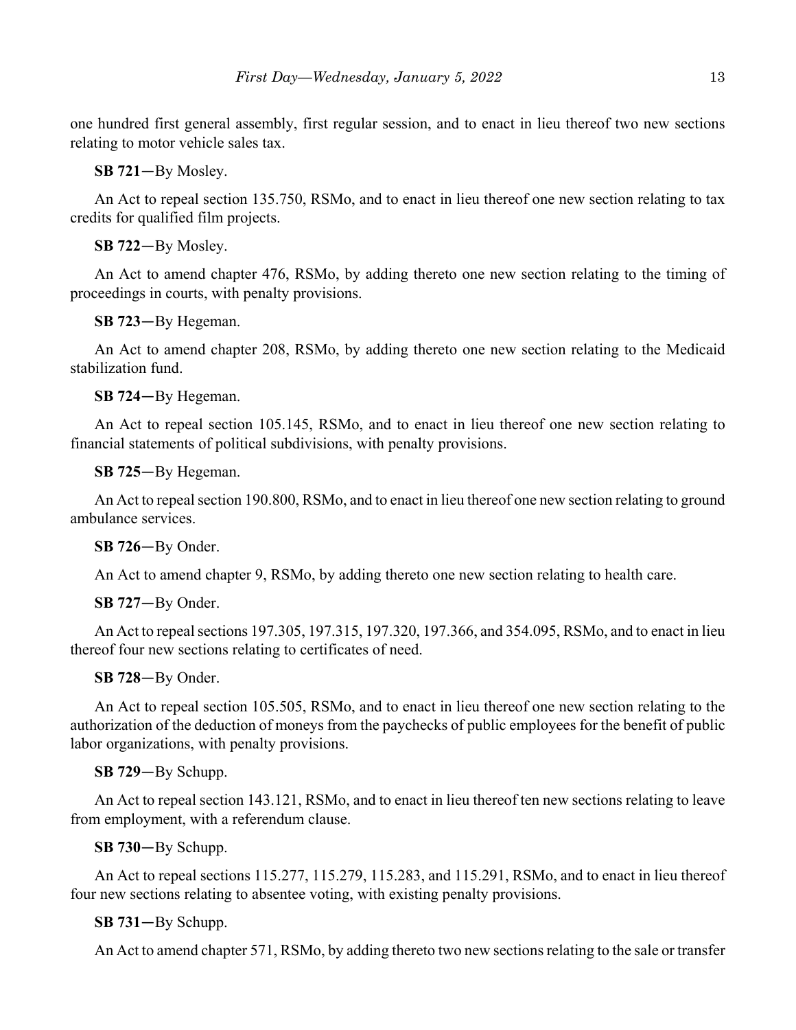one hundred first general assembly, first regular session, and to enact in lieu thereof two new sections relating to motor vehicle sales tax.

**SB 721**—By Mosley.

An Act to repeal section 135.750, RSMo, and to enact in lieu thereof one new section relating to tax credits for qualified film projects.

**SB 722**—By Mosley.

An Act to amend chapter 476, RSMo, by adding thereto one new section relating to the timing of proceedings in courts, with penalty provisions.

**SB 723**—By Hegeman.

An Act to amend chapter 208, RSMo, by adding thereto one new section relating to the Medicaid stabilization fund.

**SB 724**—By Hegeman.

An Act to repeal section 105.145, RSMo, and to enact in lieu thereof one new section relating to financial statements of political subdivisions, with penalty provisions.

**SB 725**—By Hegeman.

An Act to repeal section 190.800, RSMo, and to enact in lieu thereof one new section relating to ground ambulance services.

**SB 726**—By Onder.

An Act to amend chapter 9, RSMo, by adding thereto one new section relating to health care.

**SB 727**—By Onder.

An Act to repeal sections 197.305, 197.315, 197.320, 197.366, and 354.095, RSMo, and to enact in lieu thereof four new sections relating to certificates of need.

**SB 728**—By Onder.

An Act to repeal section 105.505, RSMo, and to enact in lieu thereof one new section relating to the authorization of the deduction of moneys from the paychecks of public employees for the benefit of public labor organizations, with penalty provisions.

**SB 729**—By Schupp.

An Act to repeal section 143.121, RSMo, and to enact in lieu thereof ten new sections relating to leave from employment, with a referendum clause.

**SB 730**—By Schupp.

An Act to repeal sections 115.277, 115.279, 115.283, and 115.291, RSMo, and to enact in lieu thereof four new sections relating to absentee voting, with existing penalty provisions.

**SB 731**—By Schupp.

An Act to amend chapter 571, RSMo, by adding thereto two new sections relating to the sale or transfer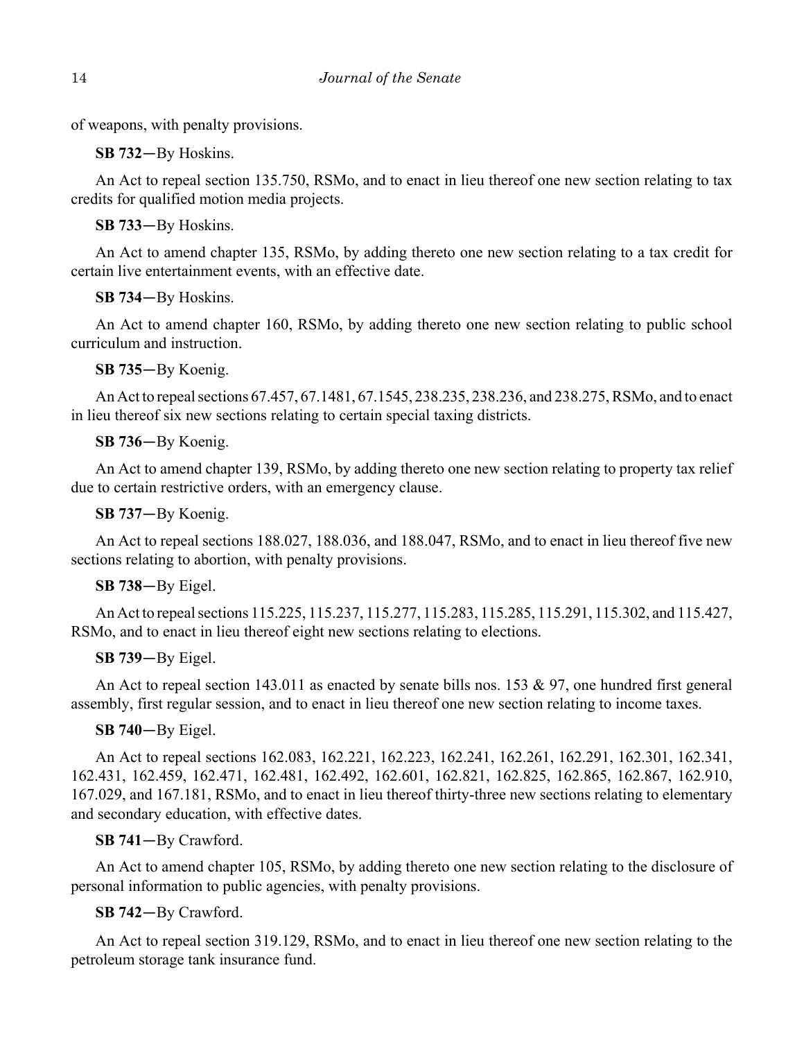of weapons, with penalty provisions.

**SB 732**—By Hoskins.

An Act to repeal section 135.750, RSMo, and to enact in lieu thereof one new section relating to tax credits for qualified motion media projects.

**SB 733**—By Hoskins.

An Act to amend chapter 135, RSMo, by adding thereto one new section relating to a tax credit for certain live entertainment events, with an effective date.

**SB 734**—By Hoskins.

An Act to amend chapter 160, RSMo, by adding thereto one new section relating to public school curriculum and instruction.

**SB 735**—By Koenig.

An Act to repeal sections 67.457, 67.1481, 67.1545, 238.235, 238.236, and 238.275, RSMo, and to enact in lieu thereof six new sections relating to certain special taxing districts.

**SB 736**—By Koenig.

An Act to amend chapter 139, RSMo, by adding thereto one new section relating to property tax relief due to certain restrictive orders, with an emergency clause.

**SB 737**—By Koenig.

An Act to repeal sections 188.027, 188.036, and 188.047, RSMo, and to enact in lieu thereof five new sections relating to abortion, with penalty provisions.

**SB 738**—By Eigel.

An Act to repeal sections 115.225, 115.237, 115.277, 115.283, 115.285, 115.291, 115.302, and 115.427, RSMo, and to enact in lieu thereof eight new sections relating to elections.

**SB 739**—By Eigel.

An Act to repeal section 143.011 as enacted by senate bills nos. 153 & 97, one hundred first general assembly, first regular session, and to enact in lieu thereof one new section relating to income taxes.

**SB 740**—By Eigel.

An Act to repeal sections 162.083, 162.221, 162.223, 162.241, 162.261, 162.291, 162.301, 162.341, 162.431, 162.459, 162.471, 162.481, 162.492, 162.601, 162.821, 162.825, 162.865, 162.867, 162.910, 167.029, and 167.181, RSMo, and to enact in lieu thereof thirty-three new sections relating to elementary and secondary education, with effective dates.

**SB 741**—By Crawford.

An Act to amend chapter 105, RSMo, by adding thereto one new section relating to the disclosure of personal information to public agencies, with penalty provisions.

**SB 742**—By Crawford.

An Act to repeal section 319.129, RSMo, and to enact in lieu thereof one new section relating to the petroleum storage tank insurance fund.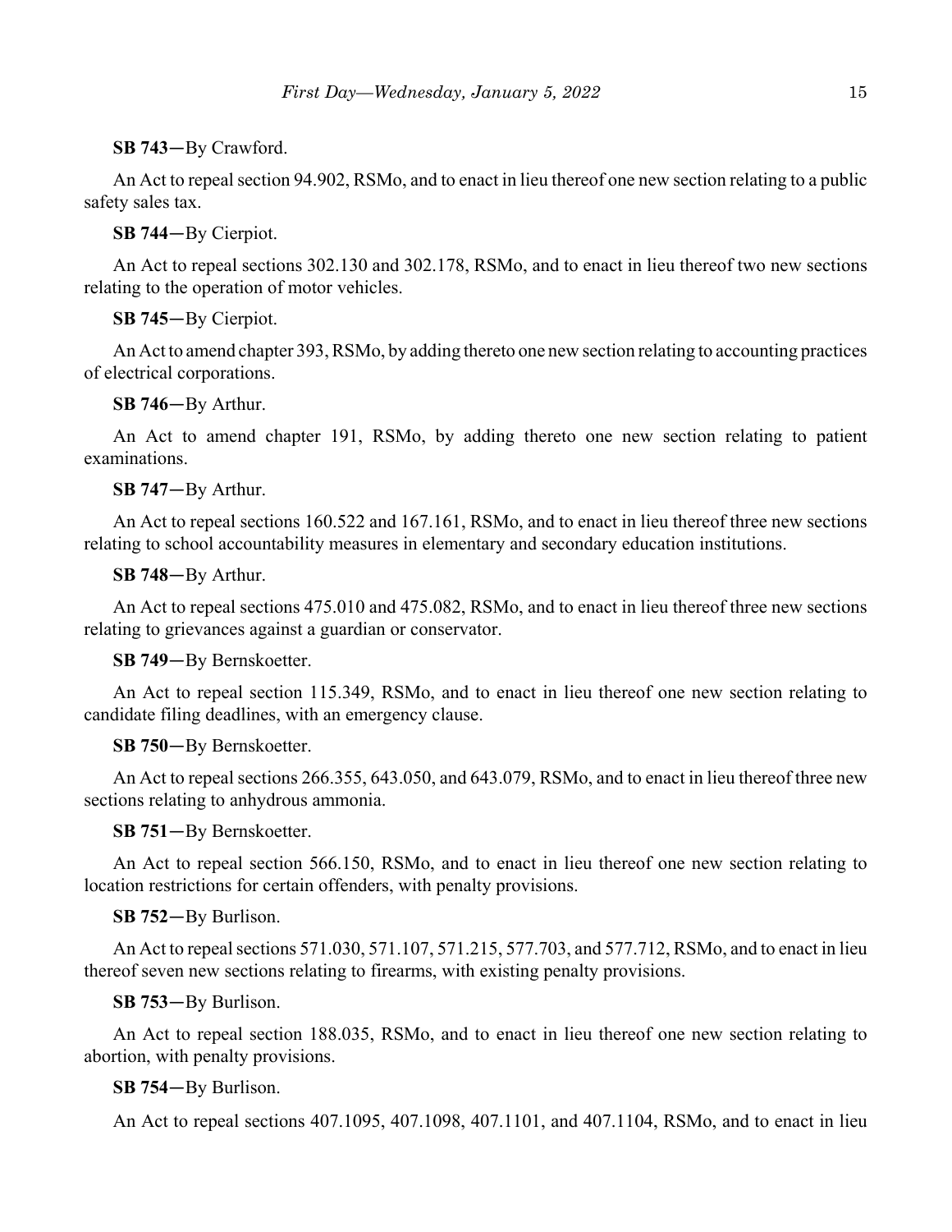**SB 743**—By Crawford.

An Act to repeal section 94.902, RSMo, and to enact in lieu thereof one new section relating to a public safety sales tax.

**SB 744**—By Cierpiot.

An Act to repeal sections 302.130 and 302.178, RSMo, and to enact in lieu thereof two new sections relating to the operation of motor vehicles.

**SB 745**—By Cierpiot.

An Act to amend chapter 393, RSMo, by adding thereto one new section relating to accounting practices of electrical corporations.

**SB 746**—By Arthur.

An Act to amend chapter 191, RSMo, by adding thereto one new section relating to patient examinations.

**SB 747**—By Arthur.

An Act to repeal sections 160.522 and 167.161, RSMo, and to enact in lieu thereof three new sections relating to school accountability measures in elementary and secondary education institutions.

**SB 748**—By Arthur.

An Act to repeal sections 475.010 and 475.082, RSMo, and to enact in lieu thereof three new sections relating to grievances against a guardian or conservator.

**SB 749**—By Bernskoetter.

An Act to repeal section 115.349, RSMo, and to enact in lieu thereof one new section relating to candidate filing deadlines, with an emergency clause.

**SB 750**—By Bernskoetter.

An Act to repeal sections 266.355, 643.050, and 643.079, RSMo, and to enact in lieu thereof three new sections relating to anhydrous ammonia.

**SB 751**—By Bernskoetter.

An Act to repeal section 566.150, RSMo, and to enact in lieu thereof one new section relating to location restrictions for certain offenders, with penalty provisions.

**SB 752**—By Burlison.

An Act to repeal sections 571.030, 571.107, 571.215, 577.703, and 577.712, RSMo, and to enact in lieu thereof seven new sections relating to firearms, with existing penalty provisions.

**SB 753**—By Burlison.

An Act to repeal section 188.035, RSMo, and to enact in lieu thereof one new section relating to abortion, with penalty provisions.

**SB 754**—By Burlison.

An Act to repeal sections 407.1095, 407.1098, 407.1101, and 407.1104, RSMo, and to enact in lieu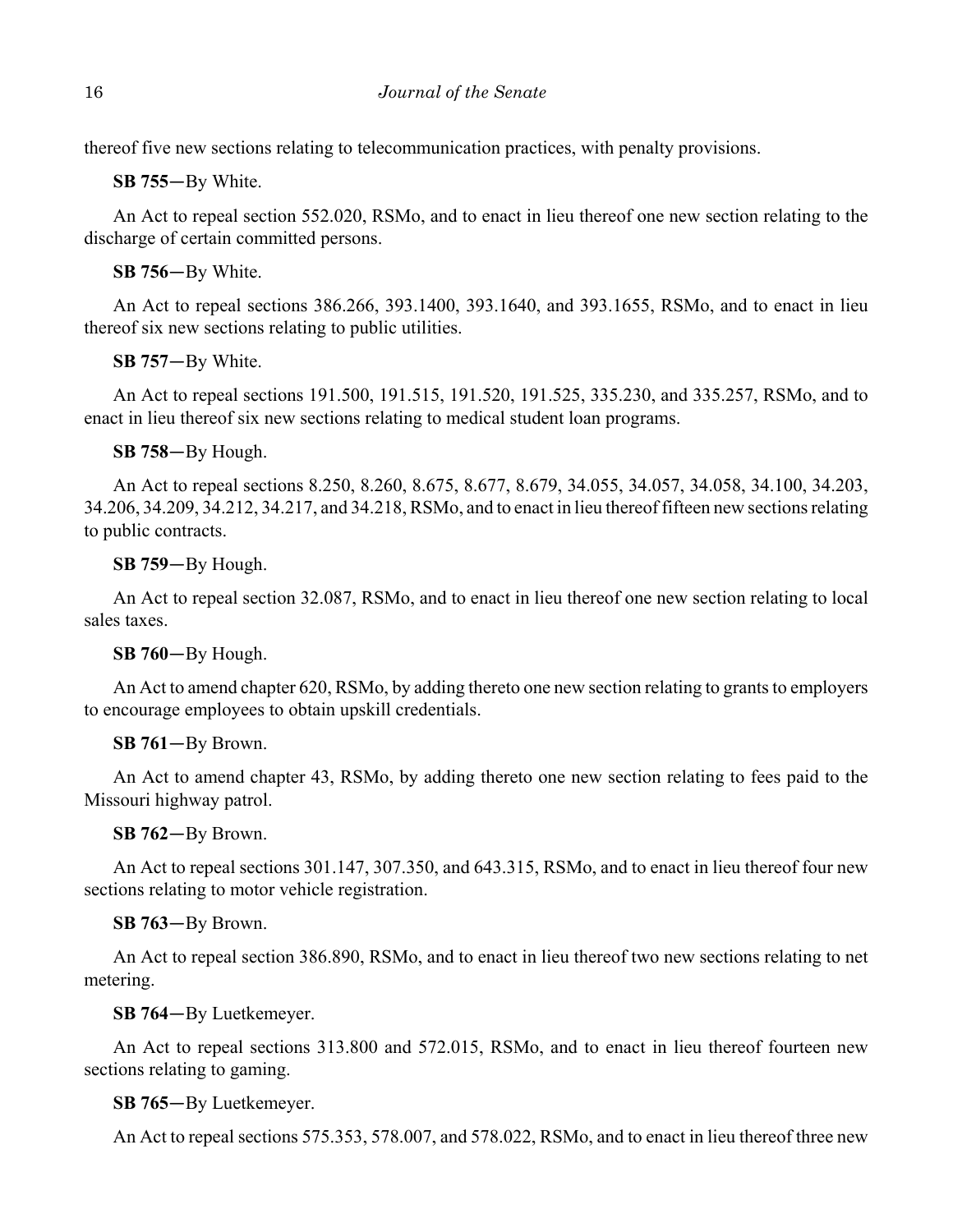thereof five new sections relating to telecommunication practices, with penalty provisions.

**SB 755**—By White.

An Act to repeal section 552.020, RSMo, and to enact in lieu thereof one new section relating to the discharge of certain committed persons.

**SB 756**—By White.

An Act to repeal sections 386.266, 393.1400, 393.1640, and 393.1655, RSMo, and to enact in lieu thereof six new sections relating to public utilities.

**SB 757**—By White.

An Act to repeal sections 191.500, 191.515, 191.520, 191.525, 335.230, and 335.257, RSMo, and to enact in lieu thereof six new sections relating to medical student loan programs.

**SB 758**—By Hough.

An Act to repeal sections 8.250, 8.260, 8.675, 8.677, 8.679, 34.055, 34.057, 34.058, 34.100, 34.203, 34.206, 34.209, 34.212, 34.217, and 34.218, RSMo, and to enact in lieu thereof fifteen new sections relating to public contracts.

**SB 759**—By Hough.

An Act to repeal section 32.087, RSMo, and to enact in lieu thereof one new section relating to local sales taxes.

**SB 760**—By Hough.

An Act to amend chapter 620, RSMo, by adding thereto one new section relating to grants to employers to encourage employees to obtain upskill credentials.

**SB 761**—By Brown.

An Act to amend chapter 43, RSMo, by adding thereto one new section relating to fees paid to the Missouri highway patrol.

**SB 762**—By Brown.

An Act to repeal sections 301.147, 307.350, and 643.315, RSMo, and to enact in lieu thereof four new sections relating to motor vehicle registration.

**SB 763**—By Brown.

An Act to repeal section 386.890, RSMo, and to enact in lieu thereof two new sections relating to net metering.

**SB 764**—By Luetkemeyer.

An Act to repeal sections 313.800 and 572.015, RSMo, and to enact in lieu thereof fourteen new sections relating to gaming.

**SB 765**—By Luetkemeyer.

An Act to repeal sections 575.353, 578.007, and 578.022, RSMo, and to enact in lieu thereof three new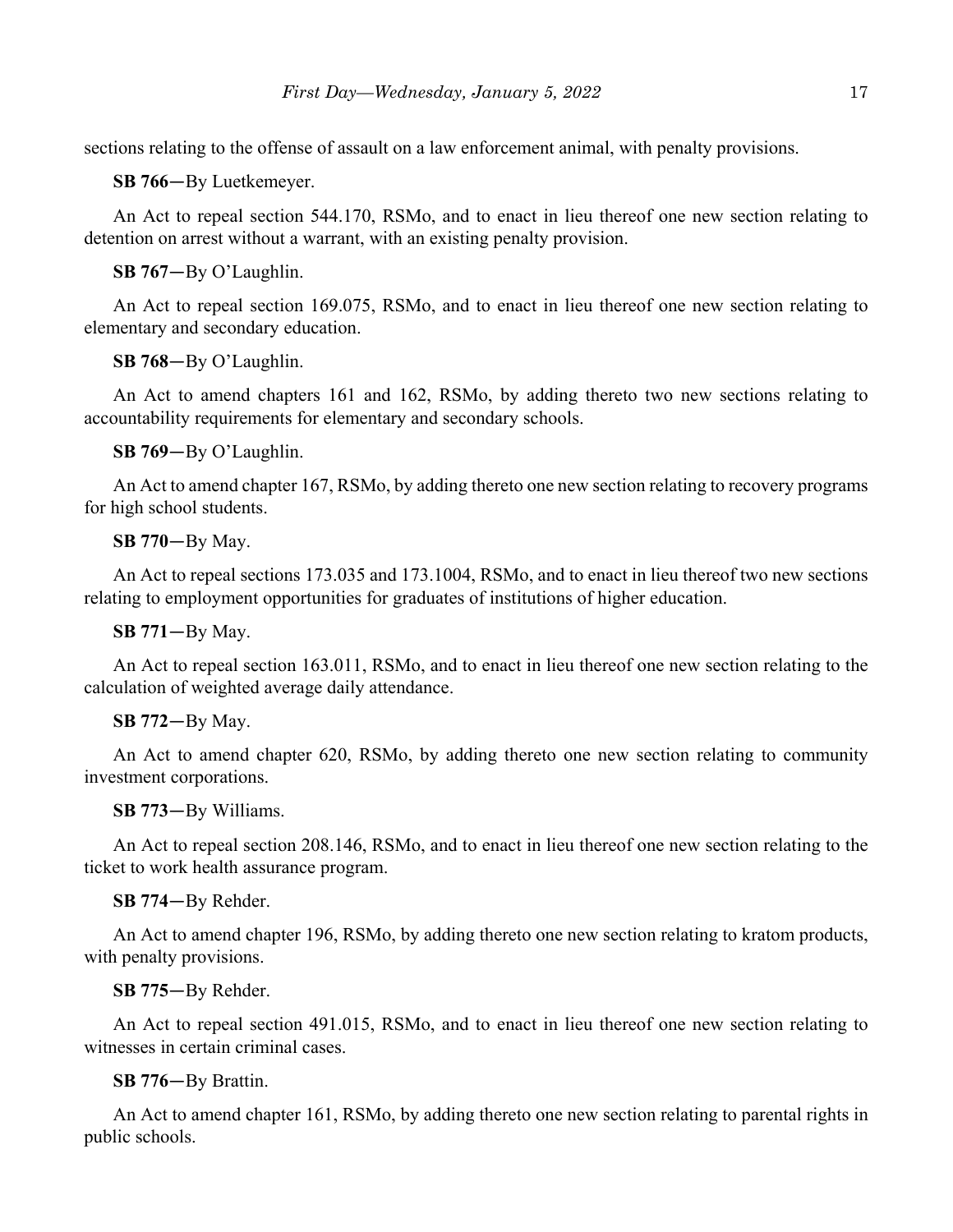sections relating to the offense of assault on a law enforcement animal, with penalty provisions.

**SB 766**—By Luetkemeyer.

An Act to repeal section 544.170, RSMo, and to enact in lieu thereof one new section relating to detention on arrest without a warrant, with an existing penalty provision.

**SB 767**—By O'Laughlin.

An Act to repeal section 169.075, RSMo, and to enact in lieu thereof one new section relating to elementary and secondary education.

**SB 768**—By O'Laughlin.

An Act to amend chapters 161 and 162, RSMo, by adding thereto two new sections relating to accountability requirements for elementary and secondary schools.

**SB 769**—By O'Laughlin.

An Act to amend chapter 167, RSMo, by adding thereto one new section relating to recovery programs for high school students.

**SB 770**—By May.

An Act to repeal sections 173.035 and 173.1004, RSMo, and to enact in lieu thereof two new sections relating to employment opportunities for graduates of institutions of higher education.

**SB 771**—By May.

An Act to repeal section 163.011, RSMo, and to enact in lieu thereof one new section relating to the calculation of weighted average daily attendance.

**SB 772**—By May.

An Act to amend chapter 620, RSMo, by adding thereto one new section relating to community investment corporations.

**SB 773**—By Williams.

An Act to repeal section 208.146, RSMo, and to enact in lieu thereof one new section relating to the ticket to work health assurance program.

**SB 774**—By Rehder.

An Act to amend chapter 196, RSMo, by adding thereto one new section relating to kratom products, with penalty provisions.

**SB 775**—By Rehder.

An Act to repeal section 491.015, RSMo, and to enact in lieu thereof one new section relating to witnesses in certain criminal cases.

**SB 776**—By Brattin.

An Act to amend chapter 161, RSMo, by adding thereto one new section relating to parental rights in public schools.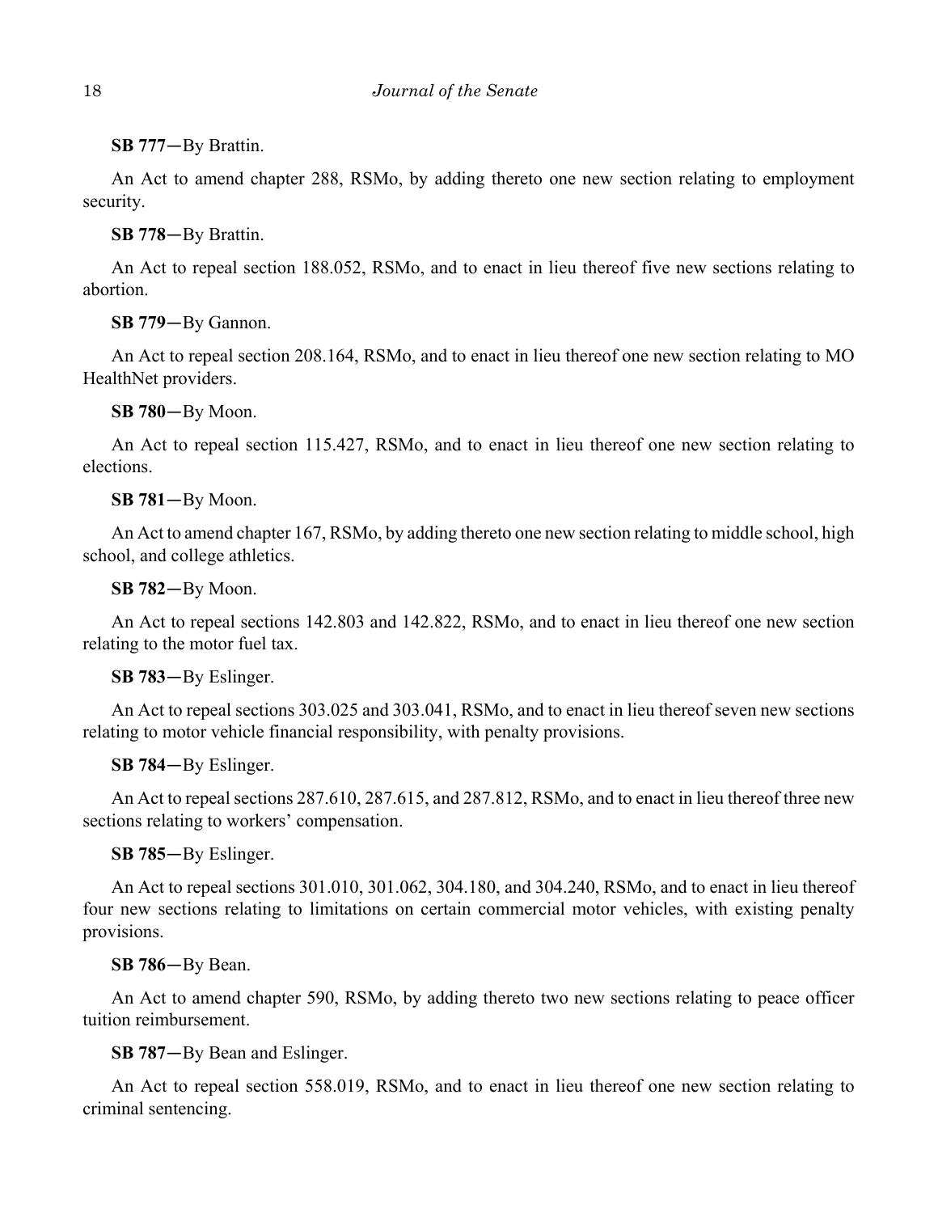**SB 777**—By Brattin.

An Act to amend chapter 288, RSMo, by adding thereto one new section relating to employment security.

**SB 778**—By Brattin.

An Act to repeal section 188.052, RSMo, and to enact in lieu thereof five new sections relating to abortion.

**SB 779**—By Gannon.

An Act to repeal section 208.164, RSMo, and to enact in lieu thereof one new section relating to MO HealthNet providers.

**SB 780**—By Moon.

An Act to repeal section 115.427, RSMo, and to enact in lieu thereof one new section relating to elections.

**SB 781**—By Moon.

An Act to amend chapter 167, RSMo, by adding thereto one new section relating to middle school, high school, and college athletics.

**SB 782**—By Moon.

An Act to repeal sections 142.803 and 142.822, RSMo, and to enact in lieu thereof one new section relating to the motor fuel tax.

**SB 783**—By Eslinger.

An Act to repeal sections 303.025 and 303.041, RSMo, and to enact in lieu thereof seven new sections relating to motor vehicle financial responsibility, with penalty provisions.

**SB 784**—By Eslinger.

An Act to repeal sections 287.610, 287.615, and 287.812, RSMo, and to enact in lieu thereof three new sections relating to workers' compensation.

**SB 785**—By Eslinger.

An Act to repeal sections 301.010, 301.062, 304.180, and 304.240, RSMo, and to enact in lieu thereof four new sections relating to limitations on certain commercial motor vehicles, with existing penalty provisions.

**SB 786**—By Bean.

An Act to amend chapter 590, RSMo, by adding thereto two new sections relating to peace officer tuition reimbursement.

**SB 787**—By Bean and Eslinger.

An Act to repeal section 558.019, RSMo, and to enact in lieu thereof one new section relating to criminal sentencing.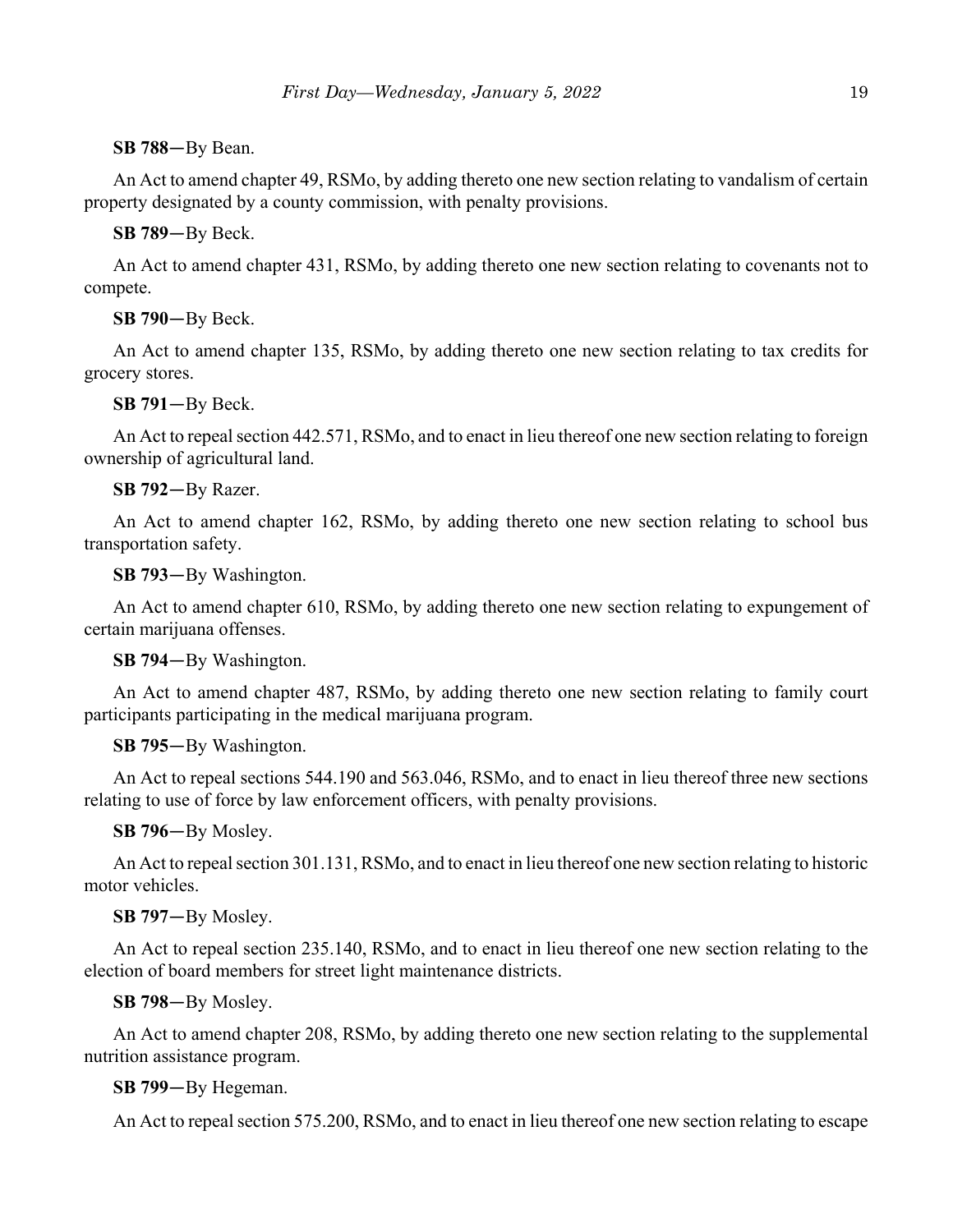**SB 788**—By Bean.

An Act to amend chapter 49, RSMo, by adding thereto one new section relating to vandalism of certain property designated by a county commission, with penalty provisions.

**SB 789**—By Beck.

An Act to amend chapter 431, RSMo, by adding thereto one new section relating to covenants not to compete.

**SB 790**—By Beck.

An Act to amend chapter 135, RSMo, by adding thereto one new section relating to tax credits for grocery stores.

**SB 791**—By Beck.

An Act to repeal section 442.571, RSMo, and to enact in lieu thereof one new section relating to foreign ownership of agricultural land.

**SB 792**—By Razer.

An Act to amend chapter 162, RSMo, by adding thereto one new section relating to school bus transportation safety.

**SB 793**—By Washington.

An Act to amend chapter 610, RSMo, by adding thereto one new section relating to expungement of certain marijuana offenses.

**SB 794**—By Washington.

An Act to amend chapter 487, RSMo, by adding thereto one new section relating to family court participants participating in the medical marijuana program.

**SB 795**—By Washington.

An Act to repeal sections 544.190 and 563.046, RSMo, and to enact in lieu thereof three new sections relating to use of force by law enforcement officers, with penalty provisions.

**SB 796**—By Mosley.

An Act to repeal section 301.131, RSMo, and to enact in lieu thereof one new section relating to historic motor vehicles.

**SB 797**—By Mosley.

An Act to repeal section 235.140, RSMo, and to enact in lieu thereof one new section relating to the election of board members for street light maintenance districts.

**SB 798**—By Mosley.

An Act to amend chapter 208, RSMo, by adding thereto one new section relating to the supplemental nutrition assistance program.

**SB 799**—By Hegeman.

An Act to repeal section 575.200, RSMo, and to enact in lieu thereof one new section relating to escape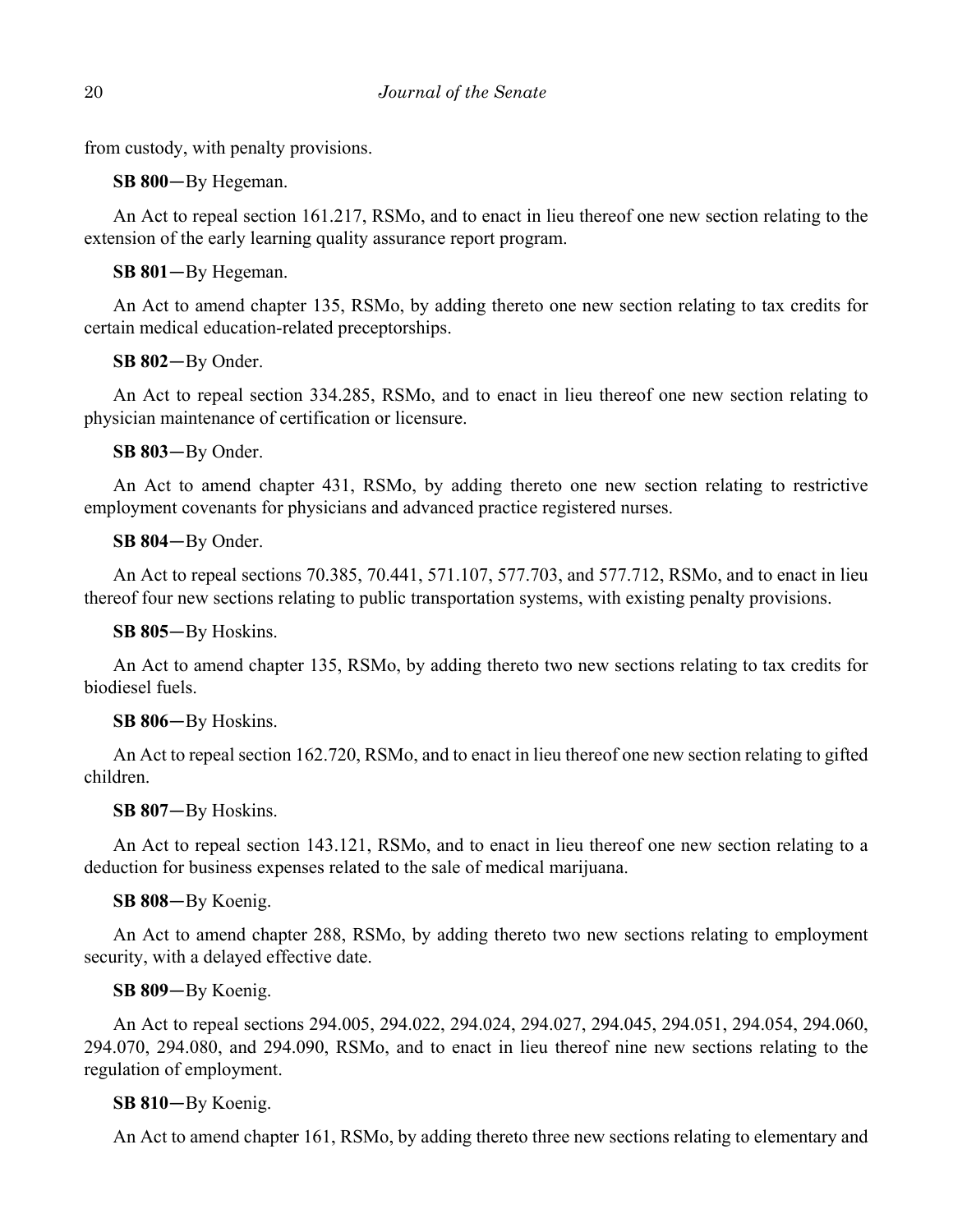from custody, with penalty provisions.

**SB 800**—By Hegeman.

An Act to repeal section 161.217, RSMo, and to enact in lieu thereof one new section relating to the extension of the early learning quality assurance report program.

**SB 801**—By Hegeman.

An Act to amend chapter 135, RSMo, by adding thereto one new section relating to tax credits for certain medical education-related preceptorships.

**SB 802**—By Onder.

An Act to repeal section 334.285, RSMo, and to enact in lieu thereof one new section relating to physician maintenance of certification or licensure.

**SB 803**—By Onder.

An Act to amend chapter 431, RSMo, by adding thereto one new section relating to restrictive employment covenants for physicians and advanced practice registered nurses.

**SB 804**—By Onder.

An Act to repeal sections 70.385, 70.441, 571.107, 577.703, and 577.712, RSMo, and to enact in lieu thereof four new sections relating to public transportation systems, with existing penalty provisions.

**SB 805**—By Hoskins.

An Act to amend chapter 135, RSMo, by adding thereto two new sections relating to tax credits for biodiesel fuels.

**SB 806**—By Hoskins.

An Act to repeal section 162.720, RSMo, and to enact in lieu thereof one new section relating to gifted children.

**SB 807**—By Hoskins.

An Act to repeal section 143.121, RSMo, and to enact in lieu thereof one new section relating to a deduction for business expenses related to the sale of medical marijuana.

**SB 808**—By Koenig.

An Act to amend chapter 288, RSMo, by adding thereto two new sections relating to employment security, with a delayed effective date.

**SB 809**—By Koenig.

An Act to repeal sections 294.005, 294.022, 294.024, 294.027, 294.045, 294.051, 294.054, 294.060, 294.070, 294.080, and 294.090, RSMo, and to enact in lieu thereof nine new sections relating to the regulation of employment.

**SB 810**—By Koenig.

An Act to amend chapter 161, RSMo, by adding thereto three new sections relating to elementary and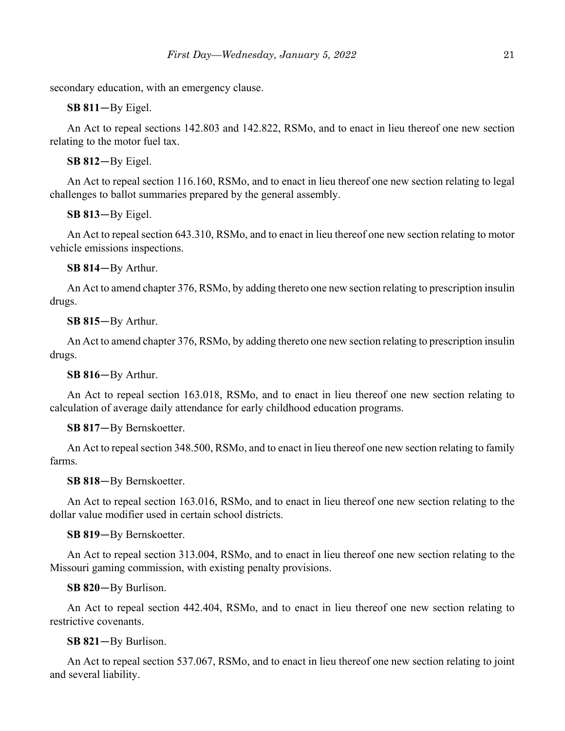secondary education, with an emergency clause.

**SB 811**—By Eigel.

An Act to repeal sections 142.803 and 142.822, RSMo, and to enact in lieu thereof one new section relating to the motor fuel tax.

**SB 812**—By Eigel.

An Act to repeal section 116.160, RSMo, and to enact in lieu thereof one new section relating to legal challenges to ballot summaries prepared by the general assembly.

**SB 813**—By Eigel.

An Act to repeal section 643.310, RSMo, and to enact in lieu thereof one new section relating to motor vehicle emissions inspections.

**SB 814**—By Arthur.

An Act to amend chapter 376, RSMo, by adding thereto one new section relating to prescription insulin drugs.

**SB 815**—By Arthur.

An Act to amend chapter 376, RSMo, by adding thereto one new section relating to prescription insulin drugs.

**SB 816**—By Arthur.

An Act to repeal section 163.018, RSMo, and to enact in lieu thereof one new section relating to calculation of average daily attendance for early childhood education programs.

**SB 817**—By Bernskoetter.

An Act to repeal section 348.500, RSMo, and to enact in lieu thereof one new section relating to family farms.

**SB 818**—By Bernskoetter.

An Act to repeal section 163.016, RSMo, and to enact in lieu thereof one new section relating to the dollar value modifier used in certain school districts.

**SB 819**—By Bernskoetter.

An Act to repeal section 313.004, RSMo, and to enact in lieu thereof one new section relating to the Missouri gaming commission, with existing penalty provisions.

**SB 820**—By Burlison.

An Act to repeal section 442.404, RSMo, and to enact in lieu thereof one new section relating to restrictive covenants.

**SB 821**—By Burlison.

An Act to repeal section 537.067, RSMo, and to enact in lieu thereof one new section relating to joint and several liability.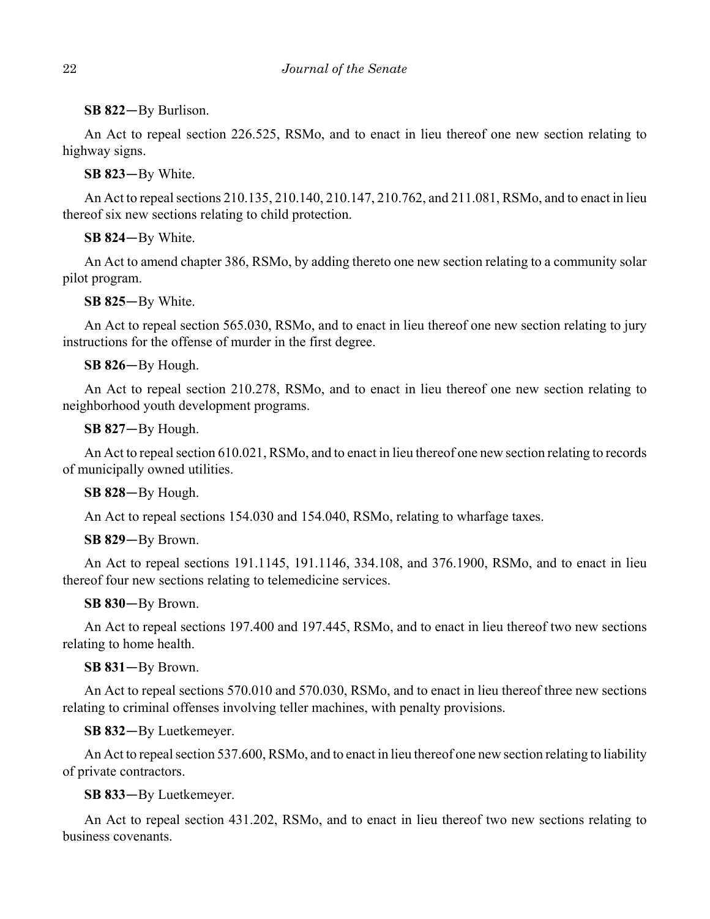**SB 822**—By Burlison.

An Act to repeal section 226.525, RSMo, and to enact in lieu thereof one new section relating to highway signs.

**SB 823**—By White.

An Act to repeal sections 210.135, 210.140, 210.147, 210.762, and 211.081, RSMo, and to enact in lieu thereof six new sections relating to child protection.

**SB 824**—By White.

An Act to amend chapter 386, RSMo, by adding thereto one new section relating to a community solar pilot program.

**SB 825**—By White.

An Act to repeal section 565.030, RSMo, and to enact in lieu thereof one new section relating to jury instructions for the offense of murder in the first degree.

**SB 826**—By Hough.

An Act to repeal section 210.278, RSMo, and to enact in lieu thereof one new section relating to neighborhood youth development programs.

**SB 827**—By Hough.

An Act to repeal section 610.021, RSMo, and to enact in lieu thereof one new section relating to records of municipally owned utilities.

**SB 828**—By Hough.

An Act to repeal sections 154.030 and 154.040, RSMo, relating to wharfage taxes.

**SB 829**—By Brown.

An Act to repeal sections 191.1145, 191.1146, 334.108, and 376.1900, RSMo, and to enact in lieu thereof four new sections relating to telemedicine services.

**SB 830**—By Brown.

An Act to repeal sections 197.400 and 197.445, RSMo, and to enact in lieu thereof two new sections relating to home health.

**SB 831**—By Brown.

An Act to repeal sections 570.010 and 570.030, RSMo, and to enact in lieu thereof three new sections relating to criminal offenses involving teller machines, with penalty provisions.

**SB 832**—By Luetkemeyer.

An Act to repeal section 537.600, RSMo, and to enact in lieu thereof one new section relating to liability of private contractors.

**SB 833**—By Luetkemeyer.

An Act to repeal section 431.202, RSMo, and to enact in lieu thereof two new sections relating to business covenants.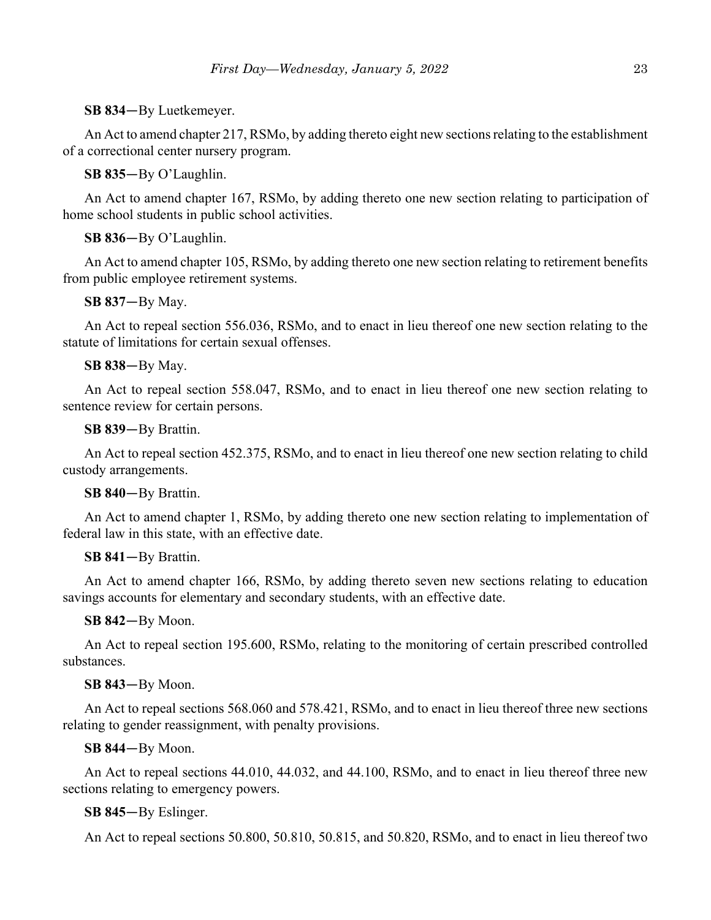**SB 834**—By Luetkemeyer.

An Act to amend chapter 217, RSMo, by adding thereto eight new sections relating to the establishment of a correctional center nursery program.

**SB 835**—By O'Laughlin.

An Act to amend chapter 167, RSMo, by adding thereto one new section relating to participation of home school students in public school activities.

**SB 836**—By O'Laughlin.

An Act to amend chapter 105, RSMo, by adding thereto one new section relating to retirement benefits from public employee retirement systems.

**SB 837**—By May.

An Act to repeal section 556.036, RSMo, and to enact in lieu thereof one new section relating to the statute of limitations for certain sexual offenses.

**SB 838**—By May.

An Act to repeal section 558.047, RSMo, and to enact in lieu thereof one new section relating to sentence review for certain persons.

**SB 839**—By Brattin.

An Act to repeal section 452.375, RSMo, and to enact in lieu thereof one new section relating to child custody arrangements.

**SB 840**—By Brattin.

An Act to amend chapter 1, RSMo, by adding thereto one new section relating to implementation of federal law in this state, with an effective date.

**SB 841**—By Brattin.

An Act to amend chapter 166, RSMo, by adding thereto seven new sections relating to education savings accounts for elementary and secondary students, with an effective date.

**SB 842**—By Moon.

An Act to repeal section 195.600, RSMo, relating to the monitoring of certain prescribed controlled substances.

**SB 843**—By Moon.

An Act to repeal sections 568.060 and 578.421, RSMo, and to enact in lieu thereof three new sections relating to gender reassignment, with penalty provisions.

**SB 844**—By Moon.

An Act to repeal sections 44.010, 44.032, and 44.100, RSMo, and to enact in lieu thereof three new sections relating to emergency powers.

**SB 845**—By Eslinger.

An Act to repeal sections 50.800, 50.810, 50.815, and 50.820, RSMo, and to enact in lieu thereof two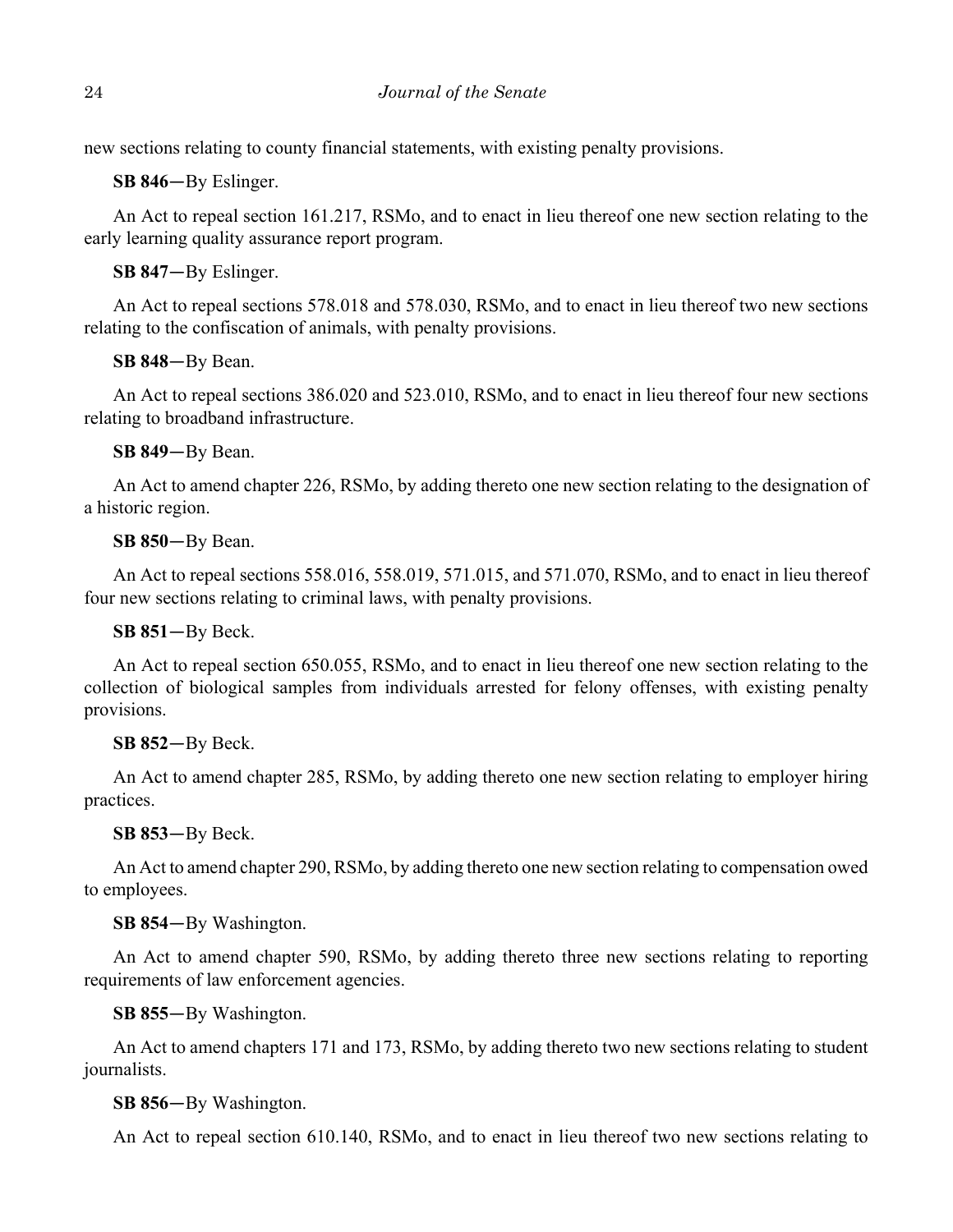new sections relating to county financial statements, with existing penalty provisions.

**SB 846**—By Eslinger.

An Act to repeal section 161.217, RSMo, and to enact in lieu thereof one new section relating to the early learning quality assurance report program.

**SB 847**—By Eslinger.

An Act to repeal sections 578.018 and 578.030, RSMo, and to enact in lieu thereof two new sections relating to the confiscation of animals, with penalty provisions.

**SB 848**—By Bean.

An Act to repeal sections 386.020 and 523.010, RSMo, and to enact in lieu thereof four new sections relating to broadband infrastructure.

**SB 849**—By Bean.

An Act to amend chapter 226, RSMo, by adding thereto one new section relating to the designation of a historic region.

**SB 850**—By Bean.

An Act to repeal sections 558.016, 558.019, 571.015, and 571.070, RSMo, and to enact in lieu thereof four new sections relating to criminal laws, with penalty provisions.

**SB 851**—By Beck.

An Act to repeal section 650.055, RSMo, and to enact in lieu thereof one new section relating to the collection of biological samples from individuals arrested for felony offenses, with existing penalty provisions.

**SB 852**—By Beck.

An Act to amend chapter 285, RSMo, by adding thereto one new section relating to employer hiring practices.

**SB 853**—By Beck.

An Act to amend chapter 290, RSMo, by adding thereto one new section relating to compensation owed to employees.

**SB 854**—By Washington.

An Act to amend chapter 590, RSMo, by adding thereto three new sections relating to reporting requirements of law enforcement agencies.

**SB 855**—By Washington.

An Act to amend chapters 171 and 173, RSMo, by adding thereto two new sections relating to student journalists.

**SB 856**—By Washington.

An Act to repeal section 610.140, RSMo, and to enact in lieu thereof two new sections relating to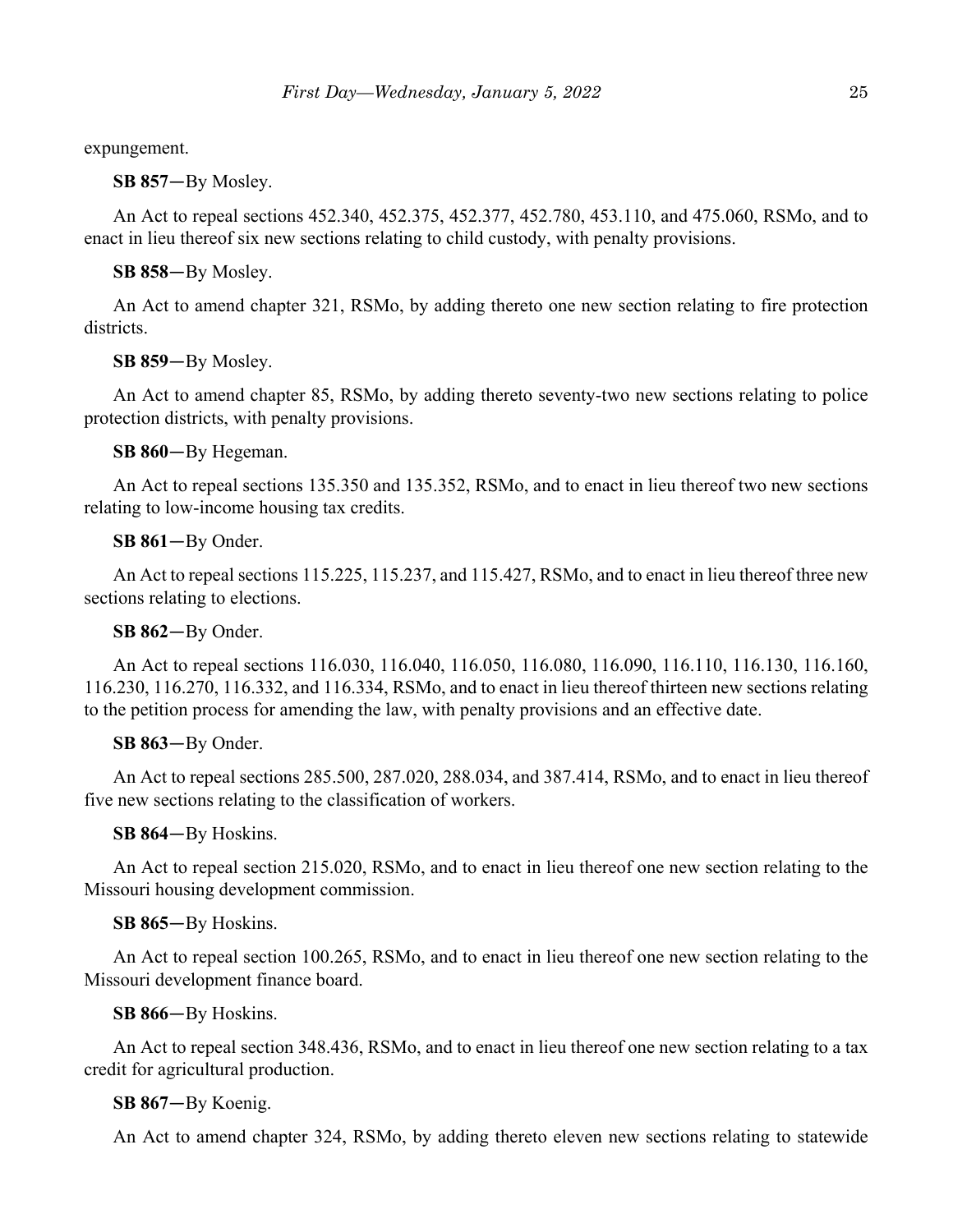expungement.

**SB 857**—By Mosley.

An Act to repeal sections 452.340, 452.375, 452.377, 452.780, 453.110, and 475.060, RSMo, and to enact in lieu thereof six new sections relating to child custody, with penalty provisions.

**SB 858**—By Mosley.

An Act to amend chapter 321, RSMo, by adding thereto one new section relating to fire protection districts.

**SB 859**—By Mosley.

An Act to amend chapter 85, RSMo, by adding thereto seventy-two new sections relating to police protection districts, with penalty provisions.

**SB 860**—By Hegeman.

An Act to repeal sections 135.350 and 135.352, RSMo, and to enact in lieu thereof two new sections relating to low-income housing tax credits.

**SB 861**—By Onder.

An Act to repeal sections 115.225, 115.237, and 115.427, RSMo, and to enact in lieu thereof three new sections relating to elections.

**SB 862**—By Onder.

An Act to repeal sections 116.030, 116.040, 116.050, 116.080, 116.090, 116.110, 116.130, 116.160, 116.230, 116.270, 116.332, and 116.334, RSMo, and to enact in lieu thereof thirteen new sections relating to the petition process for amending the law, with penalty provisions and an effective date.

**SB 863**—By Onder.

An Act to repeal sections 285.500, 287.020, 288.034, and 387.414, RSMo, and to enact in lieu thereof five new sections relating to the classification of workers.

**SB 864**—By Hoskins.

An Act to repeal section 215.020, RSMo, and to enact in lieu thereof one new section relating to the Missouri housing development commission.

**SB 865**—By Hoskins.

An Act to repeal section 100.265, RSMo, and to enact in lieu thereof one new section relating to the Missouri development finance board.

**SB 866**—By Hoskins.

An Act to repeal section 348.436, RSMo, and to enact in lieu thereof one new section relating to a tax credit for agricultural production.

**SB 867**—By Koenig.

An Act to amend chapter 324, RSMo, by adding thereto eleven new sections relating to statewide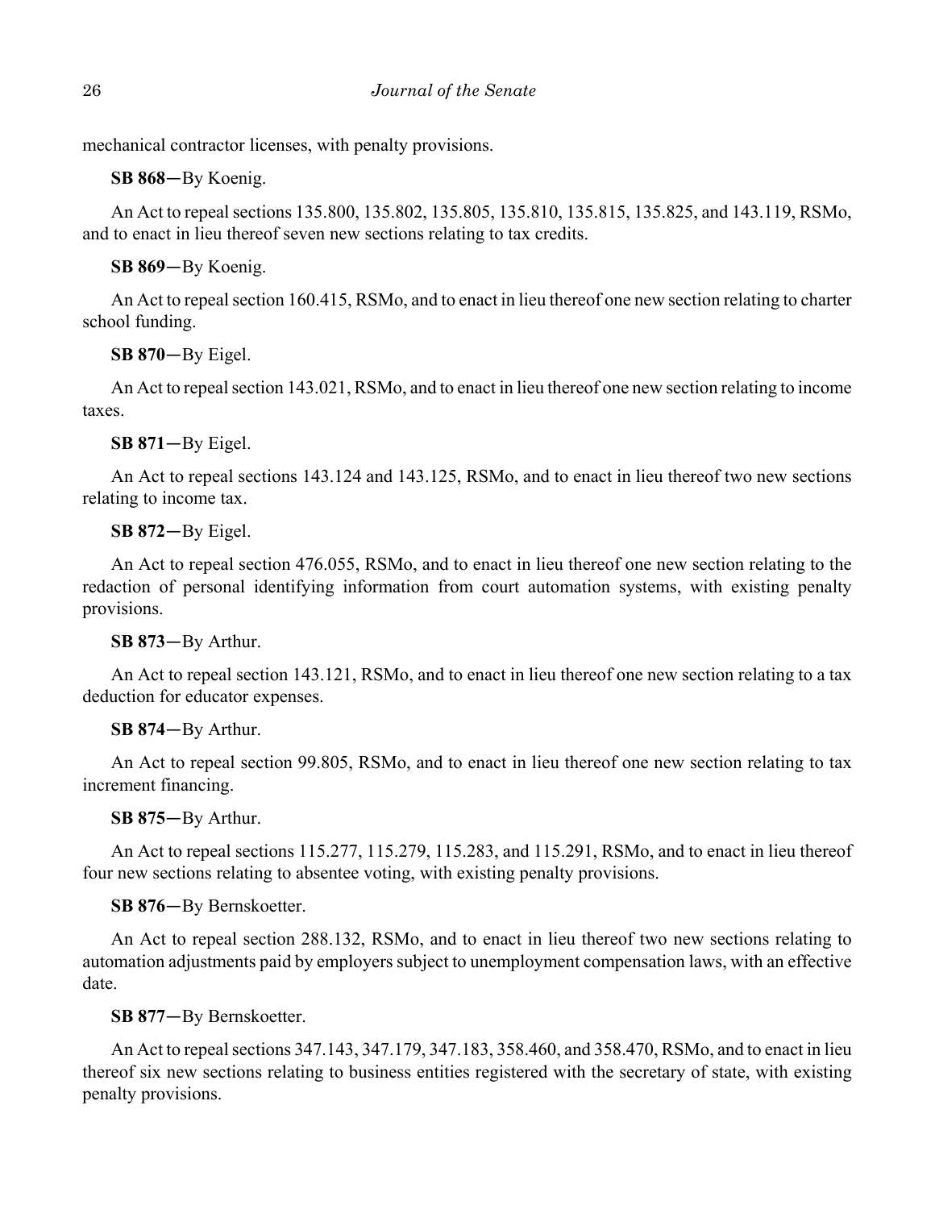mechanical contractor licenses, with penalty provisions.

**SB 868**—By Koenig.

An Act to repeal sections 135.800, 135.802, 135.805, 135.810, 135.815, 135.825, and 143.119, RSMo, and to enact in lieu thereof seven new sections relating to tax credits.

**SB 869**—By Koenig.

An Act to repeal section 160.415, RSMo, and to enact in lieu thereof one new section relating to charter school funding.

**SB 870**—By Eigel.

An Act to repeal section 143.021, RSMo, and to enact in lieu thereof one new section relating to income taxes.

**SB 871**—By Eigel.

An Act to repeal sections 143.124 and 143.125, RSMo, and to enact in lieu thereof two new sections relating to income tax.

**SB 872**—By Eigel.

An Act to repeal section 476.055, RSMo, and to enact in lieu thereof one new section relating to the redaction of personal identifying information from court automation systems, with existing penalty provisions.

**SB 873**—By Arthur.

An Act to repeal section 143.121, RSMo, and to enact in lieu thereof one new section relating to a tax deduction for educator expenses.

**SB 874**—By Arthur.

An Act to repeal section 99.805, RSMo, and to enact in lieu thereof one new section relating to tax increment financing.

**SB 875**—By Arthur.

An Act to repeal sections 115.277, 115.279, 115.283, and 115.291, RSMo, and to enact in lieu thereof four new sections relating to absentee voting, with existing penalty provisions.

**SB 876**—By Bernskoetter.

An Act to repeal section 288.132, RSMo, and to enact in lieu thereof two new sections relating to automation adjustments paid by employers subject to unemployment compensation laws, with an effective date.

**SB 877**—By Bernskoetter.

An Act to repeal sections 347.143, 347.179, 347.183, 358.460, and 358.470, RSMo, and to enact in lieu thereof six new sections relating to business entities registered with the secretary of state, with existing penalty provisions.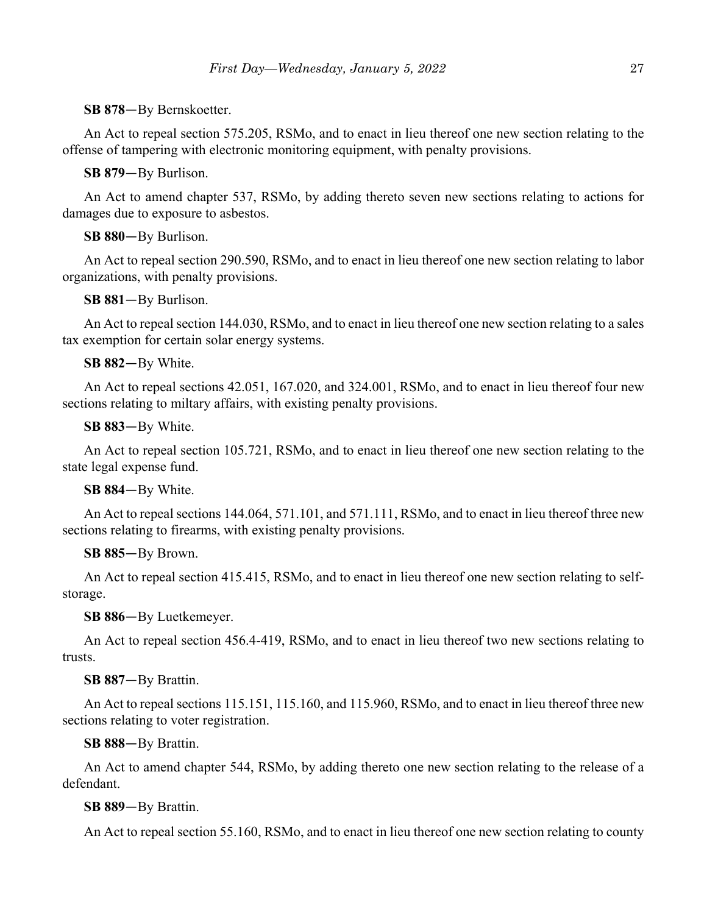**SB 878**—By Bernskoetter.

An Act to repeal section 575.205, RSMo, and to enact in lieu thereof one new section relating to the offense of tampering with electronic monitoring equipment, with penalty provisions.

**SB 879**—By Burlison.

An Act to amend chapter 537, RSMo, by adding thereto seven new sections relating to actions for damages due to exposure to asbestos.

**SB 880**—By Burlison.

An Act to repeal section 290.590, RSMo, and to enact in lieu thereof one new section relating to labor organizations, with penalty provisions.

**SB 881**—By Burlison.

An Act to repeal section 144.030, RSMo, and to enact in lieu thereof one new section relating to a sales tax exemption for certain solar energy systems.

**SB 882**—By White.

An Act to repeal sections 42.051, 167.020, and 324.001, RSMo, and to enact in lieu thereof four new sections relating to miltary affairs, with existing penalty provisions.

**SB 883**—By White.

An Act to repeal section 105.721, RSMo, and to enact in lieu thereof one new section relating to the state legal expense fund.

**SB 884**—By White.

An Act to repeal sections 144.064, 571.101, and 571.111, RSMo, and to enact in lieu thereof three new sections relating to firearms, with existing penalty provisions.

**SB 885**—By Brown.

An Act to repeal section 415.415, RSMo, and to enact in lieu thereof one new section relating to self-storage.

**SB 886**—By Luetkemeyer.

An Act to repeal section 456.4-419, RSMo, and to enact in lieu thereof two new sections relating to trusts.

**SB 887**—By Brattin.

An Act to repeal sections 115.151, 115.160, and 115.960, RSMo, and to enact in lieu thereof three new sections relating to voter registration.

**SB 888**—By Brattin.

An Act to amend chapter 544, RSMo, by adding thereto one new section relating to the release of a defendant.

**SB 889**—By Brattin.

An Act to repeal section 55.160, RSMo, and to enact in lieu thereof one new section relating to county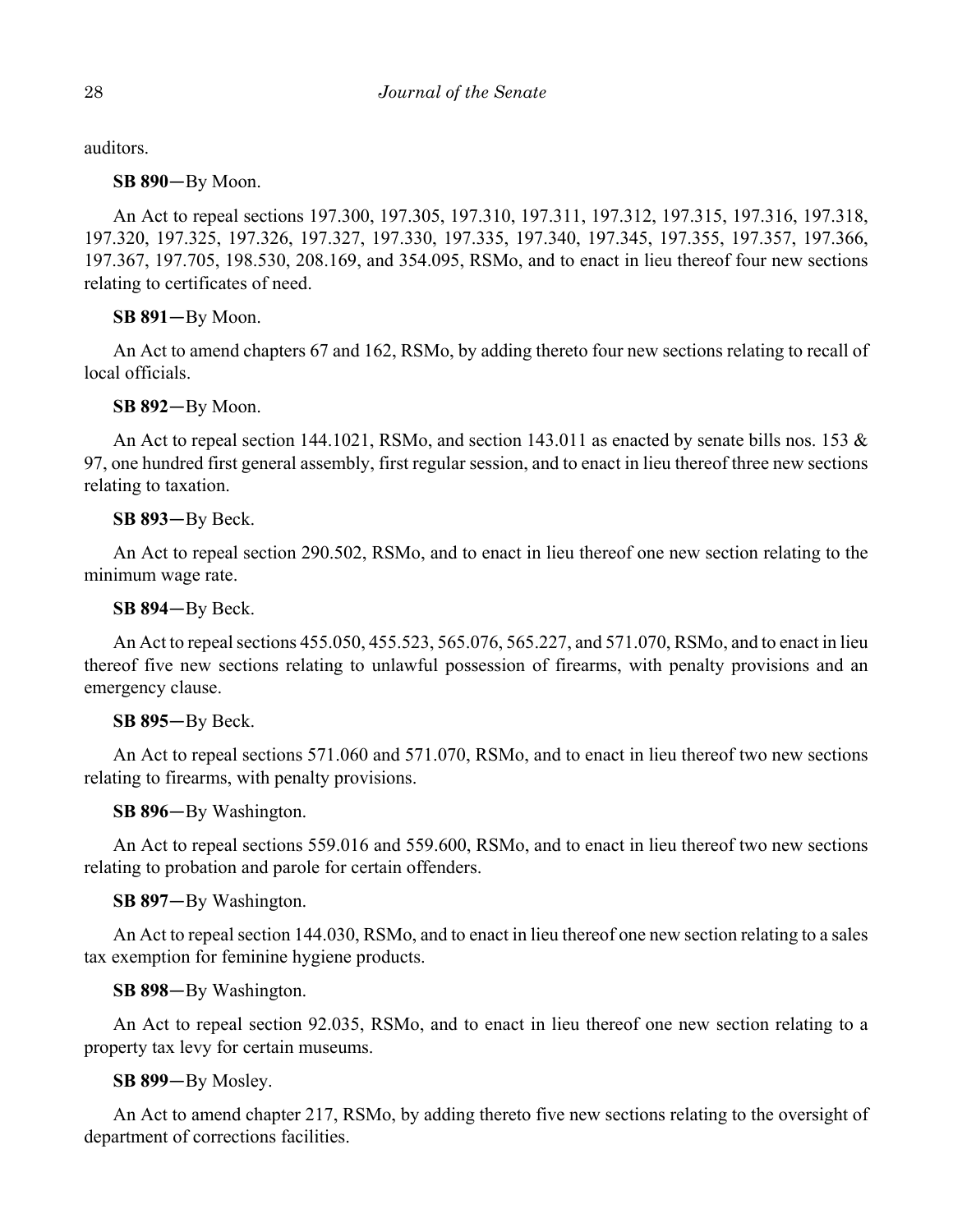auditors.

**SB 890**—By Moon.

An Act to repeal sections 197.300, 197.305, 197.310, 197.311, 197.312, 197.315, 197.316, 197.318, 197.320, 197.325, 197.326, 197.327, 197.330, 197.335, 197.340, 197.345, 197.355, 197.357, 197.366, 197.367, 197.705, 198.530, 208.169, and 354.095, RSMo, and to enact in lieu thereof four new sections relating to certificates of need.

**SB 891**—By Moon.

An Act to amend chapters 67 and 162, RSMo, by adding thereto four new sections relating to recall of local officials.

**SB 892**—By Moon.

An Act to repeal section 144.1021, RSMo, and section 143.011 as enacted by senate bills nos. 153 & 97, one hundred first general assembly, first regular session, and to enact in lieu thereof three new sections relating to taxation.

**SB 893**—By Beck.

An Act to repeal section 290.502, RSMo, and to enact in lieu thereof one new section relating to the minimum wage rate.

**SB 894**—By Beck.

An Act to repeal sections 455.050, 455.523, 565.076, 565.227, and 571.070, RSMo, and to enact in lieu thereof five new sections relating to unlawful possession of firearms, with penalty provisions and an emergency clause.

**SB 895**—By Beck.

An Act to repeal sections 571.060 and 571.070, RSMo, and to enact in lieu thereof two new sections relating to firearms, with penalty provisions.

**SB 896**—By Washington.

An Act to repeal sections 559.016 and 559.600, RSMo, and to enact in lieu thereof two new sections relating to probation and parole for certain offenders.

**SB 897**—By Washington.

An Act to repeal section 144.030, RSMo, and to enact in lieu thereof one new section relating to a sales tax exemption for feminine hygiene products.

**SB 898**—By Washington.

An Act to repeal section 92.035, RSMo, and to enact in lieu thereof one new section relating to a property tax levy for certain museums.

**SB 899**—By Mosley.

An Act to amend chapter 217, RSMo, by adding thereto five new sections relating to the oversight of department of corrections facilities.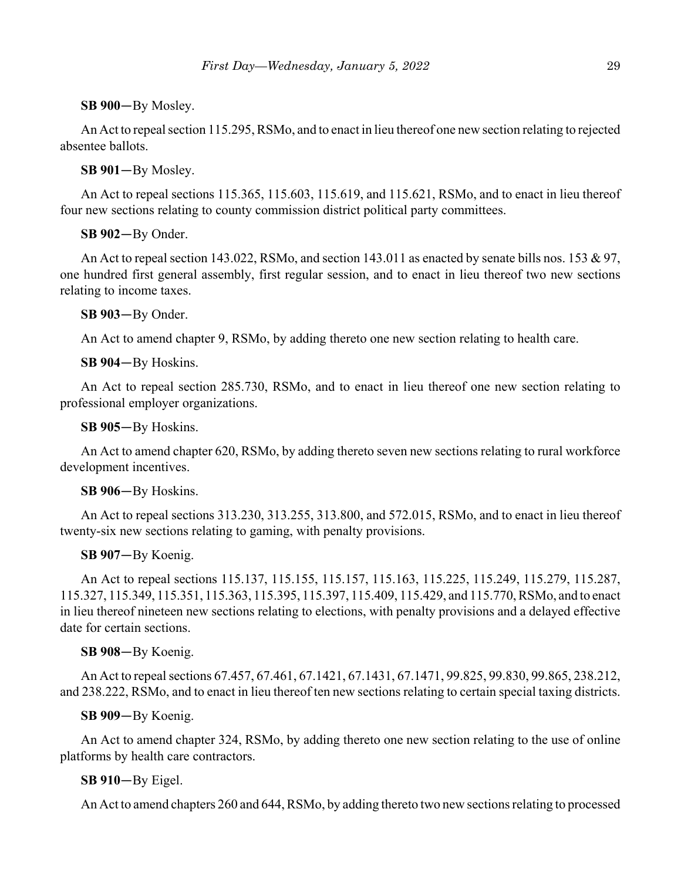**SB 900**—By Mosley.

An Act to repeal section 115.295, RSMo, and to enact in lieu thereof one new section relating to rejected absentee ballots.

**SB 901**—By Mosley.

An Act to repeal sections 115.365, 115.603, 115.619, and 115.621, RSMo, and to enact in lieu thereof four new sections relating to county commission district political party committees.

**SB 902**—By Onder.

An Act to repeal section 143.022, RSMo, and section 143.011 as enacted by senate bills nos. 153 & 97, one hundred first general assembly, first regular session, and to enact in lieu thereof two new sections relating to income taxes.

**SB 903**—By Onder.

An Act to amend chapter 9, RSMo, by adding thereto one new section relating to health care.

**SB 904**—By Hoskins.

An Act to repeal section 285.730, RSMo, and to enact in lieu thereof one new section relating to professional employer organizations.

**SB 905**—By Hoskins.

An Act to amend chapter 620, RSMo, by adding thereto seven new sections relating to rural workforce development incentives.

**SB 906**—By Hoskins.

An Act to repeal sections 313.230, 313.255, 313.800, and 572.015, RSMo, and to enact in lieu thereof twenty-six new sections relating to gaming, with penalty provisions.

**SB 907**—By Koenig.

An Act to repeal sections 115.137, 115.155, 115.157, 115.163, 115.225, 115.249, 115.279, 115.287, 115.327, 115.349, 115.351, 115.363, 115.395, 115.397, 115.409, 115.429, and 115.770, RSMo, and to enact in lieu thereof nineteen new sections relating to elections, with penalty provisions and a delayed effective date for certain sections.

**SB 908**—By Koenig.

An Act to repeal sections 67.457, 67.461, 67.1421, 67.1431, 67.1471, 99.825, 99.830, 99.865, 238.212, and 238.222, RSMo, and to enact in lieu thereof ten new sections relating to certain special taxing districts.

**SB 909**—By Koenig.

An Act to amend chapter 324, RSMo, by adding thereto one new section relating to the use of online platforms by health care contractors.

**SB 910**—By Eigel.

An Act to amend chapters 260 and 644, RSMo, by adding thereto two new sections relating to processed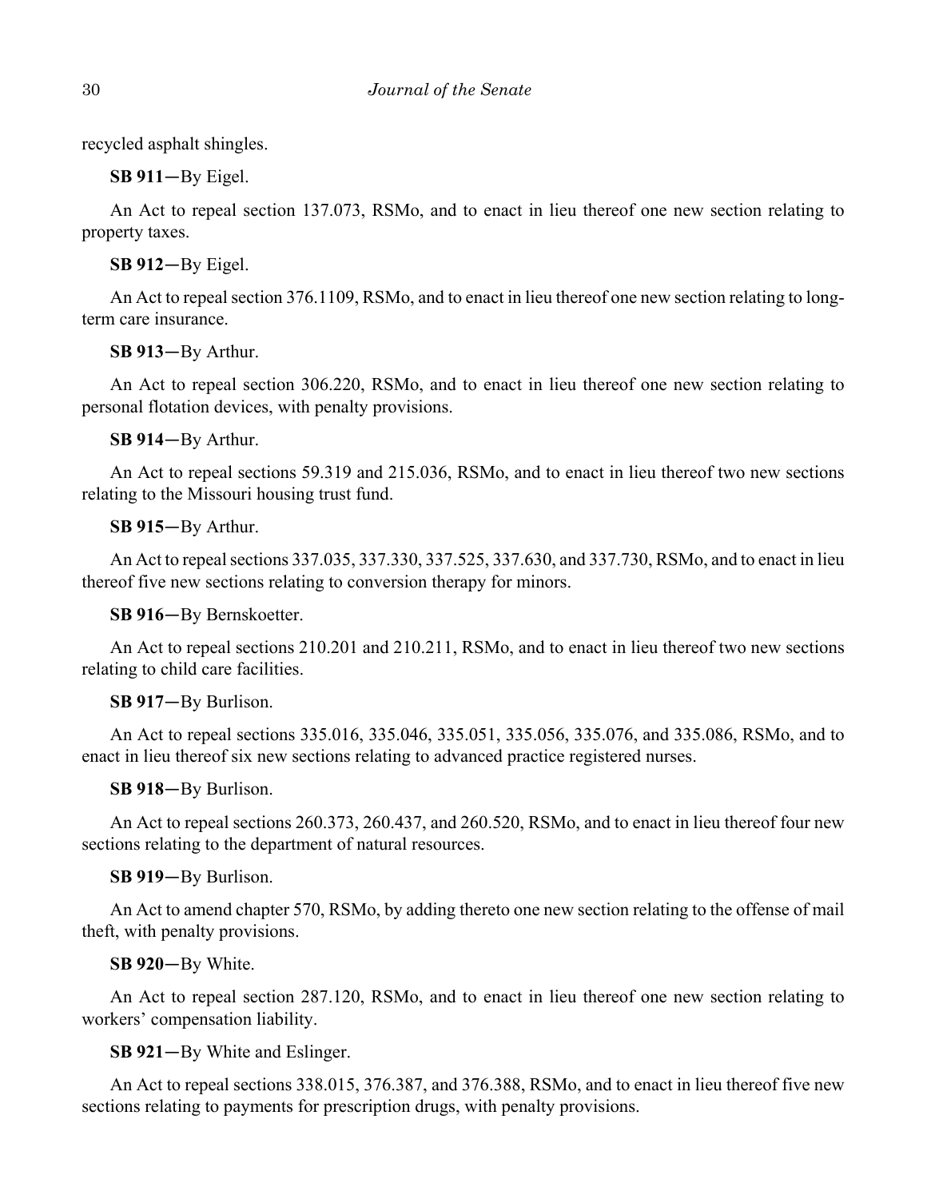recycled asphalt shingles.

**SB 911**—By Eigel.

An Act to repeal section 137.073, RSMo, and to enact in lieu thereof one new section relating to property taxes.

**SB 912**—By Eigel.

An Act to repeal section 376.1109, RSMo, and to enact in lieu thereof one new section relating to long-term care insurance.

**SB 913**—By Arthur.

An Act to repeal section 306.220, RSMo, and to enact in lieu thereof one new section relating to personal flotation devices, with penalty provisions.

**SB 914**—By Arthur.

An Act to repeal sections 59.319 and 215.036, RSMo, and to enact in lieu thereof two new sections relating to the Missouri housing trust fund.

**SB 915**—By Arthur.

An Act to repeal sections 337.035, 337.330, 337.525, 337.630, and 337.730, RSMo, and to enact in lieu thereof five new sections relating to conversion therapy for minors.

**SB 916**—By Bernskoetter.

An Act to repeal sections 210.201 and 210.211, RSMo, and to enact in lieu thereof two new sections relating to child care facilities.

**SB 917**—By Burlison.

An Act to repeal sections 335.016, 335.046, 335.051, 335.056, 335.076, and 335.086, RSMo, and to enact in lieu thereof six new sections relating to advanced practice registered nurses.

**SB 918**—By Burlison.

An Act to repeal sections 260.373, 260.437, and 260.520, RSMo, and to enact in lieu thereof four new sections relating to the department of natural resources.

**SB 919**—By Burlison.

An Act to amend chapter 570, RSMo, by adding thereto one new section relating to the offense of mail theft, with penalty provisions.

**SB 920**—By White.

An Act to repeal section 287.120, RSMo, and to enact in lieu thereof one new section relating to workers' compensation liability.

**SB 921**—By White and Eslinger.

An Act to repeal sections 338.015, 376.387, and 376.388, RSMo, and to enact in lieu thereof five new sections relating to payments for prescription drugs, with penalty provisions.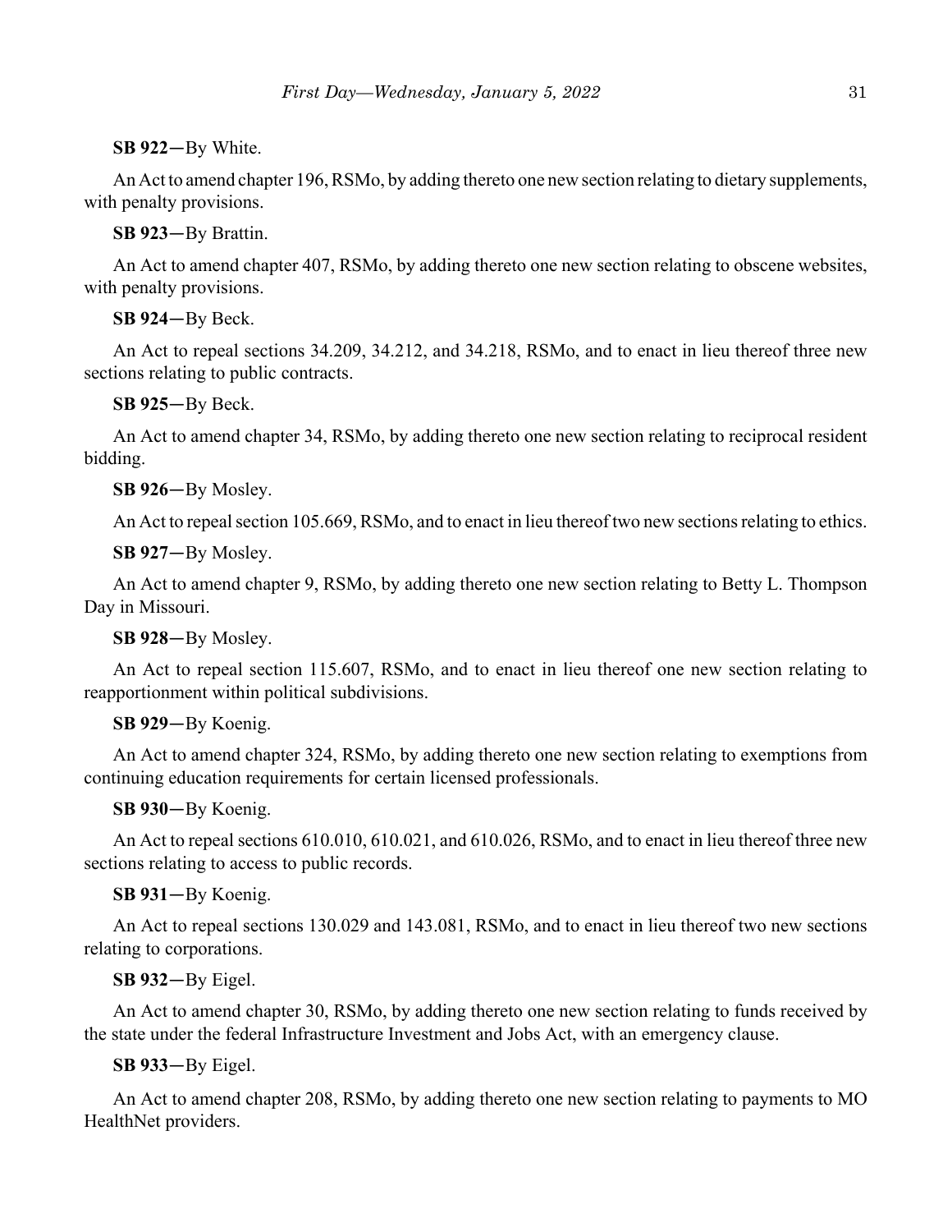**SB 922**—By White.

An Act to amend chapter 196, RSMo, by adding thereto one new section relating to dietary supplements, with penalty provisions.

**SB 923**—By Brattin.

An Act to amend chapter 407, RSMo, by adding thereto one new section relating to obscene websites, with penalty provisions.

**SB 924**—By Beck.

An Act to repeal sections 34.209, 34.212, and 34.218, RSMo, and to enact in lieu thereof three new sections relating to public contracts.

**SB 925**—By Beck.

An Act to amend chapter 34, RSMo, by adding thereto one new section relating to reciprocal resident bidding.

**SB 926**—By Mosley.

An Act to repeal section 105.669, RSMo, and to enact in lieu thereof two new sections relating to ethics.

**SB 927**—By Mosley.

An Act to amend chapter 9, RSMo, by adding thereto one new section relating to Betty L. Thompson Day in Missouri.

**SB 928**—By Mosley.

An Act to repeal section 115.607, RSMo, and to enact in lieu thereof one new section relating to reapportionment within political subdivisions.

**SB 929**—By Koenig.

An Act to amend chapter 324, RSMo, by adding thereto one new section relating to exemptions from continuing education requirements for certain licensed professionals.

**SB 930**—By Koenig.

An Act to repeal sections 610.010, 610.021, and 610.026, RSMo, and to enact in lieu thereof three new sections relating to access to public records.

**SB 931**—By Koenig.

An Act to repeal sections 130.029 and 143.081, RSMo, and to enact in lieu thereof two new sections relating to corporations.

**SB 932**—By Eigel.

An Act to amend chapter 30, RSMo, by adding thereto one new section relating to funds received by the state under the federal Infrastructure Investment and Jobs Act, with an emergency clause.

**SB 933**—By Eigel.

An Act to amend chapter 208, RSMo, by adding thereto one new section relating to payments to MO HealthNet providers.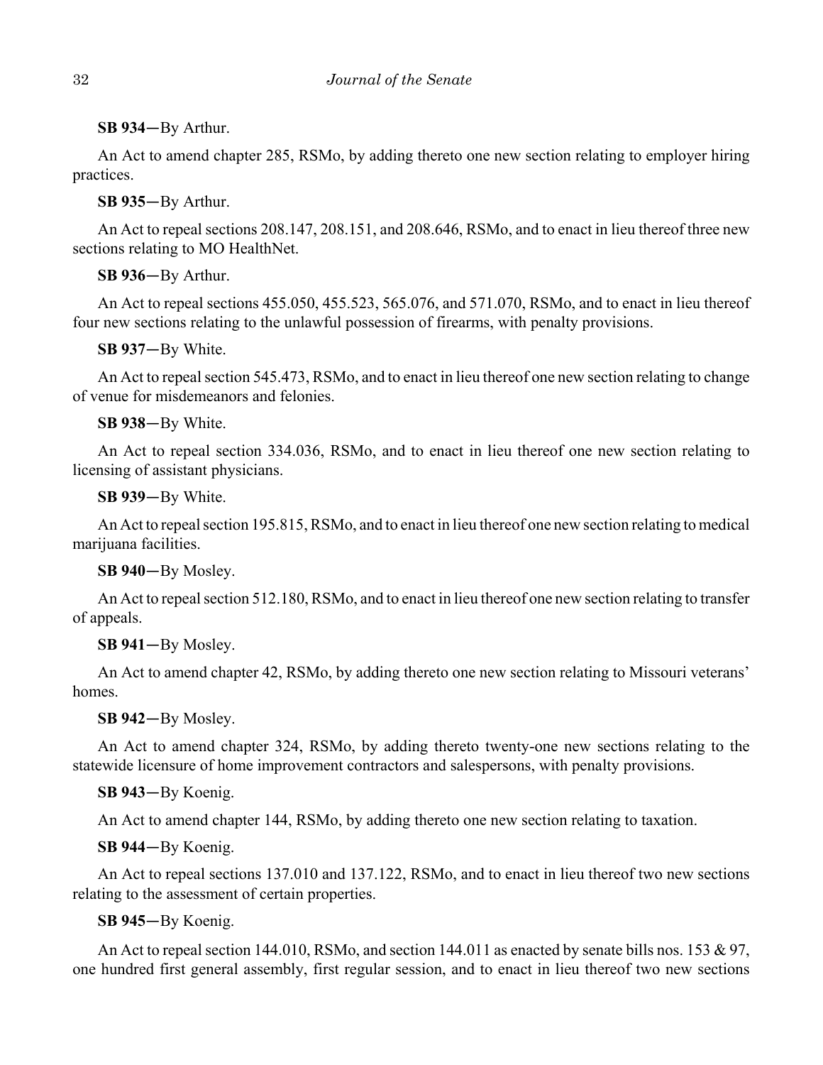**SB 934**—By Arthur.

An Act to amend chapter 285, RSMo, by adding thereto one new section relating to employer hiring practices.

**SB 935**—By Arthur.

An Act to repeal sections 208.147, 208.151, and 208.646, RSMo, and to enact in lieu thereof three new sections relating to MO HealthNet.

**SB 936**—By Arthur.

An Act to repeal sections 455.050, 455.523, 565.076, and 571.070, RSMo, and to enact in lieu thereof four new sections relating to the unlawful possession of firearms, with penalty provisions.

**SB 937**—By White.

An Act to repeal section 545.473, RSMo, and to enact in lieu thereof one new section relating to change of venue for misdemeanors and felonies.

**SB 938**—By White.

An Act to repeal section 334.036, RSMo, and to enact in lieu thereof one new section relating to licensing of assistant physicians.

**SB 939**—By White.

An Act to repeal section 195.815, RSMo, and to enact in lieu thereof one new section relating to medical marijuana facilities.

**SB 940**—By Mosley.

An Act to repeal section 512.180, RSMo, and to enact in lieu thereof one new section relating to transfer of appeals.

**SB 941**—By Mosley.

An Act to amend chapter 42, RSMo, by adding thereto one new section relating to Missouri veterans' homes.

**SB 942**—By Mosley.

An Act to amend chapter 324, RSMo, by adding thereto twenty-one new sections relating to the statewide licensure of home improvement contractors and salespersons, with penalty provisions.

**SB 943**—By Koenig.

An Act to amend chapter 144, RSMo, by adding thereto one new section relating to taxation.

**SB 944**—By Koenig.

An Act to repeal sections 137.010 and 137.122, RSMo, and to enact in lieu thereof two new sections relating to the assessment of certain properties.

**SB 945**—By Koenig.

An Act to repeal section 144.010, RSMo, and section 144.011 as enacted by senate bills nos. 153 & 97, one hundred first general assembly, first regular session, and to enact in lieu thereof two new sections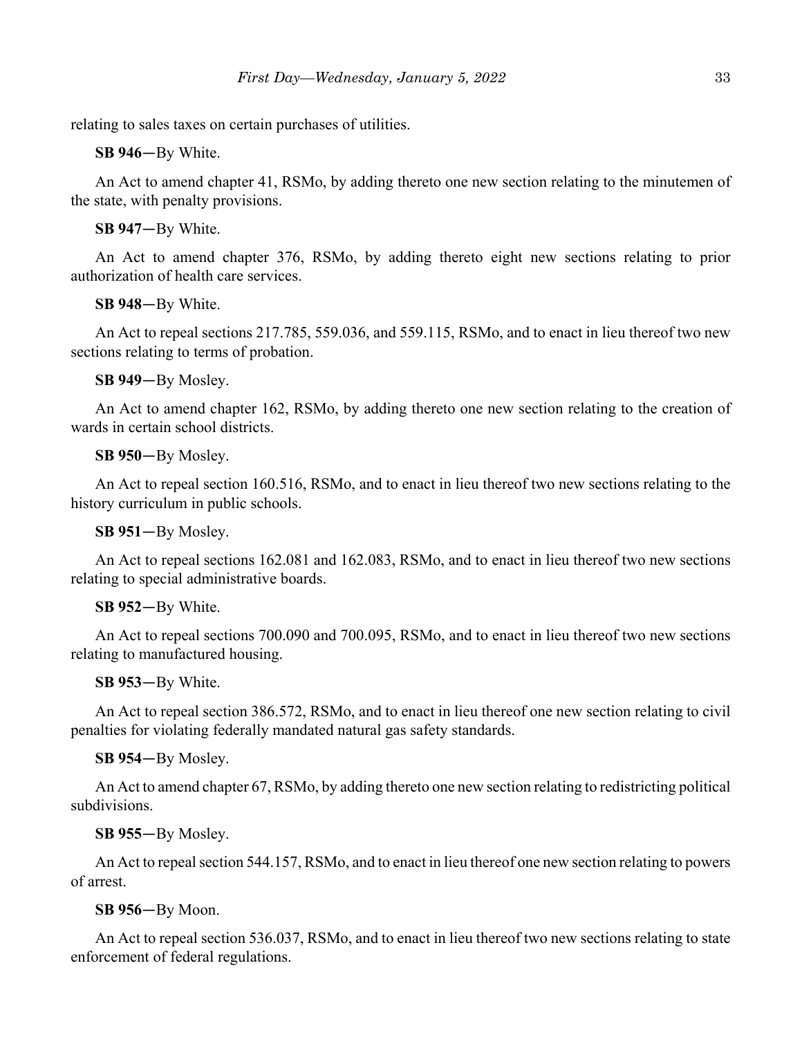relating to sales taxes on certain purchases of utilities.

**SB 946**—By White.

An Act to amend chapter 41, RSMo, by adding thereto one new section relating to the minutemen of the state, with penalty provisions.

**SB 947**—By White.

An Act to amend chapter 376, RSMo, by adding thereto eight new sections relating to prior authorization of health care services.

**SB 948**—By White.

An Act to repeal sections 217.785, 559.036, and 559.115, RSMo, and to enact in lieu thereof two new sections relating to terms of probation.

**SB 949**—By Mosley.

An Act to amend chapter 162, RSMo, by adding thereto one new section relating to the creation of wards in certain school districts.

**SB 950**—By Mosley.

An Act to repeal section 160.516, RSMo, and to enact in lieu thereof two new sections relating to the history curriculum in public schools.

**SB 951**—By Mosley.

An Act to repeal sections 162.081 and 162.083, RSMo, and to enact in lieu thereof two new sections relating to special administrative boards.

**SB 952**—By White.

An Act to repeal sections 700.090 and 700.095, RSMo, and to enact in lieu thereof two new sections relating to manufactured housing.

**SB 953**—By White.

An Act to repeal section 386.572, RSMo, and to enact in lieu thereof one new section relating to civil penalties for violating federally mandated natural gas safety standards.

**SB 954**—By Mosley.

An Act to amend chapter 67, RSMo, by adding thereto one new section relating to redistricting political subdivisions.

**SB 955**—By Mosley.

An Act to repeal section 544.157, RSMo, and to enact in lieu thereof one new section relating to powers of arrest.

**SB 956**—By Moon.

An Act to repeal section 536.037, RSMo, and to enact in lieu thereof two new sections relating to state enforcement of federal regulations.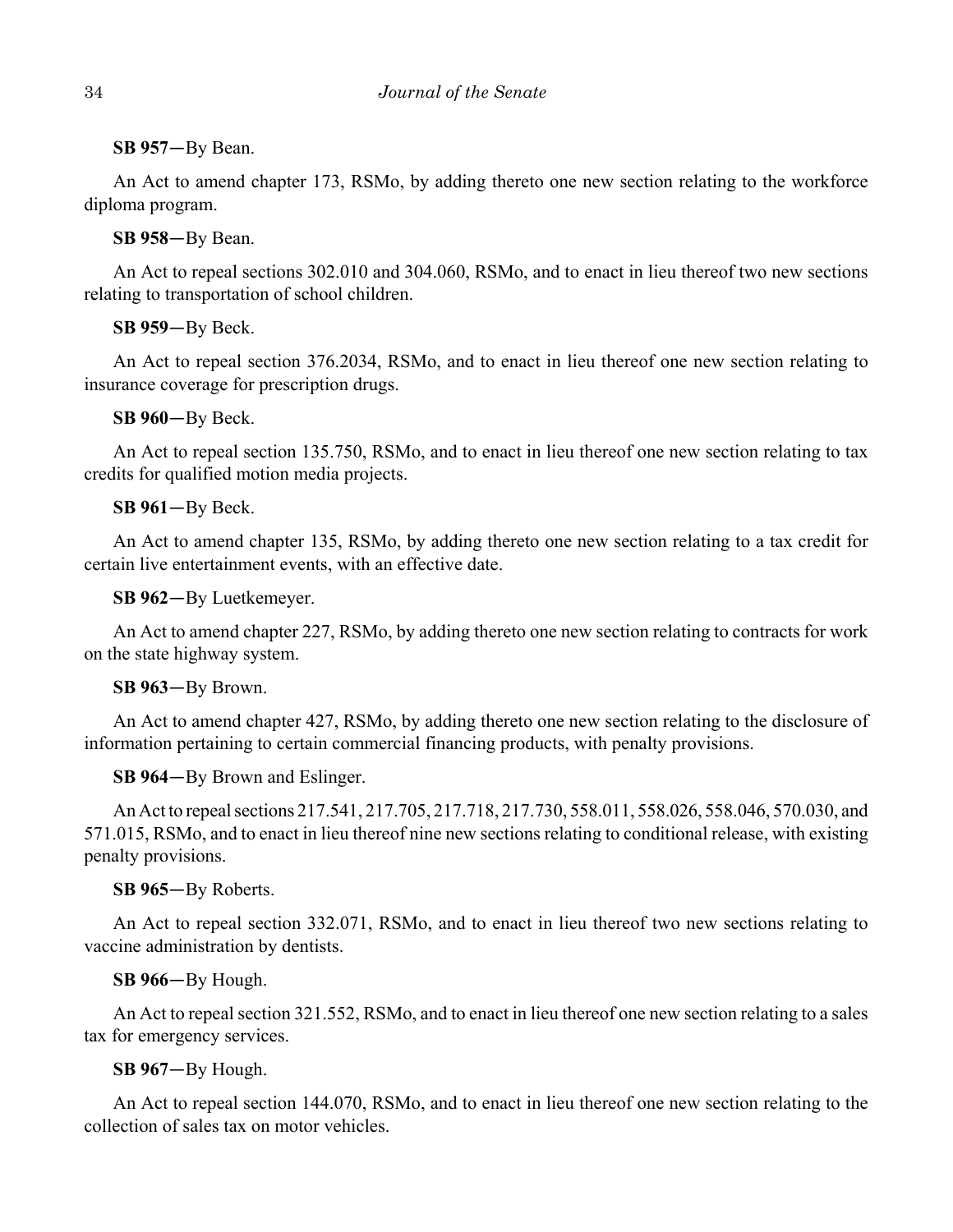**SB 957**—By Bean.

An Act to amend chapter 173, RSMo, by adding thereto one new section relating to the workforce diploma program.

**SB 958**—By Bean.

An Act to repeal sections 302.010 and 304.060, RSMo, and to enact in lieu thereof two new sections relating to transportation of school children.

**SB 959**—By Beck.

An Act to repeal section 376.2034, RSMo, and to enact in lieu thereof one new section relating to insurance coverage for prescription drugs.

**SB 960**—By Beck.

An Act to repeal section 135.750, RSMo, and to enact in lieu thereof one new section relating to tax credits for qualified motion media projects.

**SB 961**—By Beck.

An Act to amend chapter 135, RSMo, by adding thereto one new section relating to a tax credit for certain live entertainment events, with an effective date.

**SB 962**—By Luetkemeyer.

An Act to amend chapter 227, RSMo, by adding thereto one new section relating to contracts for work on the state highway system.

**SB 963**—By Brown.

An Act to amend chapter 427, RSMo, by adding thereto one new section relating to the disclosure of information pertaining to certain commercial financing products, with penalty provisions.

**SB 964**—By Brown and Eslinger.

An Act to repeal sections 217.541, 217.705, 217.718, 217.730, 558.011, 558.026, 558.046, 570.030, and 571.015, RSMo, and to enact in lieu thereof nine new sections relating to conditional release, with existing penalty provisions.

**SB 965**—By Roberts.

An Act to repeal section 332.071, RSMo, and to enact in lieu thereof two new sections relating to vaccine administration by dentists.

**SB 966**—By Hough.

An Act to repeal section 321.552, RSMo, and to enact in lieu thereof one new section relating to a sales tax for emergency services.

**SB 967**—By Hough.

An Act to repeal section 144.070, RSMo, and to enact in lieu thereof one new section relating to the collection of sales tax on motor vehicles.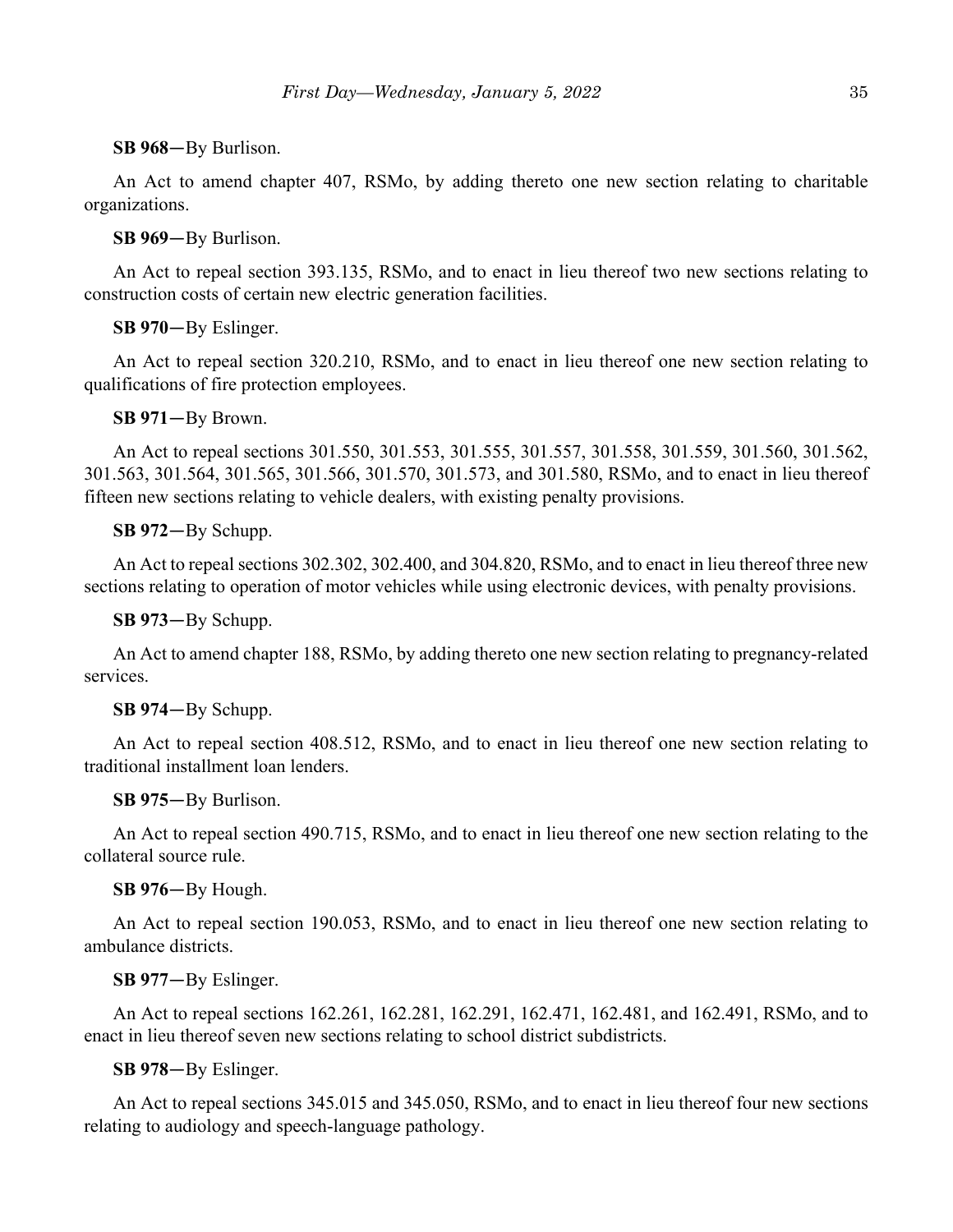**SB 968**—By Burlison.

An Act to amend chapter 407, RSMo, by adding thereto one new section relating to charitable organizations.

**SB 969**—By Burlison.

An Act to repeal section 393.135, RSMo, and to enact in lieu thereof two new sections relating to construction costs of certain new electric generation facilities.

**SB 970**—By Eslinger.

An Act to repeal section 320.210, RSMo, and to enact in lieu thereof one new section relating to qualifications of fire protection employees.

**SB 971**—By Brown.

An Act to repeal sections 301.550, 301.553, 301.555, 301.557, 301.558, 301.559, 301.560, 301.562, 301.563, 301.564, 301.565, 301.566, 301.570, 301.573, and 301.580, RSMo, and to enact in lieu thereof fifteen new sections relating to vehicle dealers, with existing penalty provisions.

**SB 972**—By Schupp.

An Act to repeal sections 302.302, 302.400, and 304.820, RSMo, and to enact in lieu thereof three new sections relating to operation of motor vehicles while using electronic devices, with penalty provisions.

**SB 973**—By Schupp.

An Act to amend chapter 188, RSMo, by adding thereto one new section relating to pregnancy-related services.

**SB 974**—By Schupp.

An Act to repeal section 408.512, RSMo, and to enact in lieu thereof one new section relating to traditional installment loan lenders.

**SB 975**—By Burlison.

An Act to repeal section 490.715, RSMo, and to enact in lieu thereof one new section relating to the collateral source rule.

**SB 976**—By Hough.

An Act to repeal section 190.053, RSMo, and to enact in lieu thereof one new section relating to ambulance districts.

**SB 977**—By Eslinger.

An Act to repeal sections 162.261, 162.281, 162.291, 162.471, 162.481, and 162.491, RSMo, and to enact in lieu thereof seven new sections relating to school district subdistricts.

**SB 978**—By Eslinger.

An Act to repeal sections 345.015 and 345.050, RSMo, and to enact in lieu thereof four new sections relating to audiology and speech-language pathology.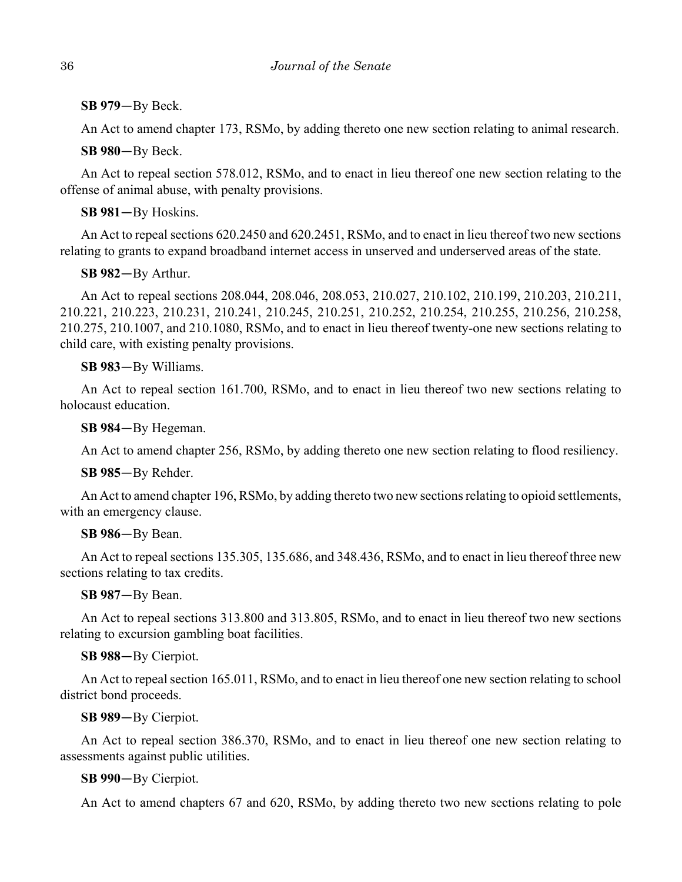**SB 979**—By Beck.

An Act to amend chapter 173, RSMo, by adding thereto one new section relating to animal research.

**SB 980**—By Beck.

An Act to repeal section 578.012, RSMo, and to enact in lieu thereof one new section relating to the offense of animal abuse, with penalty provisions.

**SB 981**—By Hoskins.

An Act to repeal sections 620.2450 and 620.2451, RSMo, and to enact in lieu thereof two new sections relating to grants to expand broadband internet access in unserved and underserved areas of the state.

**SB 982**—By Arthur.

An Act to repeal sections 208.044, 208.046, 208.053, 210.027, 210.102, 210.199, 210.203, 210.211, 210.221, 210.223, 210.231, 210.241, 210.245, 210.251, 210.252, 210.254, 210.255, 210.256, 210.258, 210.275, 210.1007, and 210.1080, RSMo, and to enact in lieu thereof twenty-one new sections relating to child care, with existing penalty provisions.

**SB 983**—By Williams.

An Act to repeal section 161.700, RSMo, and to enact in lieu thereof two new sections relating to holocaust education.

**SB 984**—By Hegeman.

An Act to amend chapter 256, RSMo, by adding thereto one new section relating to flood resiliency.

**SB 985**—By Rehder.

An Act to amend chapter 196, RSMo, by adding thereto two new sections relating to opioid settlements, with an emergency clause.

**SB 986**—By Bean.

An Act to repeal sections 135.305, 135.686, and 348.436, RSMo, and to enact in lieu thereof three new sections relating to tax credits.

**SB 987**—By Bean.

An Act to repeal sections 313.800 and 313.805, RSMo, and to enact in lieu thereof two new sections relating to excursion gambling boat facilities.

**SB 988**—By Cierpiot.

An Act to repeal section 165.011, RSMo, and to enact in lieu thereof one new section relating to school district bond proceeds.

**SB 989**—By Cierpiot.

An Act to repeal section 386.370, RSMo, and to enact in lieu thereof one new section relating to assessments against public utilities.

**SB 990**—By Cierpiot.

An Act to amend chapters 67 and 620, RSMo, by adding thereto two new sections relating to pole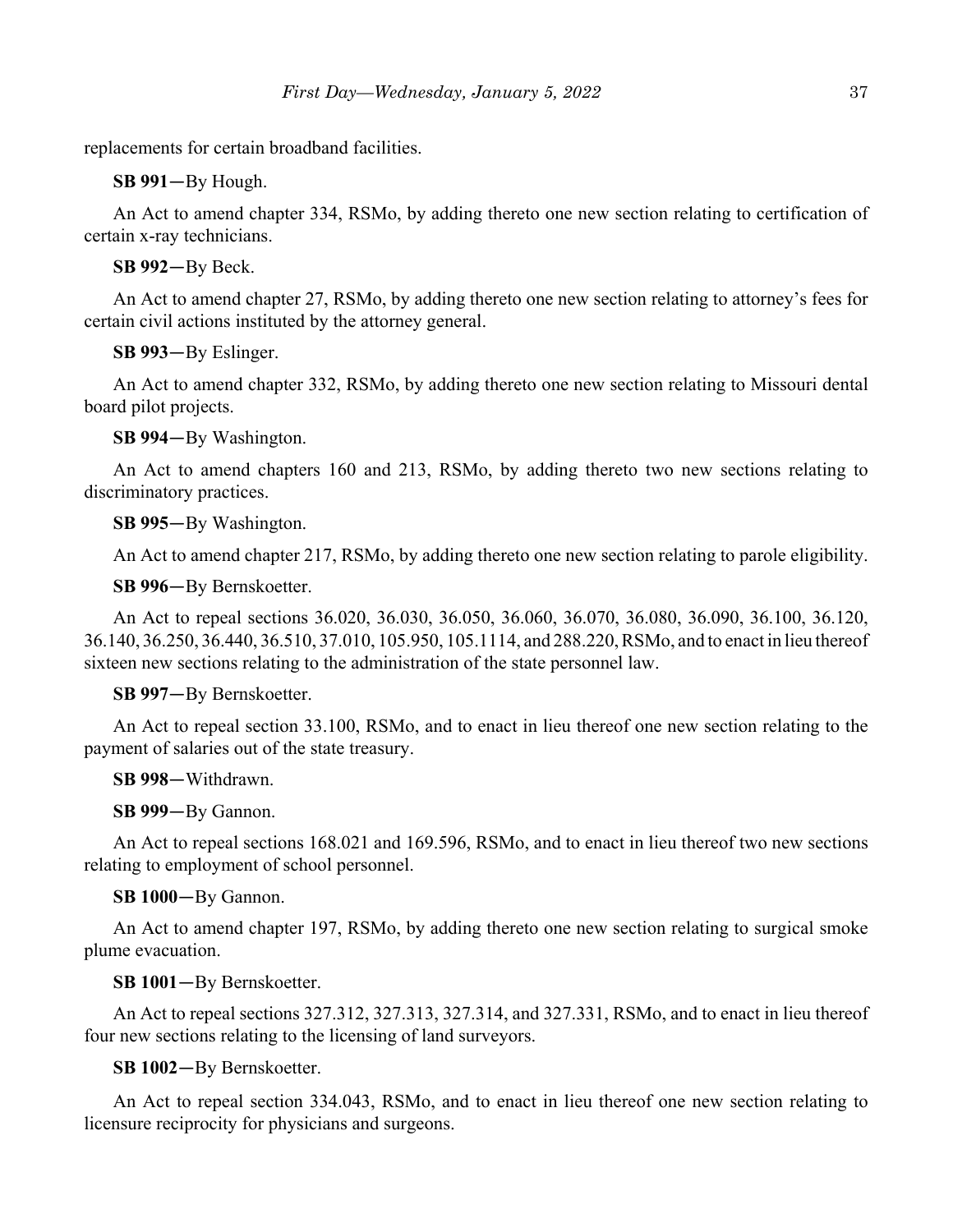replacements for certain broadband facilities.

**SB 991**—By Hough.

An Act to amend chapter 334, RSMo, by adding thereto one new section relating to certification of certain x-ray technicians.

**SB 992**—By Beck.

An Act to amend chapter 27, RSMo, by adding thereto one new section relating to attorney's fees for certain civil actions instituted by the attorney general.

**SB 993**—By Eslinger.

An Act to amend chapter 332, RSMo, by adding thereto one new section relating to Missouri dental board pilot projects.

**SB 994**—By Washington.

An Act to amend chapters 160 and 213, RSMo, by adding thereto two new sections relating to discriminatory practices.

**SB 995**—By Washington.

An Act to amend chapter 217, RSMo, by adding thereto one new section relating to parole eligibility.

**SB 996**—By Bernskoetter.

An Act to repeal sections 36.020, 36.030, 36.050, 36.060, 36.070, 36.080, 36.090, 36.100, 36.120, 36.140, 36.250, 36.440, 36.510, 37.010, 105.950, 105.1114, and 288.220, RSMo, and to enact in lieu thereof sixteen new sections relating to the administration of the state personnel law.

**SB 997**—By Bernskoetter.

An Act to repeal section 33.100, RSMo, and to enact in lieu thereof one new section relating to the payment of salaries out of the state treasury.

**SB 998**—Withdrawn.

**SB 999**—By Gannon.

An Act to repeal sections 168.021 and 169.596, RSMo, and to enact in lieu thereof two new sections relating to employment of school personnel.

**SB 1000**—By Gannon.

An Act to amend chapter 197, RSMo, by adding thereto one new section relating to surgical smoke plume evacuation.

**SB 1001**—By Bernskoetter.

An Act to repeal sections 327.312, 327.313, 327.314, and 327.331, RSMo, and to enact in lieu thereof four new sections relating to the licensing of land surveyors.

**SB 1002**—By Bernskoetter.

An Act to repeal section 334.043, RSMo, and to enact in lieu thereof one new section relating to licensure reciprocity for physicians and surgeons.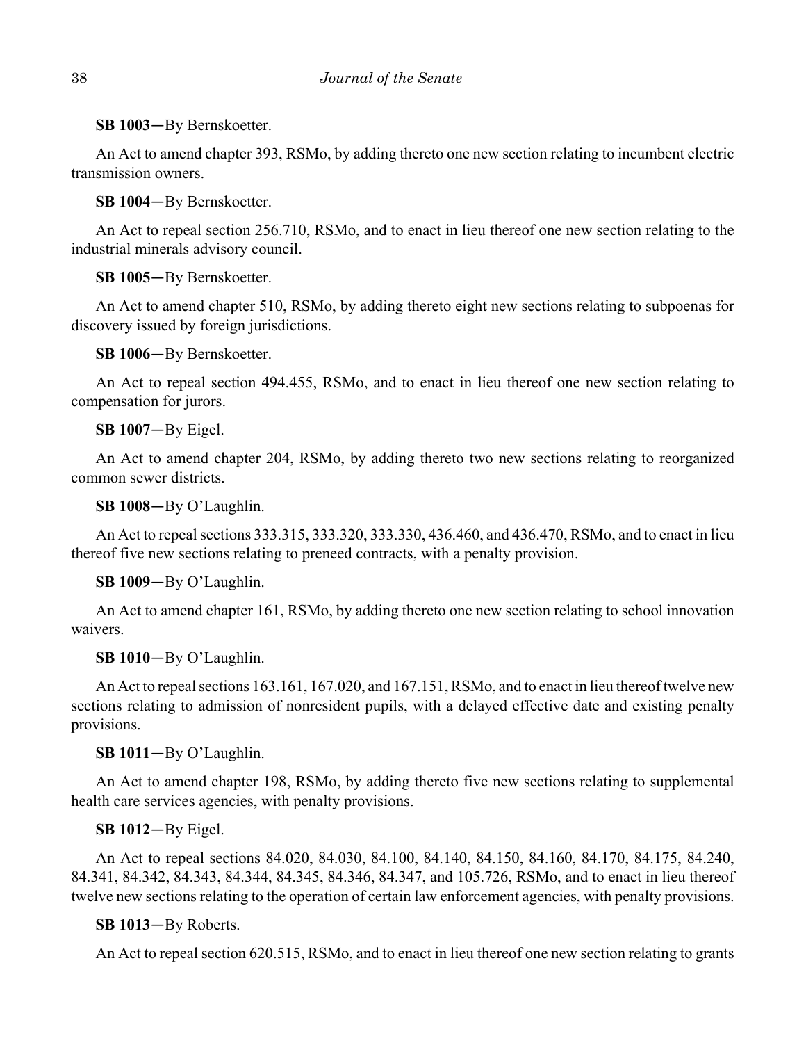**SB 1003**—By Bernskoetter.

An Act to amend chapter 393, RSMo, by adding thereto one new section relating to incumbent electric transmission owners.

**SB 1004**—By Bernskoetter.

An Act to repeal section 256.710, RSMo, and to enact in lieu thereof one new section relating to the industrial minerals advisory council.

**SB 1005**—By Bernskoetter.

An Act to amend chapter 510, RSMo, by adding thereto eight new sections relating to subpoenas for discovery issued by foreign jurisdictions.

**SB 1006**—By Bernskoetter.

An Act to repeal section 494.455, RSMo, and to enact in lieu thereof one new section relating to compensation for jurors.

**SB 1007**—By Eigel.

An Act to amend chapter 204, RSMo, by adding thereto two new sections relating to reorganized common sewer districts.

**SB 1008**—By O'Laughlin.

An Act to repeal sections 333.315, 333.320, 333.330, 436.460, and 436.470, RSMo, and to enact in lieu thereof five new sections relating to preneed contracts, with a penalty provision.

**SB 1009**—By O'Laughlin.

An Act to amend chapter 161, RSMo, by adding thereto one new section relating to school innovation waivers.

**SB 1010**—By O'Laughlin.

An Act to repeal sections 163.161, 167.020, and 167.151, RSMo, and to enact in lieu thereof twelve new sections relating to admission of nonresident pupils, with a delayed effective date and existing penalty provisions.

**SB 1011**—By O'Laughlin.

An Act to amend chapter 198, RSMo, by adding thereto five new sections relating to supplemental health care services agencies, with penalty provisions.

**SB 1012**—By Eigel.

An Act to repeal sections 84.020, 84.030, 84.100, 84.140, 84.150, 84.160, 84.170, 84.175, 84.240, 84.341, 84.342, 84.343, 84.344, 84.345, 84.346, 84.347, and 105.726, RSMo, and to enact in lieu thereof twelve new sections relating to the operation of certain law enforcement agencies, with penalty provisions.

**SB 1013**—By Roberts.

An Act to repeal section 620.515, RSMo, and to enact in lieu thereof one new section relating to grants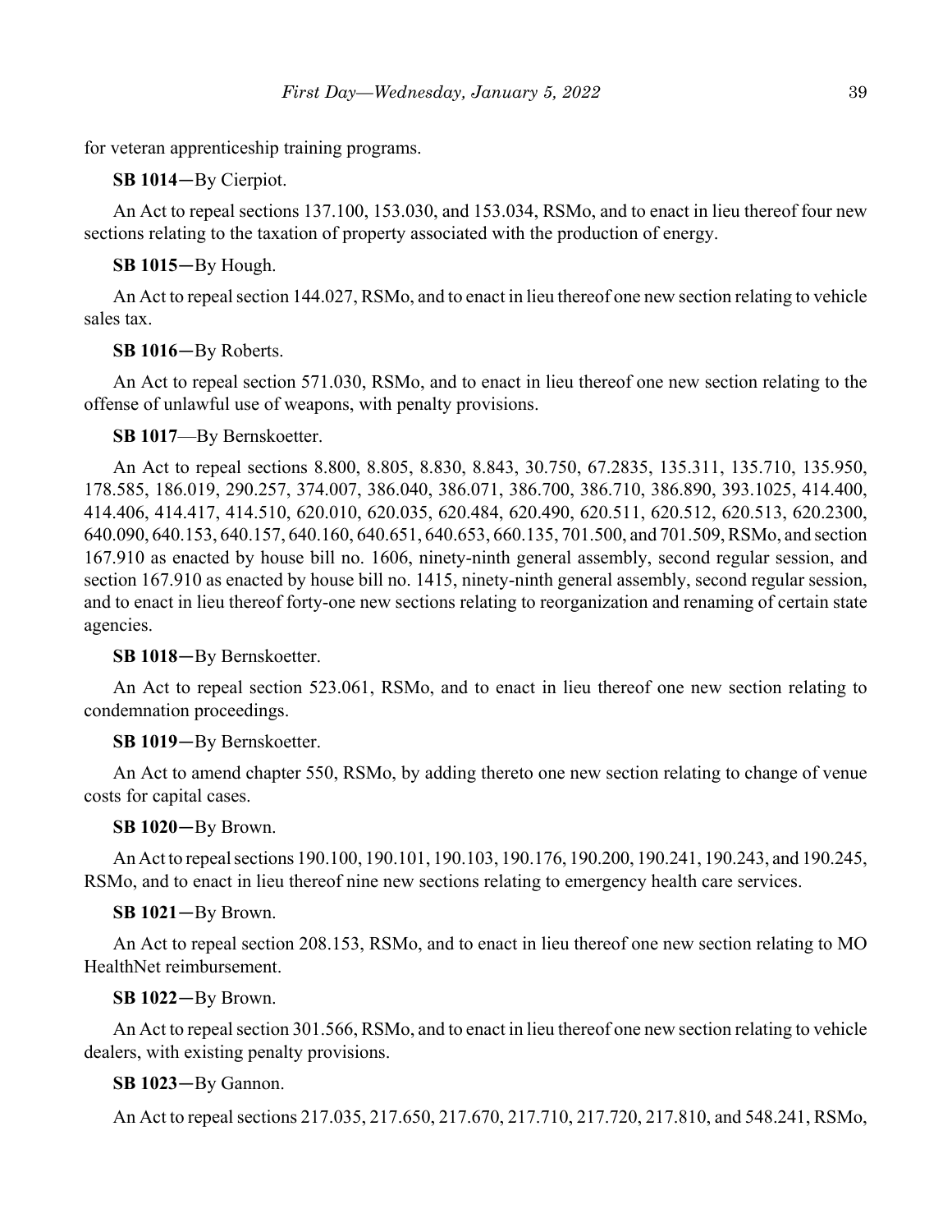for veteran apprenticeship training programs.

**SB 1014**—By Cierpiot.

An Act to repeal sections 137.100, 153.030, and 153.034, RSMo, and to enact in lieu thereof four new sections relating to the taxation of property associated with the production of energy.

**SB 1015**—By Hough.

An Act to repeal section 144.027, RSMo, and to enact in lieu thereof one new section relating to vehicle sales tax.

**SB 1016**—By Roberts.

An Act to repeal section 571.030, RSMo, and to enact in lieu thereof one new section relating to the offense of unlawful use of weapons, with penalty provisions.

**SB 1017**—By Bernskoetter.

An Act to repeal sections 8.800, 8.805, 8.830, 8.843, 30.750, 67.2835, 135.311, 135.710, 135.950, 178.585, 186.019, 290.257, 374.007, 386.040, 386.071, 386.700, 386.710, 386.890, 393.1025, 414.400, 414.406, 414.417, 414.510, 620.010, 620.035, 620.484, 620.490, 620.511, 620.512, 620.513, 620.2300, 640.090, 640.153, 640.157, 640.160, 640.651, 640.653, 660.135, 701.500, and 701.509, RSMo, and section 167.910 as enacted by house bill no. 1606, ninety-ninth general assembly, second regular session, and section 167.910 as enacted by house bill no. 1415, ninety-ninth general assembly, second regular session, and to enact in lieu thereof forty-one new sections relating to reorganization and renaming of certain state agencies.

**SB 1018**—By Bernskoetter.

An Act to repeal section 523.061, RSMo, and to enact in lieu thereof one new section relating to condemnation proceedings.

**SB 1019**—By Bernskoetter.

An Act to amend chapter 550, RSMo, by adding thereto one new section relating to change of venue costs for capital cases.

**SB 1020**—By Brown.

An Act to repeal sections 190.100, 190.101, 190.103, 190.176, 190.200, 190.241, 190.243, and 190.245, RSMo, and to enact in lieu thereof nine new sections relating to emergency health care services.

**SB 1021**—By Brown.

An Act to repeal section 208.153, RSMo, and to enact in lieu thereof one new section relating to MO HealthNet reimbursement.

**SB 1022**—By Brown.

An Act to repeal section 301.566, RSMo, and to enact in lieu thereof one new section relating to vehicle dealers, with existing penalty provisions.

**SB 1023**—By Gannon.

An Act to repeal sections 217.035, 217.650, 217.670, 217.710, 217.720, 217.810, and 548.241, RSMo,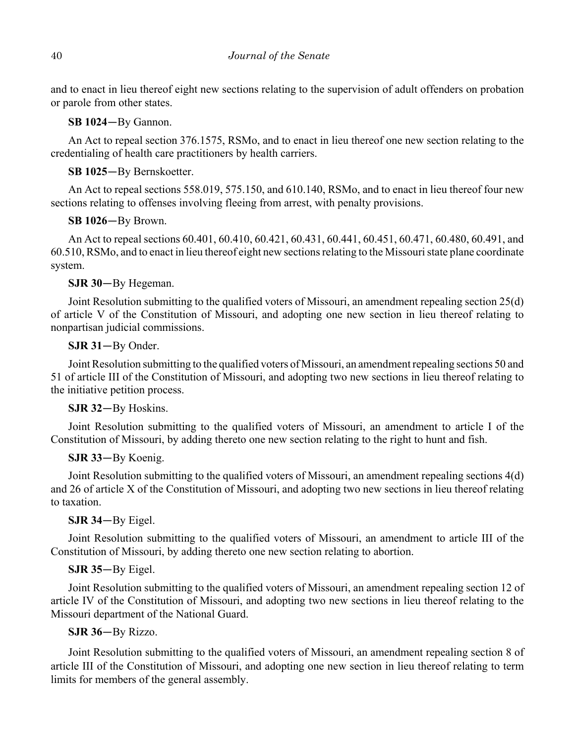and to enact in lieu thereof eight new sections relating to the supervision of adult offenders on probation or parole from other states.

**SB 1024**—By Gannon.

An Act to repeal section 376.1575, RSMo, and to enact in lieu thereof one new section relating to the credentialing of health care practitioners by health carriers.

**SB 1025**—By Bernskoetter.

An Act to repeal sections 558.019, 575.150, and 610.140, RSMo, and to enact in lieu thereof four new sections relating to offenses involving fleeing from arrest, with penalty provisions.

**SB 1026**—By Brown.

An Act to repeal sections 60.401, 60.410, 60.421, 60.431, 60.441, 60.451, 60.471, 60.480, 60.491, and 60.510, RSMo, and to enact in lieu thereof eight new sections relating to the Missouri state plane coordinate system.

**SJR 30**—By Hegeman.

Joint Resolution submitting to the qualified voters of Missouri, an amendment repealing section 25(d) of article V of the Constitution of Missouri, and adopting one new section in lieu thereof relating to nonpartisan judicial commissions.

**SJR 31**—By Onder.

Joint Resolution submitting to the qualified voters of Missouri, an amendment repealing sections 50 and 51 of article III of the Constitution of Missouri, and adopting two new sections in lieu thereof relating to the initiative petition process.

**SJR 32**—By Hoskins.

Joint Resolution submitting to the qualified voters of Missouri, an amendment to article I of the Constitution of Missouri, by adding thereto one new section relating to the right to hunt and fish.

**SJR 33**—By Koenig.

Joint Resolution submitting to the qualified voters of Missouri, an amendment repealing sections 4(d) and 26 of article X of the Constitution of Missouri, and adopting two new sections in lieu thereof relating to taxation.

**SJR 34**—By Eigel.

Joint Resolution submitting to the qualified voters of Missouri, an amendment to article III of the Constitution of Missouri, by adding thereto one new section relating to abortion.

**SJR 35**—By Eigel.

Joint Resolution submitting to the qualified voters of Missouri, an amendment repealing section 12 of article IV of the Constitution of Missouri, and adopting two new sections in lieu thereof relating to the Missouri department of the National Guard.

**SJR 36**—By Rizzo.

Joint Resolution submitting to the qualified voters of Missouri, an amendment repealing section 8 of article III of the Constitution of Missouri, and adopting one new section in lieu thereof relating to term limits for members of the general assembly.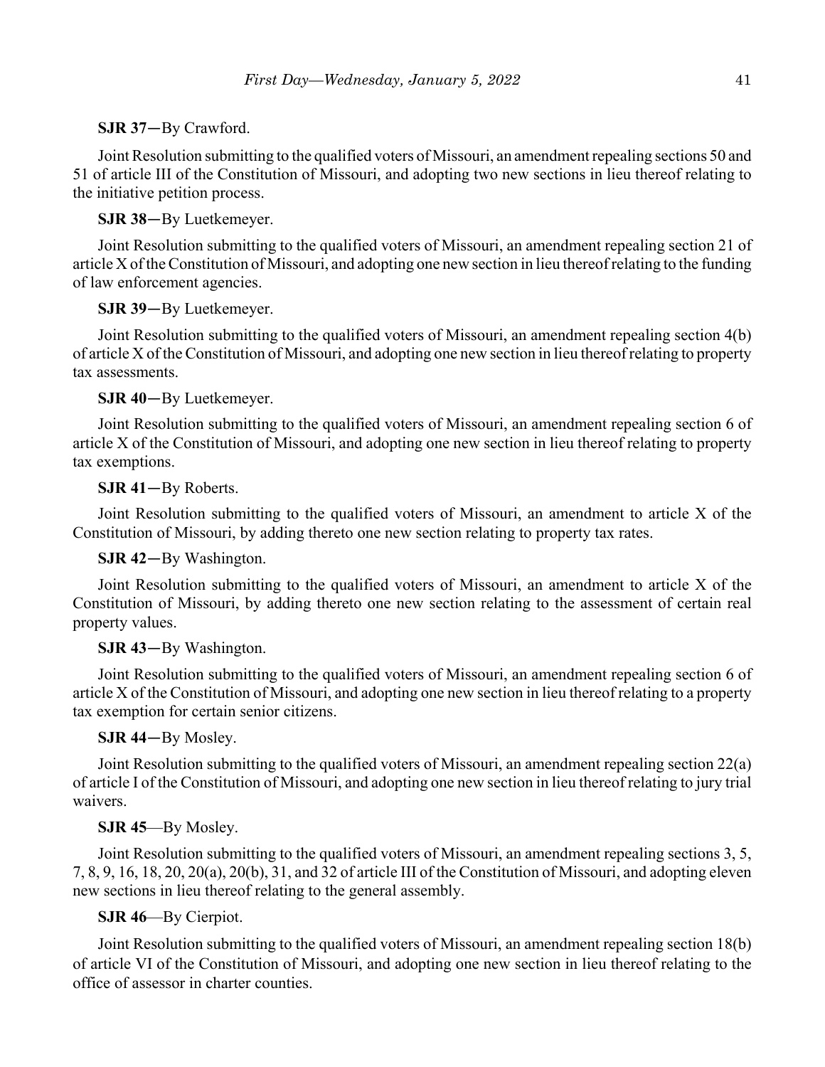**SJR 37**—By Crawford.

Joint Resolution submitting to the qualified voters of Missouri, an amendment repealing sections 50 and 51 of article III of the Constitution of Missouri, and adopting two new sections in lieu thereof relating to the initiative petition process.

**SJR 38**—By Luetkemeyer.

Joint Resolution submitting to the qualified voters of Missouri, an amendment repealing section 21 of article X of the Constitution of Missouri, and adopting one new section in lieu thereof relating to the funding of law enforcement agencies.

**SJR 39**—By Luetkemeyer.

Joint Resolution submitting to the qualified voters of Missouri, an amendment repealing section 4(b) of article X of the Constitution of Missouri, and adopting one new section in lieu thereof relating to property tax assessments.

**SJR 40**—By Luetkemeyer.

Joint Resolution submitting to the qualified voters of Missouri, an amendment repealing section 6 of article X of the Constitution of Missouri, and adopting one new section in lieu thereof relating to property tax exemptions.

**SJR 41**—By Roberts.

Joint Resolution submitting to the qualified voters of Missouri, an amendment to article X of the Constitution of Missouri, by adding thereto one new section relating to property tax rates.

**SJR 42**—By Washington.

Joint Resolution submitting to the qualified voters of Missouri, an amendment to article X of the Constitution of Missouri, by adding thereto one new section relating to the assessment of certain real property values.

**SJR 43**—By Washington.

Joint Resolution submitting to the qualified voters of Missouri, an amendment repealing section 6 of article X of the Constitution of Missouri, and adopting one new section in lieu thereof relating to a property tax exemption for certain senior citizens.

**SJR 44**—By Mosley.

Joint Resolution submitting to the qualified voters of Missouri, an amendment repealing section 22(a) of article I of the Constitution of Missouri, and adopting one new section in lieu thereof relating to jury trial waivers.

**SJR 45**—By Mosley.

Joint Resolution submitting to the qualified voters of Missouri, an amendment repealing sections 3, 5, 7, 8, 9, 16, 18, 20, 20(a), 20(b), 31, and 32 of article III of the Constitution of Missouri, and adopting eleven new sections in lieu thereof relating to the general assembly.

**SJR 46**—By Cierpiot.

Joint Resolution submitting to the qualified voters of Missouri, an amendment repealing section 18(b) of article VI of the Constitution of Missouri, and adopting one new section in lieu thereof relating to the office of assessor in charter counties.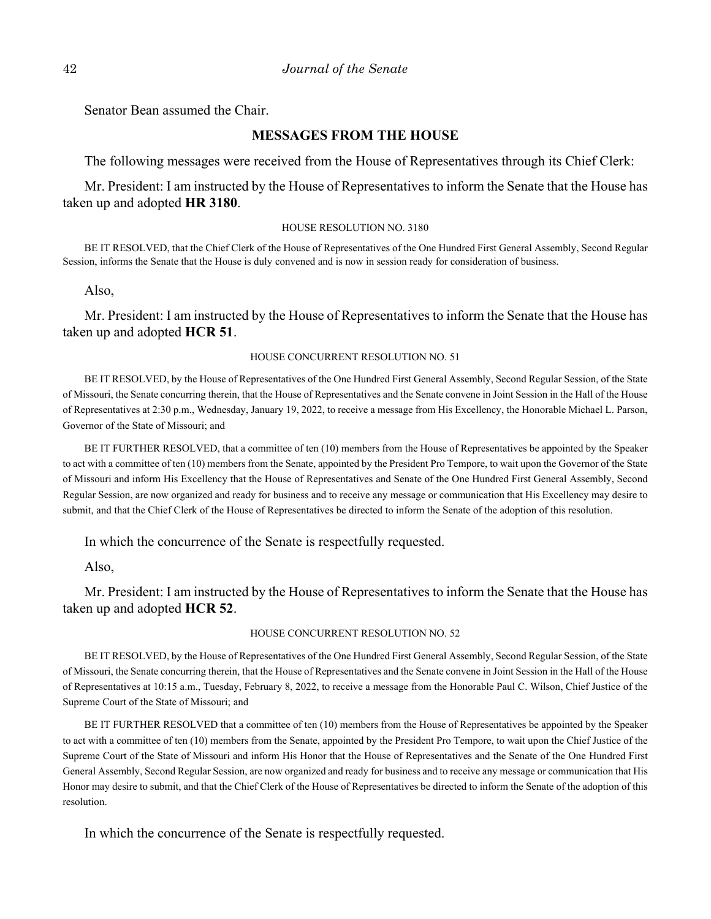Senator Bean assumed the Chair.

## MESSAGES FROM THE HOUSE

The following messages were received from the House of Representatives through its Chief Clerk:

Mr. President: I am instructed by the House of Representatives to inform the Senate that the House has taken up and adopted **HR 3180**.

HOUSE RESOLUTION NO. 3180

BE IT RESOLVED, that the Chief Clerk of the House of Representatives of the One Hundred First General Assembly, Second Regular Session, informs the Senate that the House is duly convened and is now in session ready for consideration of business.

Also,

Mr. President: I am instructed by the House of Representatives to inform the Senate that the House has taken up and adopted **HCR 51**.

HOUSE CONCURRENT RESOLUTION NO. 51

BE IT RESOLVED, by the House of Representatives of the One Hundred First General Assembly, Second Regular Session, of the State of Missouri, the Senate concurring therein, that the House of Representatives and the Senate convene in Joint Session in the Hall of the House of Representatives at 2:30 p.m., Wednesday, January 19, 2022, to receive a message from His Excellency, the Honorable Michael L. Parson, Governor of the State of Missouri; and

BE IT FURTHER RESOLVED, that a committee of ten (10) members from the House of Representatives be appointed by the Speaker to act with a committee of ten (10) members from the Senate, appointed by the President Pro Tempore, to wait upon the Governor of the State of Missouri and inform His Excellency that the House of Representatives and Senate of the One Hundred First General Assembly, Second Regular Session, are now organized and ready for business and to receive any message or communication that His Excellency may desire to submit, and that the Chief Clerk of the House of Representatives be directed to inform the Senate of the adoption of this resolution.

In which the concurrence of the Senate is respectfully requested.

Also,

Mr. President: I am instructed by the House of Representatives to inform the Senate that the House has taken up and adopted **HCR 52**.

HOUSE CONCURRENT RESOLUTION NO. 52

BE IT RESOLVED, by the House of Representatives of the One Hundred First General Assembly, Second Regular Session, of the State of Missouri, the Senate concurring therein, that the House of Representatives and the Senate convene in Joint Session in the Hall of the House of Representatives at 10:15 a.m., Tuesday, February 8, 2022, to receive a message from the Honorable Paul C. Wilson, Chief Justice of the Supreme Court of the State of Missouri; and

BE IT FURTHER RESOLVED that a committee of ten (10) members from the House of Representatives be appointed by the Speaker to act with a committee of ten (10) members from the Senate, appointed by the President Pro Tempore, to wait upon the Chief Justice of the Supreme Court of the State of Missouri and inform His Honor that the House of Representatives and the Senate of the One Hundred First General Assembly, Second Regular Session, are now organized and ready for business and to receive any message or communication that His Honor may desire to submit, and that the Chief Clerk of the House of Representatives be directed to inform the Senate of the adoption of this resolution.

In which the concurrence of the Senate is respectfully requested.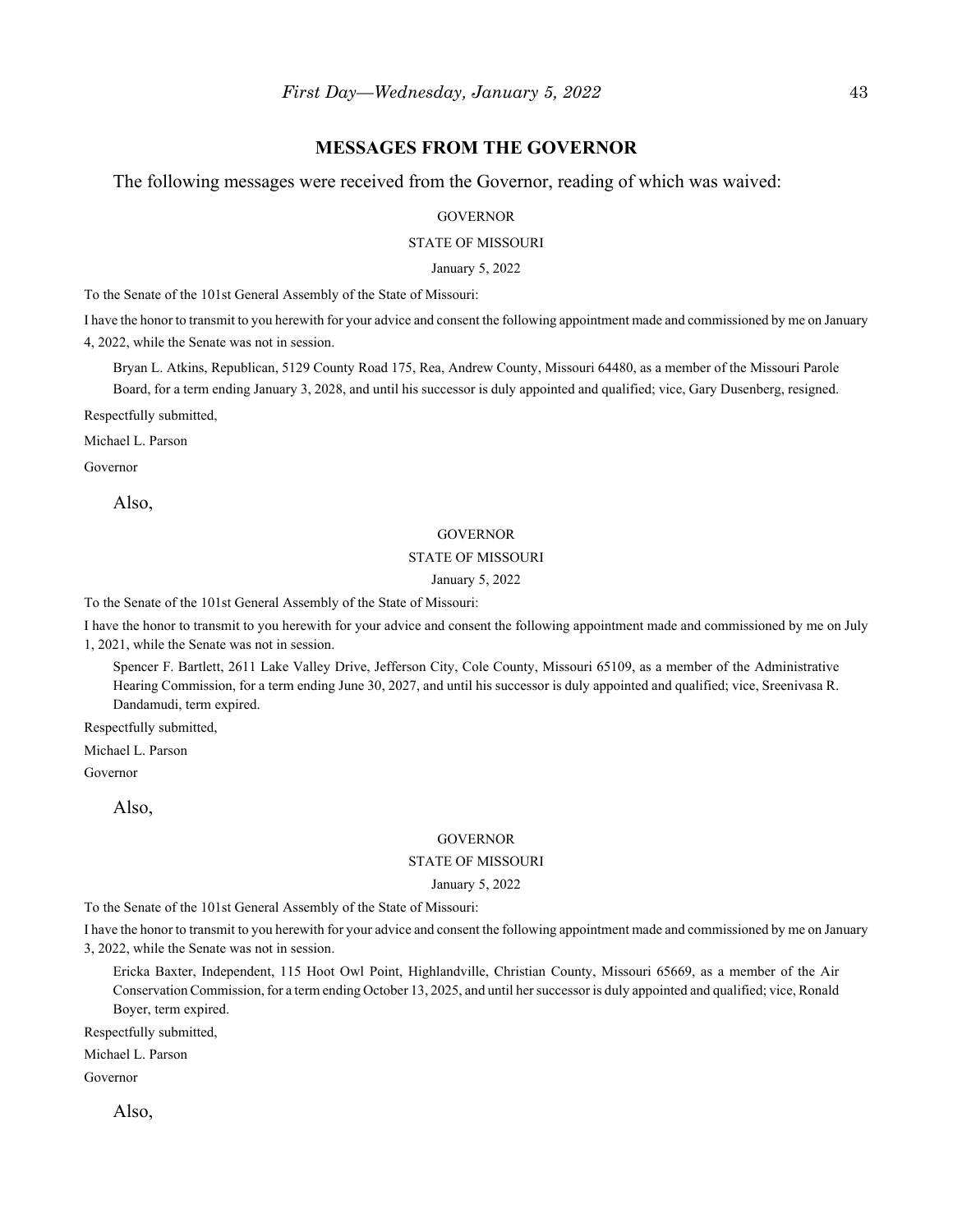## MESSAGES FROM THE GOVERNOR

The following messages were received from the Governor, reading of which was waived:

GOVERNOR

STATE OF MISSOURI

January 5, 2022

To the Senate of the 101st General Assembly of the State of Missouri:

I have the honor to transmit to you herewith for your advice and consent the following appointment made and commissioned by me on January 4, 2022, while the Senate was not in session.

Bryan L. Atkins, Republican, 5129 County Road 175, Rea, Andrew County, Missouri 64480, as a member of the Missouri Parole Board, for a term ending January 3, 2028, and until his successor is duly appointed and qualified; vice, Gary Dusenberg, resigned.

Respectfully submitted,

Michael L. Parson

Governor

Also,

GOVERNOR

STATE OF MISSOURI

January 5, 2022

To the Senate of the 101st General Assembly of the State of Missouri:

I have the honor to transmit to you herewith for your advice and consent the following appointment made and commissioned by me on July 1, 2021, while the Senate was not in session.

Spencer F. Bartlett, 2611 Lake Valley Drive, Jefferson City, Cole County, Missouri 65109, as a member of the Administrative Hearing Commission, for a term ending June 30, 2027, and until his successor is duly appointed and qualified; vice, Sreenivasa R. Dandamudi, term expired.

Respectfully submitted,

Michael L. Parson

Governor

Also,

GOVERNOR

STATE OF MISSOURI

January 5, 2022

To the Senate of the 101st General Assembly of the State of Missouri:

I have the honor to transmit to you herewith for your advice and consent the following appointment made and commissioned by me on January 3, 2022, while the Senate was not in session.

Ericka Baxter, Independent, 115 Hoot Owl Point, Highlandville, Christian County, Missouri 65669, as a member of the Air Conservation Commission, for a term ending October 13, 2025, and until her successor is duly appointed and qualified; vice, Ronald Boyer, term expired.

Respectfully submitted,

Michael L. Parson

Governor

Also,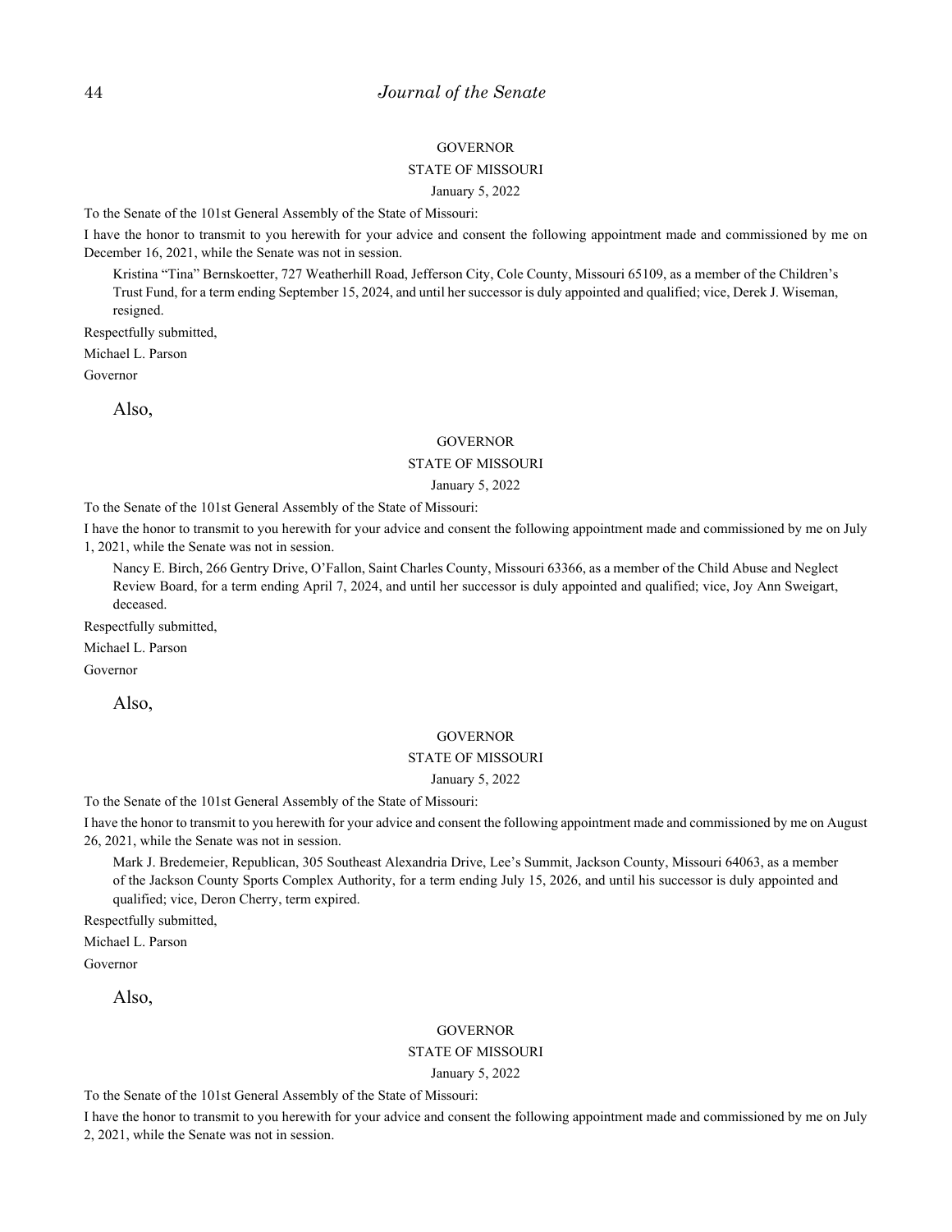GOVERNOR

STATE OF MISSOURI

January 5, 2022

To the Senate of the 101st General Assembly of the State of Missouri:

I have the honor to transmit to you herewith for your advice and consent the following appointment made and commissioned by me on December 16, 2021, while the Senate was not in session.

Kristina "Tina" Bernskoetter, 727 Weatherhill Road, Jefferson City, Cole County, Missouri 65109, as a member of the Children's Trust Fund, for a term ending September 15, 2024, and until her successor is duly appointed and qualified; vice, Derek J. Wiseman, resigned.

Respectfully submitted,

Michael L. Parson

Governor

Also,

GOVERNOR

STATE OF MISSOURI

January 5, 2022

To the Senate of the 101st General Assembly of the State of Missouri:

I have the honor to transmit to you herewith for your advice and consent the following appointment made and commissioned by me on July 1, 2021, while the Senate was not in session.

Nancy E. Birch, 266 Gentry Drive, O'Fallon, Saint Charles County, Missouri 63366, as a member of the Child Abuse and Neglect Review Board, for a term ending April 7, 2024, and until her successor is duly appointed and qualified; vice, Joy Ann Sweigart, deceased.

Respectfully submitted,

Michael L. Parson

Governor

Also,

GOVERNOR

STATE OF MISSOURI

January 5, 2022

To the Senate of the 101st General Assembly of the State of Missouri:

I have the honor to transmit to you herewith for your advice and consent the following appointment made and commissioned by me on August 26, 2021, while the Senate was not in session.

Mark J. Bredemeier, Republican, 305 Southeast Alexandria Drive, Lee's Summit, Jackson County, Missouri 64063, as a member of the Jackson County Sports Complex Authority, for a term ending July 15, 2026, and until his successor is duly appointed and qualified; vice, Deron Cherry, term expired.

Respectfully submitted,

Michael L. Parson

Governor

Also,

GOVERNOR

STATE OF MISSOURI

January 5, 2022

To the Senate of the 101st General Assembly of the State of Missouri:

I have the honor to transmit to you herewith for your advice and consent the following appointment made and commissioned by me on July 2, 2021, while the Senate was not in session.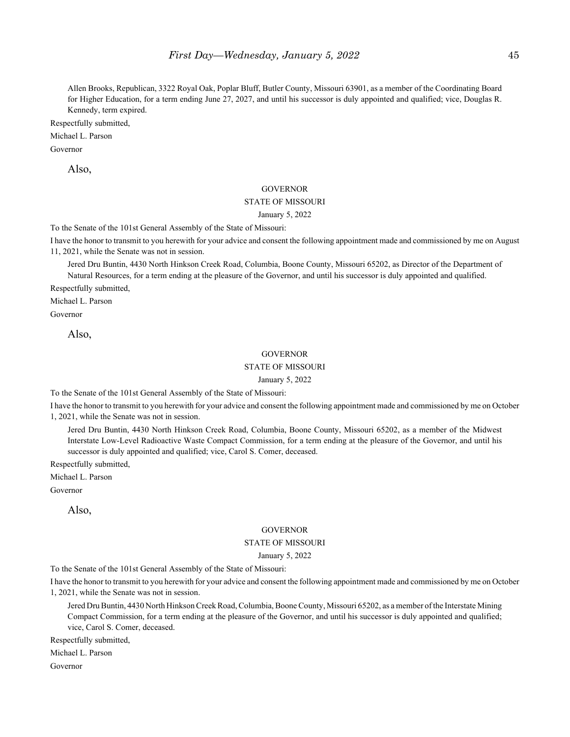Allen Brooks, Republican, 3322 Royal Oak, Poplar Bluff, Butler County, Missouri 63901, as a member of the Coordinating Board for Higher Education, for a term ending June 27, 2027, and until his successor is duly appointed and qualified; vice, Douglas R. Kennedy, term expired.

Respectfully submitted,

Michael L. Parson

Governor

Also,

GOVERNOR

STATE OF MISSOURI

January 5, 2022

To the Senate of the 101st General Assembly of the State of Missouri:

I have the honor to transmit to you herewith for your advice and consent the following appointment made and commissioned by me on August 11, 2021, while the Senate was not in session.

Jered Dru Buntin, 4430 North Hinkson Creek Road, Columbia, Boone County, Missouri 65202, as Director of the Department of Natural Resources, for a term ending at the pleasure of the Governor, and until his successor is duly appointed and qualified.

Respectfully submitted,

Michael L. Parson

Governor

Also,

GOVERNOR

STATE OF MISSOURI

January 5, 2022

To the Senate of the 101st General Assembly of the State of Missouri:

I have the honor to transmit to you herewith for your advice and consent the following appointment made and commissioned by me on October 1, 2021, while the Senate was not in session.

Jered Dru Buntin, 4430 North Hinkson Creek Road, Columbia, Boone County, Missouri 65202, as a member of the Midwest Interstate Low-Level Radioactive Waste Compact Commission, for a term ending at the pleasure of the Governor, and until his successor is duly appointed and qualified; vice, Carol S. Comer, deceased.

Respectfully submitted,

Michael L. Parson

Governor

Also,

GOVERNOR

STATE OF MISSOURI

January 5, 2022

To the Senate of the 101st General Assembly of the State of Missouri:

I have the honor to transmit to you herewith for your advice and consent the following appointment made and commissioned by me on October 1, 2021, while the Senate was not in session.

Jered Dru Buntin, 4430 North Hinkson Creek Road, Columbia, Boone County, Missouri 65202, as a member of the Interstate Mining Compact Commission, for a term ending at the pleasure of the Governor, and until his successor is duly appointed and qualified; vice, Carol S. Comer, deceased.

Respectfully submitted,

Michael L. Parson

Governor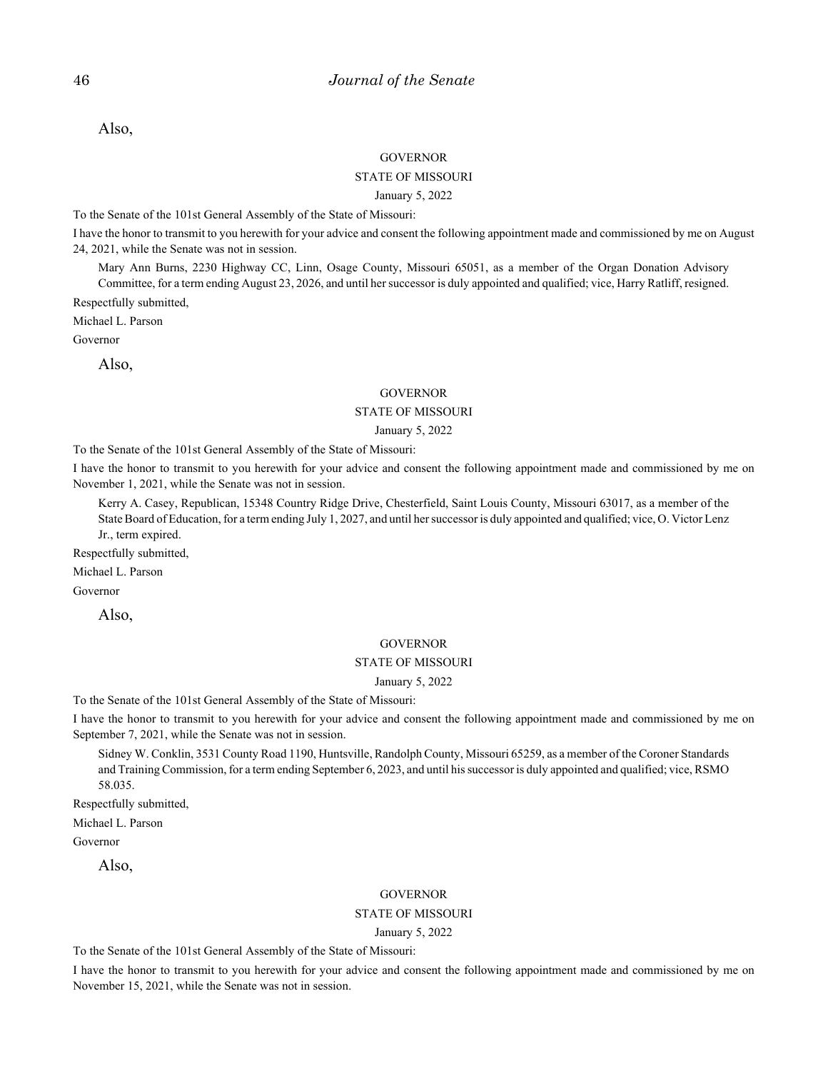Also,

GOVERNOR

STATE OF MISSOURI

January 5, 2022

To the Senate of the 101st General Assembly of the State of Missouri:

I have the honor to transmit to you herewith for your advice and consent the following appointment made and commissioned by me on August 24, 2021, while the Senate was not in session.

Mary Ann Burns, 2230 Highway CC, Linn, Osage County, Missouri 65051, as a member of the Organ Donation Advisory Committee, for a term ending August 23, 2026, and until her successor is duly appointed and qualified; vice, Harry Ratliff, resigned.

Respectfully submitted,

Michael L. Parson

Governor

Also,

GOVERNOR

STATE OF MISSOURI

January 5, 2022

To the Senate of the 101st General Assembly of the State of Missouri:

I have the honor to transmit to you herewith for your advice and consent the following appointment made and commissioned by me on November 1, 2021, while the Senate was not in session.

Kerry A. Casey, Republican, 15348 Country Ridge Drive, Chesterfield, Saint Louis County, Missouri 63017, as a member of the State Board of Education, for a term ending July 1, 2027, and until her successor is duly appointed and qualified; vice, O. Victor Lenz Jr., term expired.

Respectfully submitted,

Michael L. Parson

Governor

Also,

GOVERNOR

STATE OF MISSOURI

January 5, 2022

To the Senate of the 101st General Assembly of the State of Missouri:

I have the honor to transmit to you herewith for your advice and consent the following appointment made and commissioned by me on September 7, 2021, while the Senate was not in session.

Sidney W. Conklin, 3531 County Road 1190, Huntsville, Randolph County, Missouri 65259, as a member of the Coroner Standards and Training Commission, for a term ending September 6, 2023, and until his successor is duly appointed and qualified; vice, RSMO 58.035.

Respectfully submitted,

Michael L. Parson

Governor

Also,

GOVERNOR

STATE OF MISSOURI

January 5, 2022

To the Senate of the 101st General Assembly of the State of Missouri:

I have the honor to transmit to you herewith for your advice and consent the following appointment made and commissioned by me on November 15, 2021, while the Senate was not in session.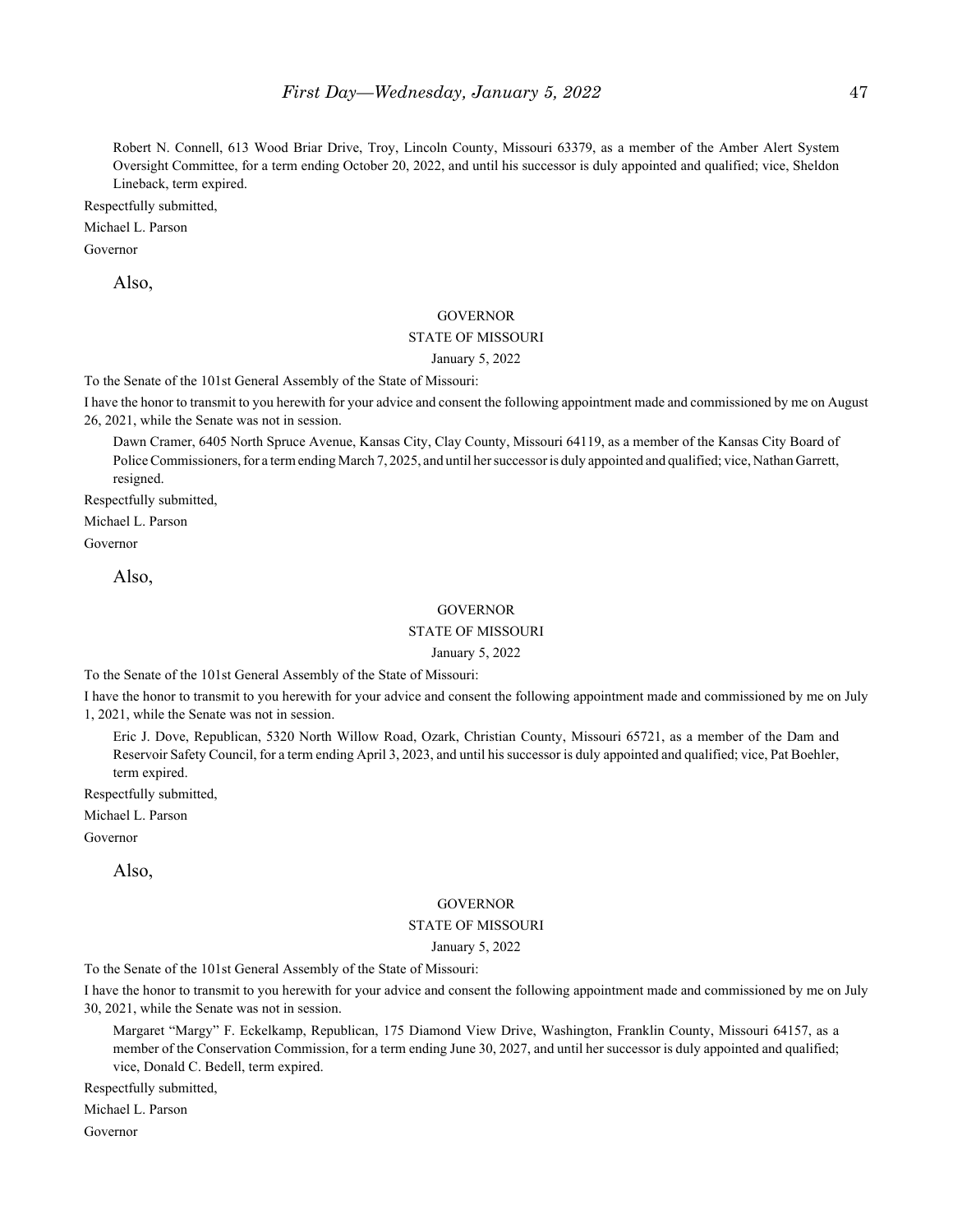Robert N. Connell, 613 Wood Briar Drive, Troy, Lincoln County, Missouri 63379, as a member of the Amber Alert System Oversight Committee, for a term ending October 20, 2022, and until his successor is duly appointed and qualified; vice, Sheldon Lineback, term expired.

Respectfully submitted,

Michael L. Parson

Governor

Also,

GOVERNOR

STATE OF MISSOURI

January 5, 2022

To the Senate of the 101st General Assembly of the State of Missouri:

I have the honor to transmit to you herewith for your advice and consent the following appointment made and commissioned by me on August 26, 2021, while the Senate was not in session.

Dawn Cramer, 6405 North Spruce Avenue, Kansas City, Clay County, Missouri 64119, as a member of the Kansas City Board of Police Commissioners, for a term ending March 7, 2025, and until her successor is duly appointed and qualified; vice, Nathan Garrett, resigned.

Respectfully submitted,

Michael L. Parson

Governor

Also,

GOVERNOR

STATE OF MISSOURI

January 5, 2022

To the Senate of the 101st General Assembly of the State of Missouri:

I have the honor to transmit to you herewith for your advice and consent the following appointment made and commissioned by me on July 1, 2021, while the Senate was not in session.

Eric J. Dove, Republican, 5320 North Willow Road, Ozark, Christian County, Missouri 65721, as a member of the Dam and Reservoir Safety Council, for a term ending April 3, 2023, and until his successor is duly appointed and qualified; vice, Pat Boehler, term expired.

Respectfully submitted,

Michael L. Parson

Governor

Also,

GOVERNOR

STATE OF MISSOURI

January 5, 2022

To the Senate of the 101st General Assembly of the State of Missouri:

I have the honor to transmit to you herewith for your advice and consent the following appointment made and commissioned by me on July 30, 2021, while the Senate was not in session.

Margaret "Margy" F. Eckelkamp, Republican, 175 Diamond View Drive, Washington, Franklin County, Missouri 64157, as a member of the Conservation Commission, for a term ending June 30, 2027, and until her successor is duly appointed and qualified; vice, Donald C. Bedell, term expired.

Respectfully submitted,

Michael L. Parson

Governor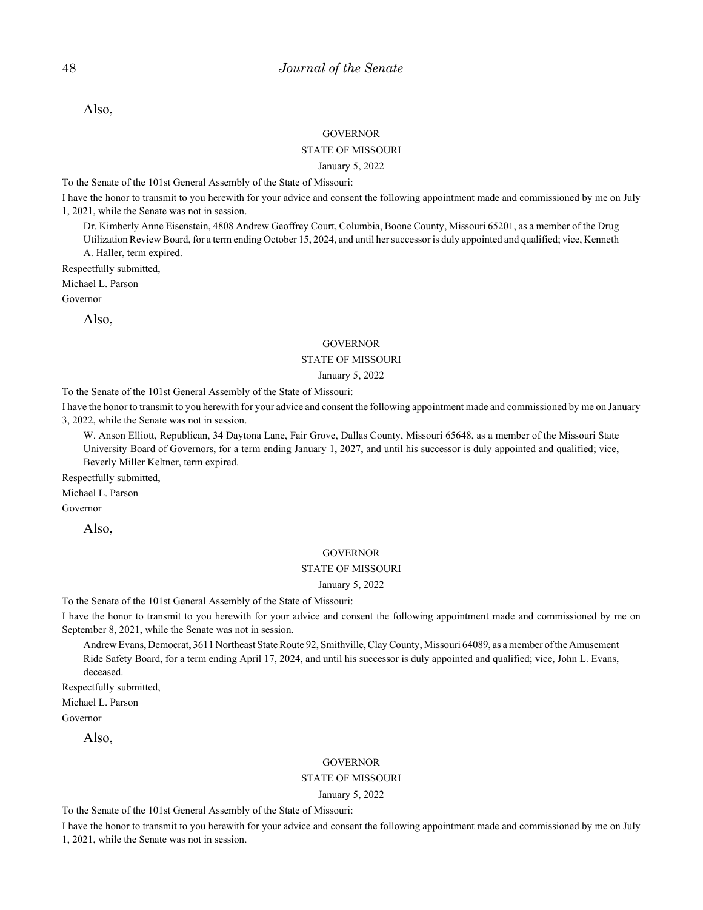Also,

GOVERNOR

STATE OF MISSOURI

January 5, 2022

To the Senate of the 101st General Assembly of the State of Missouri:

I have the honor to transmit to you herewith for your advice and consent the following appointment made and commissioned by me on July 1, 2021, while the Senate was not in session.

> Dr. Kimberly Anne Eisenstein, 4808 Andrew Geoffrey Court, Columbia, Boone County, Missouri 65201, as a member of the Drug Utilization Review Board, for a term ending October 15, 2024, and until her successor is duly appointed and qualified; vice, Kenneth A. Haller, term expired.

Respectfully submitted,

Michael L. Parson

Governor

Also,

GOVERNOR

STATE OF MISSOURI

January 5, 2022

To the Senate of the 101st General Assembly of the State of Missouri:

I have the honor to transmit to you herewith for your advice and consent the following appointment made and commissioned by me on January 3, 2022, while the Senate was not in session.

> W. Anson Elliott, Republican, 34 Daytona Lane, Fair Grove, Dallas County, Missouri 65648, as a member of the Missouri State University Board of Governors, for a term ending January 1, 2027, and until his successor is duly appointed and qualified; vice, Beverly Miller Keltner, term expired.

Respectfully submitted,

Michael L. Parson

Governor

Also,

GOVERNOR

STATE OF MISSOURI

January 5, 2022

To the Senate of the 101st General Assembly of the State of Missouri:

I have the honor to transmit to you herewith for your advice and consent the following appointment made and commissioned by me on September 8, 2021, while the Senate was not in session.

> Andrew Evans, Democrat, 3611 Northeast State Route 92, Smithville, Clay County, Missouri 64089, as a member of the Amusement Ride Safety Board, for a term ending April 17, 2024, and until his successor is duly appointed and qualified; vice, John L. Evans, deceased.

Respectfully submitted,

Michael L. Parson

Governor

Also,

GOVERNOR

STATE OF MISSOURI

January 5, 2022

To the Senate of the 101st General Assembly of the State of Missouri:

I have the honor to transmit to you herewith for your advice and consent the following appointment made and commissioned by me on July 1, 2021, while the Senate was not in session.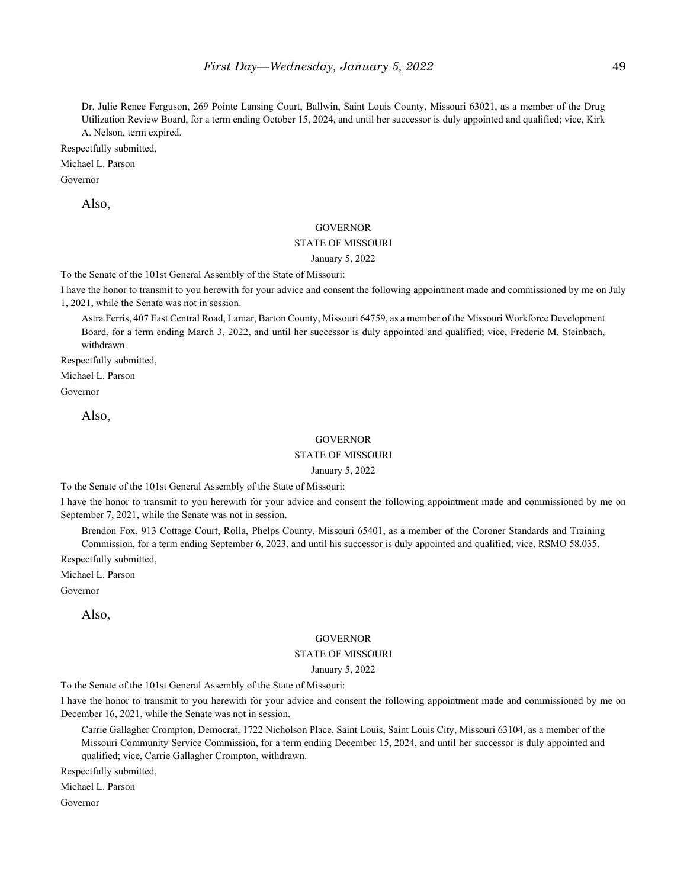Dr. Julie Renee Ferguson, 269 Pointe Lansing Court, Ballwin, Saint Louis County, Missouri 63021, as a member of the Drug Utilization Review Board, for a term ending October 15, 2024, and until her successor is duly appointed and qualified; vice, Kirk A. Nelson, term expired.

Respectfully submitted,

Michael L. Parson

Governor

Also,

GOVERNOR

STATE OF MISSOURI

January 5, 2022

To the Senate of the 101st General Assembly of the State of Missouri:

I have the honor to transmit to you herewith for your advice and consent the following appointment made and commissioned by me on July 1, 2021, while the Senate was not in session.

Astra Ferris, 407 East Central Road, Lamar, Barton County, Missouri 64759, as a member of the Missouri Workforce Development Board, for a term ending March 3, 2022, and until her successor is duly appointed and qualified; vice, Frederic M. Steinbach, withdrawn.

Respectfully submitted,

Michael L. Parson

Governor

Also,

GOVERNOR

STATE OF MISSOURI

January 5, 2022

To the Senate of the 101st General Assembly of the State of Missouri:

I have the honor to transmit to you herewith for your advice and consent the following appointment made and commissioned by me on September 7, 2021, while the Senate was not in session.

Brendon Fox, 913 Cottage Court, Rolla, Phelps County, Missouri 65401, as a member of the Coroner Standards and Training Commission, for a term ending September 6, 2023, and until his successor is duly appointed and qualified; vice, RSMO 58.035.

Respectfully submitted,

Michael L. Parson

Governor

Also,

GOVERNOR

STATE OF MISSOURI

January 5, 2022

To the Senate of the 101st General Assembly of the State of Missouri:

I have the honor to transmit to you herewith for your advice and consent the following appointment made and commissioned by me on December 16, 2021, while the Senate was not in session.

Carrie Gallagher Crompton, Democrat, 1722 Nicholson Place, Saint Louis, Saint Louis City, Missouri 63104, as a member of the Missouri Community Service Commission, for a term ending December 15, 2024, and until her successor is duly appointed and qualified; vice, Carrie Gallagher Crompton, withdrawn.

Respectfully submitted,

Michael L. Parson

Governor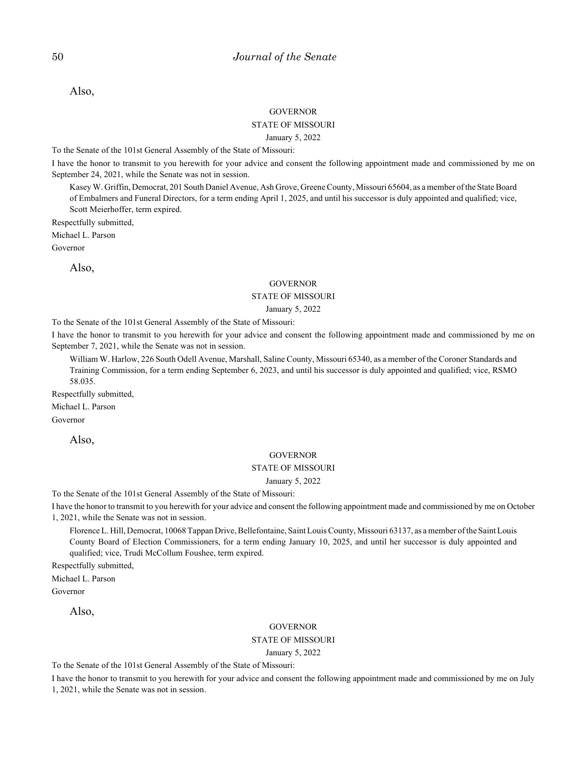Also,

GOVERNOR

STATE OF MISSOURI

January 5, 2022

To the Senate of the 101st General Assembly of the State of Missouri:

I have the honor to transmit to you herewith for your advice and consent the following appointment made and commissioned by me on September 24, 2021, while the Senate was not in session.

> Kasey W. Griffin, Democrat, 201 South Daniel Avenue, Ash Grove, Greene County, Missouri 65604, as a member of the State Board of Embalmers and Funeral Directors, for a term ending April 1, 2025, and until his successor is duly appointed and qualified; vice, Scott Meierhoffer, term expired.

Respectfully submitted,

Michael L. Parson

Governor

Also,

GOVERNOR

STATE OF MISSOURI

January 5, 2022

To the Senate of the 101st General Assembly of the State of Missouri:

I have the honor to transmit to you herewith for your advice and consent the following appointment made and commissioned by me on September 7, 2021, while the Senate was not in session.

> William W. Harlow, 226 South Odell Avenue, Marshall, Saline County, Missouri 65340, as a member of the Coroner Standards and Training Commission, for a term ending September 6, 2023, and until his successor is duly appointed and qualified; vice, RSMO 58.035.

Respectfully submitted,

Michael L. Parson

Governor

Also,

GOVERNOR

STATE OF MISSOURI

January 5, 2022

To the Senate of the 101st General Assembly of the State of Missouri:

I have the honor to transmit to you herewith for your advice and consent the following appointment made and commissioned by me on October 1, 2021, while the Senate was not in session.

> Florence L. Hill, Democrat, 10068 Tappan Drive, Bellefontaine, Saint Louis County, Missouri 63137, as a member of the Saint Louis County Board of Election Commissioners, for a term ending January 10, 2025, and until her successor is duly appointed and qualified; vice, Trudi McCollum Foushee, term expired.

Respectfully submitted,

Michael L. Parson

Governor

Also,

GOVERNOR

STATE OF MISSOURI

January 5, 2022

To the Senate of the 101st General Assembly of the State of Missouri:

I have the honor to transmit to you herewith for your advice and consent the following appointment made and commissioned by me on July 1, 2021, while the Senate was not in session.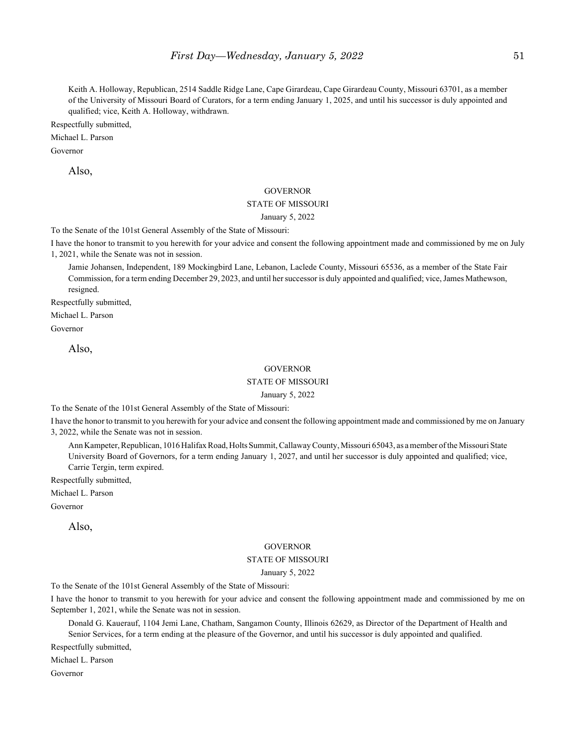Keith A. Holloway, Republican, 2514 Saddle Ridge Lane, Cape Girardeau, Cape Girardeau County, Missouri 63701, as a member of the University of Missouri Board of Curators, for a term ending January 1, 2025, and until his successor is duly appointed and qualified; vice, Keith A. Holloway, withdrawn.

Respectfully submitted,

Michael L. Parson

Governor

Also,

GOVERNOR

STATE OF MISSOURI

January 5, 2022

To the Senate of the 101st General Assembly of the State of Missouri:

I have the honor to transmit to you herewith for your advice and consent the following appointment made and commissioned by me on July 1, 2021, while the Senate was not in session.

Jamie Johansen, Independent, 189 Mockingbird Lane, Lebanon, Laclede County, Missouri 65536, as a member of the State Fair Commission, for a term ending December 29, 2023, and until her successor is duly appointed and qualified; vice, James Mathewson, resigned.

Respectfully submitted,

Michael L. Parson

Governor

Also,

GOVERNOR

STATE OF MISSOURI

January 5, 2022

To the Senate of the 101st General Assembly of the State of Missouri:

I have the honor to transmit to you herewith for your advice and consent the following appointment made and commissioned by me on January 3, 2022, while the Senate was not in session.

Ann Kampeter, Republican, 1016 Halifax Road, Holts Summit, Callaway County, Missouri 65043, as a member of the Missouri State University Board of Governors, for a term ending January 1, 2027, and until her successor is duly appointed and qualified; vice, Carrie Tergin, term expired.

Respectfully submitted,

Michael L. Parson

Governor

Also,

GOVERNOR

STATE OF MISSOURI

January 5, 2022

To the Senate of the 101st General Assembly of the State of Missouri:

I have the honor to transmit to you herewith for your advice and consent the following appointment made and commissioned by me on September 1, 2021, while the Senate was not in session.

Donald G. Kauerauf, 1104 Jemi Lane, Chatham, Sangamon County, Illinois 62629, as Director of the Department of Health and Senior Services, for a term ending at the pleasure of the Governor, and until his successor is duly appointed and qualified.

Respectfully submitted,

Michael L. Parson

Governor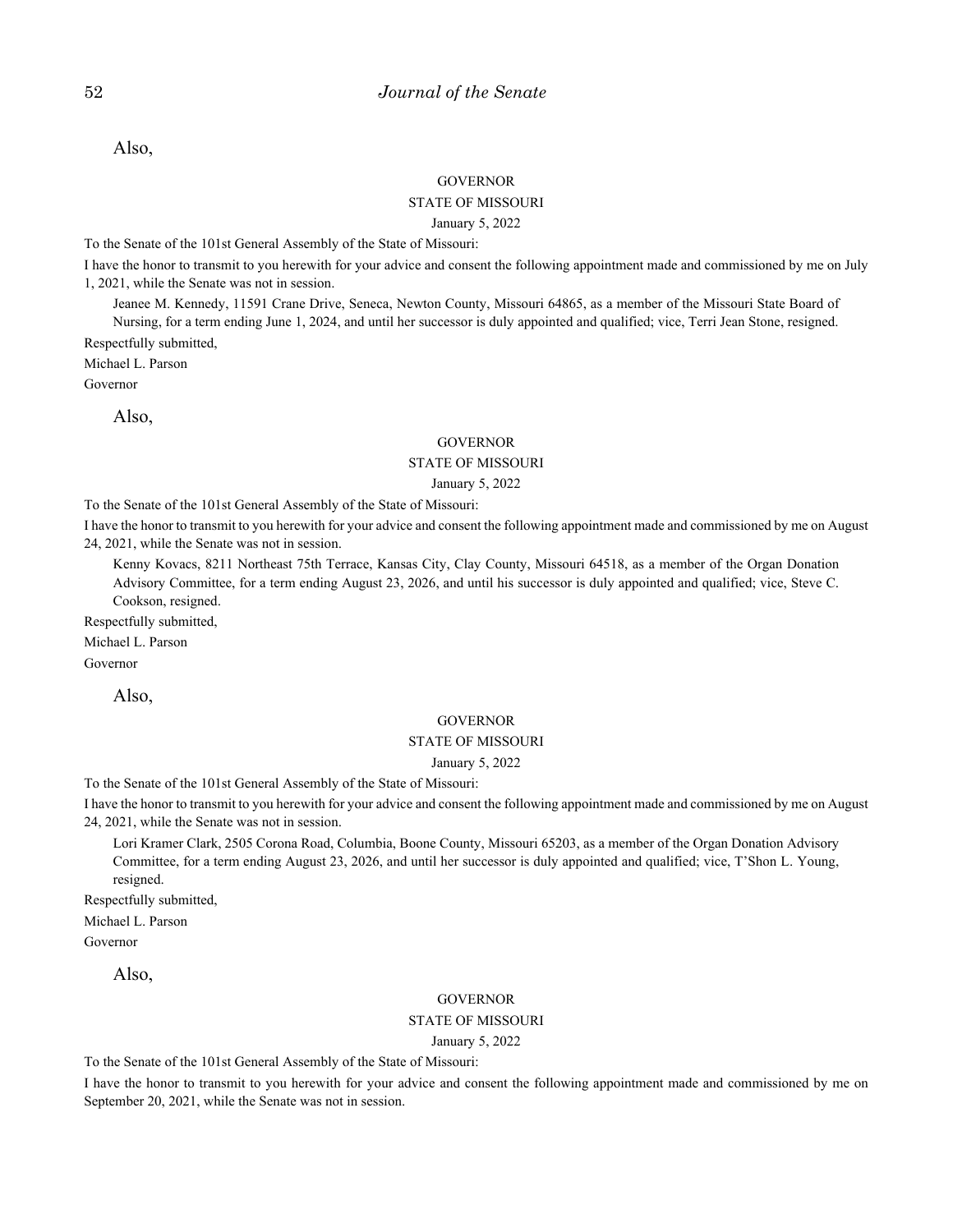Also,

GOVERNOR

STATE OF MISSOURI

January 5, 2022

To the Senate of the 101st General Assembly of the State of Missouri:

I have the honor to transmit to you herewith for your advice and consent the following appointment made and commissioned by me on July 1, 2021, while the Senate was not in session.

Jeanee M. Kennedy, 11591 Crane Drive, Seneca, Newton County, Missouri 64865, as a member of the Missouri State Board of Nursing, for a term ending June 1, 2024, and until her successor is duly appointed and qualified; vice, Terri Jean Stone, resigned.

Respectfully submitted,

Michael L. Parson

Governor

Also,

GOVERNOR

STATE OF MISSOURI

January 5, 2022

To the Senate of the 101st General Assembly of the State of Missouri:

I have the honor to transmit to you herewith for your advice and consent the following appointment made and commissioned by me on August 24, 2021, while the Senate was not in session.

Kenny Kovacs, 8211 Northeast 75th Terrace, Kansas City, Clay County, Missouri 64518, as a member of the Organ Donation Advisory Committee, for a term ending August 23, 2026, and until his successor is duly appointed and qualified; vice, Steve C. Cookson, resigned.

Respectfully submitted,

Michael L. Parson

Governor

Also,

GOVERNOR

STATE OF MISSOURI

January 5, 2022

To the Senate of the 101st General Assembly of the State of Missouri:

I have the honor to transmit to you herewith for your advice and consent the following appointment made and commissioned by me on August 24, 2021, while the Senate was not in session.

Lori Kramer Clark, 2505 Corona Road, Columbia, Boone County, Missouri 65203, as a member of the Organ Donation Advisory Committee, for a term ending August 23, 2026, and until her successor is duly appointed and qualified; vice, T'Shon L. Young, resigned.

Respectfully submitted,

Michael L. Parson

Governor

Also,

GOVERNOR

STATE OF MISSOURI

January 5, 2022

To the Senate of the 101st General Assembly of the State of Missouri:

I have the honor to transmit to you herewith for your advice and consent the following appointment made and commissioned by me on September 20, 2021, while the Senate was not in session.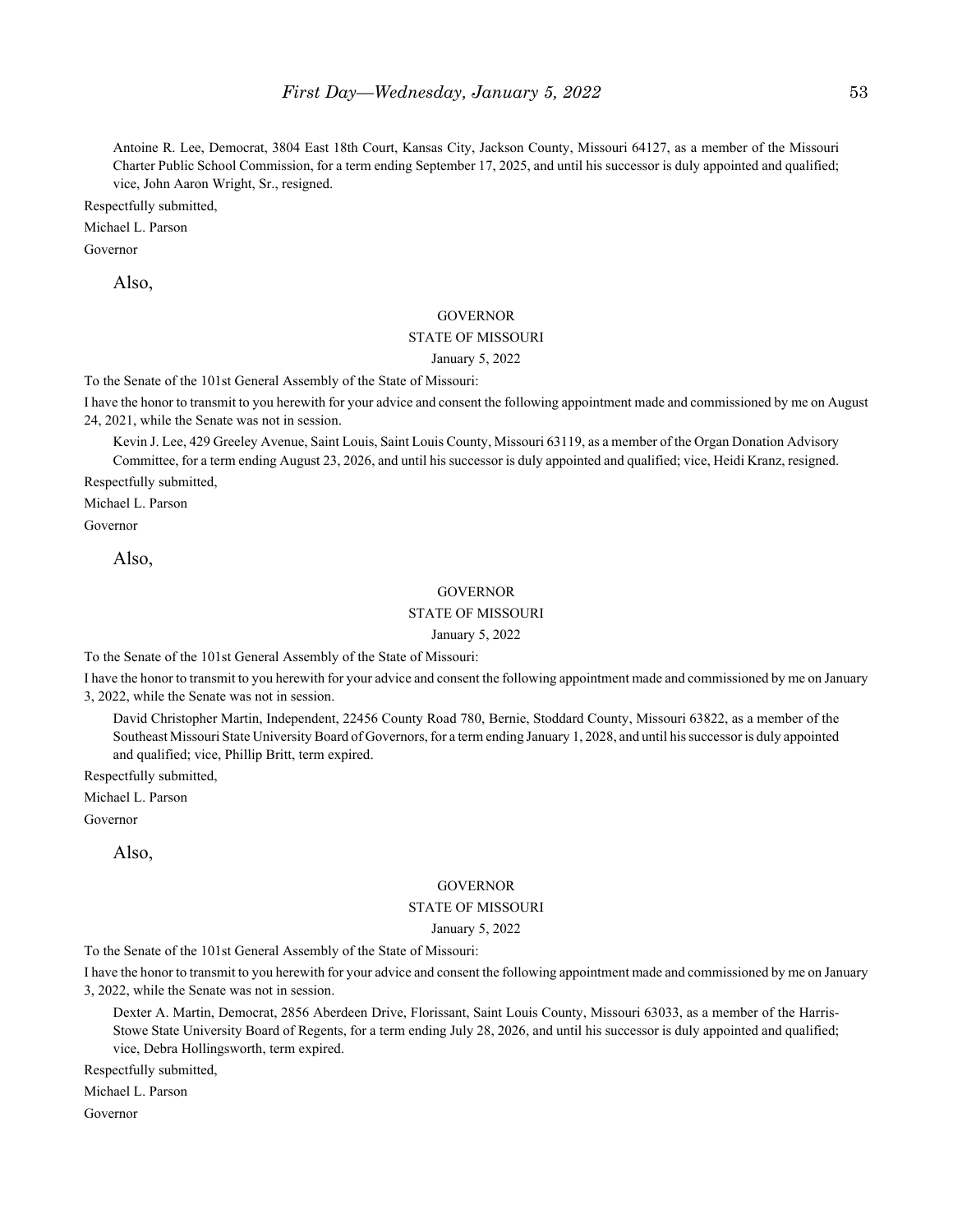Antoine R. Lee, Democrat, 3804 East 18th Court, Kansas City, Jackson County, Missouri 64127, as a member of the Missouri Charter Public School Commission, for a term ending September 17, 2025, and until his successor is duly appointed and qualified; vice, John Aaron Wright, Sr., resigned.

Respectfully submitted,

Michael L. Parson

Governor

Also,

GOVERNOR

STATE OF MISSOURI

January 5, 2022

To the Senate of the 101st General Assembly of the State of Missouri:

I have the honor to transmit to you herewith for your advice and consent the following appointment made and commissioned by me on August 24, 2021, while the Senate was not in session.

Kevin J. Lee, 429 Greeley Avenue, Saint Louis, Saint Louis County, Missouri 63119, as a member of the Organ Donation Advisory Committee, for a term ending August 23, 2026, and until his successor is duly appointed and qualified; vice, Heidi Kranz, resigned.

Respectfully submitted,

Michael L. Parson

Governor

Also,

GOVERNOR

STATE OF MISSOURI

January 5, 2022

To the Senate of the 101st General Assembly of the State of Missouri:

I have the honor to transmit to you herewith for your advice and consent the following appointment made and commissioned by me on January 3, 2022, while the Senate was not in session.

David Christopher Martin, Independent, 22456 County Road 780, Bernie, Stoddard County, Missouri 63822, as a member of the Southeast Missouri State University Board of Governors, for a term ending January 1, 2028, and until his successor is duly appointed and qualified; vice, Phillip Britt, term expired.

Respectfully submitted,

Michael L. Parson

Governor

Also,

GOVERNOR

STATE OF MISSOURI

January 5, 2022

To the Senate of the 101st General Assembly of the State of Missouri:

I have the honor to transmit to you herewith for your advice and consent the following appointment made and commissioned by me on January 3, 2022, while the Senate was not in session.

Dexter A. Martin, Democrat, 2856 Aberdeen Drive, Florissant, Saint Louis County, Missouri 63033, as a member of the Harris-Stowe State University Board of Regents, for a term ending July 28, 2026, and until his successor is duly appointed and qualified; vice, Debra Hollingsworth, term expired.

Respectfully submitted,

Michael L. Parson

Governor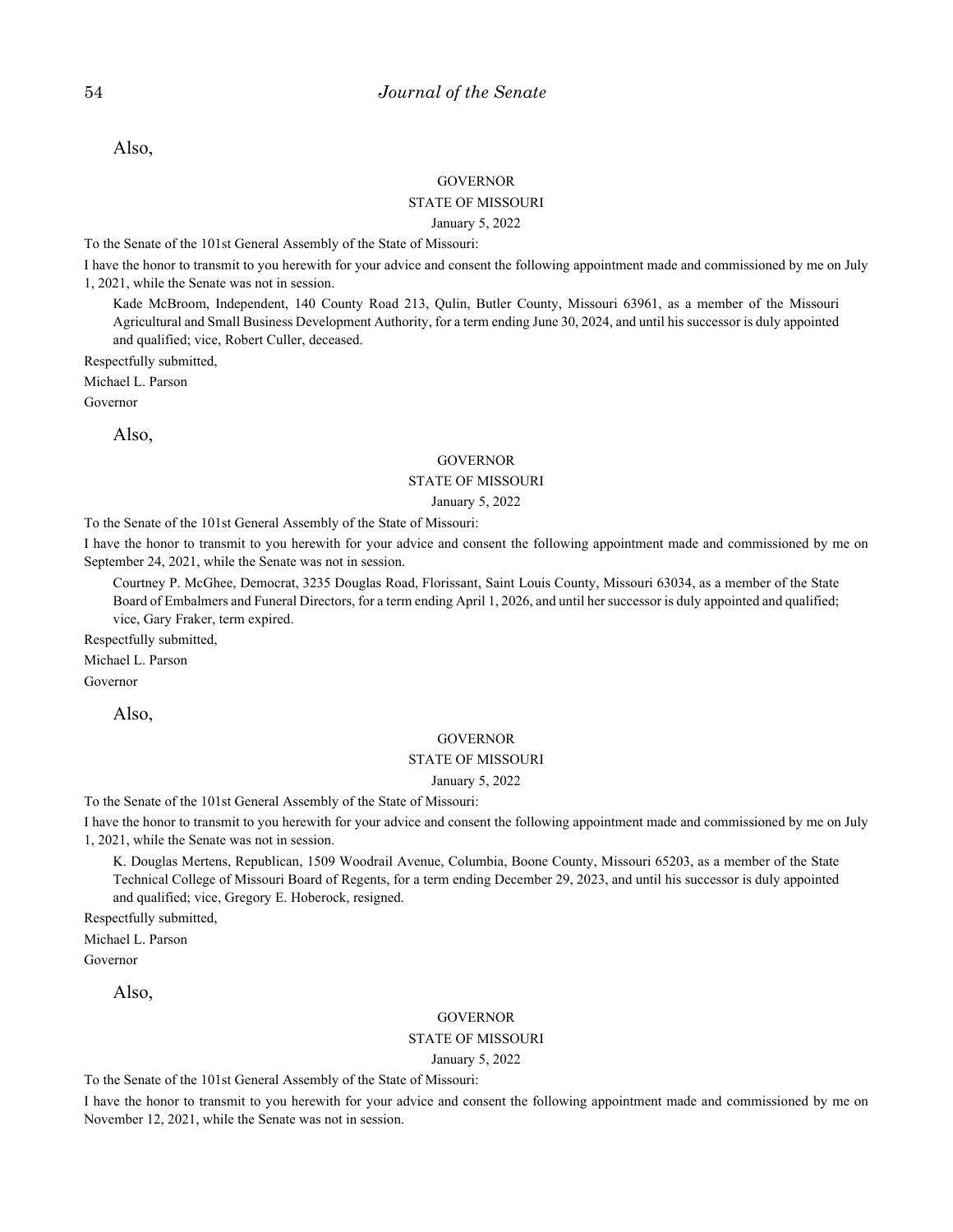Also,

GOVERNOR

STATE OF MISSOURI

January 5, 2022

To the Senate of the 101st General Assembly of the State of Missouri:

I have the honor to transmit to you herewith for your advice and consent the following appointment made and commissioned by me on July 1, 2021, while the Senate was not in session.

Kade McBroom, Independent, 140 County Road 213, Qulin, Butler County, Missouri 63961, as a member of the Missouri Agricultural and Small Business Development Authority, for a term ending June 30, 2024, and until his successor is duly appointed and qualified; vice, Robert Culler, deceased.

Respectfully submitted,

Michael L. Parson

Governor

Also,

GOVERNOR

STATE OF MISSOURI

January 5, 2022

To the Senate of the 101st General Assembly of the State of Missouri:

I have the honor to transmit to you herewith for your advice and consent the following appointment made and commissioned by me on September 24, 2021, while the Senate was not in session.

Courtney P. McGhee, Democrat, 3235 Douglas Road, Florissant, Saint Louis County, Missouri 63034, as a member of the State Board of Embalmers and Funeral Directors, for a term ending April 1, 2026, and until her successor is duly appointed and qualified; vice, Gary Fraker, term expired.

Respectfully submitted,

Michael L. Parson

Governor

Also,

GOVERNOR

STATE OF MISSOURI

January 5, 2022

To the Senate of the 101st General Assembly of the State of Missouri:

I have the honor to transmit to you herewith for your advice and consent the following appointment made and commissioned by me on July 1, 2021, while the Senate was not in session.

K. Douglas Mertens, Republican, 1509 Woodrail Avenue, Columbia, Boone County, Missouri 65203, as a member of the State Technical College of Missouri Board of Regents, for a term ending December 29, 2023, and until his successor is duly appointed and qualified; vice, Gregory E. Hoberock, resigned.

Respectfully submitted,

Michael L. Parson

Governor

Also,

GOVERNOR

STATE OF MISSOURI

January 5, 2022

To the Senate of the 101st General Assembly of the State of Missouri:

I have the honor to transmit to you herewith for your advice and consent the following appointment made and commissioned by me on November 12, 2021, while the Senate was not in session.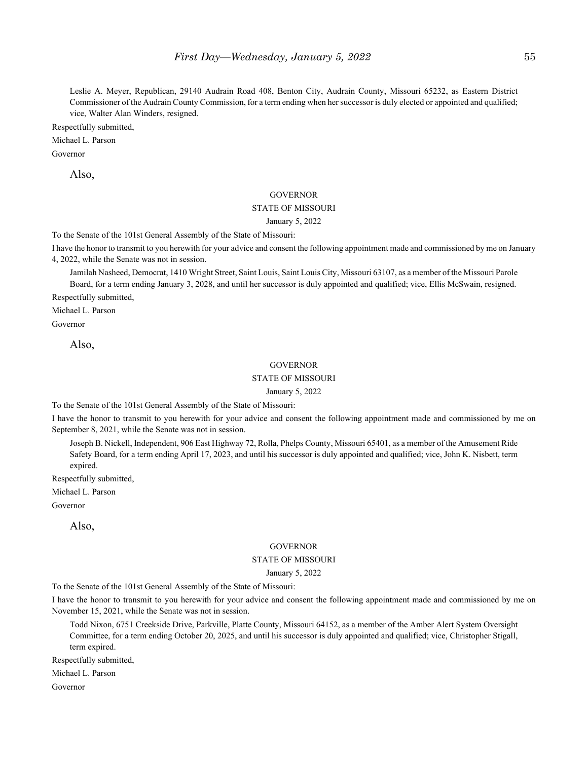Leslie A. Meyer, Republican, 29140 Audrain Road 408, Benton City, Audrain County, Missouri 65232, as Eastern District Commissioner of the Audrain County Commission, for a term ending when her successor is duly elected or appointed and qualified; vice, Walter Alan Winders, resigned.

Respectfully submitted,

Michael L. Parson

Governor

Also,

GOVERNOR

STATE OF MISSOURI

January 5, 2022

To the Senate of the 101st General Assembly of the State of Missouri:

I have the honor to transmit to you herewith for your advice and consent the following appointment made and commissioned by me on January 4, 2022, while the Senate was not in session.

Jamilah Nasheed, Democrat, 1410 Wright Street, Saint Louis, Saint Louis City, Missouri 63107, as a member of the Missouri Parole Board, for a term ending January 3, 2028, and until her successor is duly appointed and qualified; vice, Ellis McSwain, resigned.

Respectfully submitted,

Michael L. Parson

Governor

Also,

GOVERNOR

STATE OF MISSOURI

January 5, 2022

To the Senate of the 101st General Assembly of the State of Missouri:

I have the honor to transmit to you herewith for your advice and consent the following appointment made and commissioned by me on September 8, 2021, while the Senate was not in session.

Joseph B. Nickell, Independent, 906 East Highway 72, Rolla, Phelps County, Missouri 65401, as a member of the Amusement Ride Safety Board, for a term ending April 17, 2023, and until his successor is duly appointed and qualified; vice, John K. Nisbett, term expired.

Respectfully submitted,

Michael L. Parson

Governor

Also,

GOVERNOR

STATE OF MISSOURI

January 5, 2022

To the Senate of the 101st General Assembly of the State of Missouri:

I have the honor to transmit to you herewith for your advice and consent the following appointment made and commissioned by me on November 15, 2021, while the Senate was not in session.

Todd Nixon, 6751 Creekside Drive, Parkville, Platte County, Missouri 64152, as a member of the Amber Alert System Oversight Committee, for a term ending October 20, 2025, and until his successor is duly appointed and qualified; vice, Christopher Stigall, term expired.

Respectfully submitted,

Michael L. Parson

Governor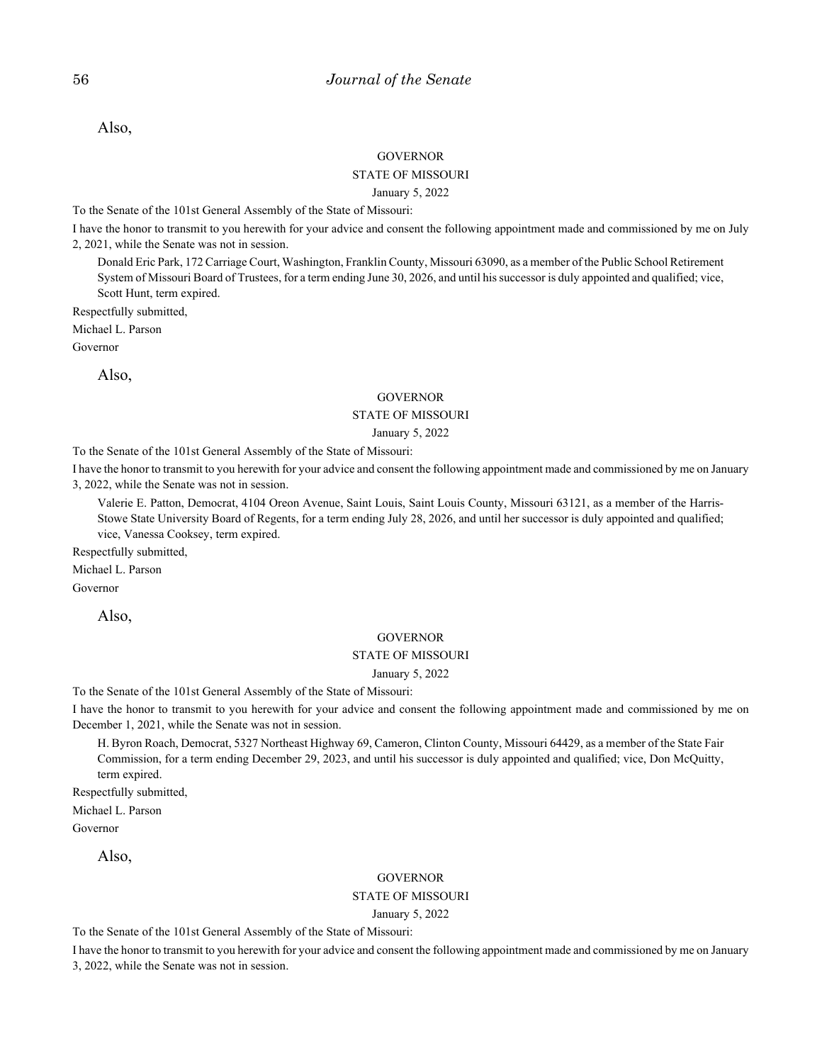Also,

GOVERNOR

STATE OF MISSOURI

January 5, 2022

To the Senate of the 101st General Assembly of the State of Missouri:

I have the honor to transmit to you herewith for your advice and consent the following appointment made and commissioned by me on July 2, 2021, while the Senate was not in session.

Donald Eric Park, 172 Carriage Court, Washington, Franklin County, Missouri 63090, as a member of the Public School Retirement System of Missouri Board of Trustees, for a term ending June 30, 2026, and until his successor is duly appointed and qualified; vice, Scott Hunt, term expired.

Respectfully submitted,

Michael L. Parson

Governor

Also,

GOVERNOR

STATE OF MISSOURI

January 5, 2022

To the Senate of the 101st General Assembly of the State of Missouri:

I have the honor to transmit to you herewith for your advice and consent the following appointment made and commissioned by me on January 3, 2022, while the Senate was not in session.

Valerie E. Patton, Democrat, 4104 Oreon Avenue, Saint Louis, Saint Louis County, Missouri 63121, as a member of the Harris-Stowe State University Board of Regents, for a term ending July 28, 2026, and until her successor is duly appointed and qualified; vice, Vanessa Cooksey, term expired.

Respectfully submitted,

Michael L. Parson

Governor

Also,

GOVERNOR

STATE OF MISSOURI

January 5, 2022

To the Senate of the 101st General Assembly of the State of Missouri:

I have the honor to transmit to you herewith for your advice and consent the following appointment made and commissioned by me on December 1, 2021, while the Senate was not in session.

H. Byron Roach, Democrat, 5327 Northeast Highway 69, Cameron, Clinton County, Missouri 64429, as a member of the State Fair Commission, for a term ending December 29, 2023, and until his successor is duly appointed and qualified; vice, Don McQuitty, term expired.

Respectfully submitted,

Michael L. Parson

Governor

Also,

GOVERNOR

STATE OF MISSOURI

January 5, 2022

To the Senate of the 101st General Assembly of the State of Missouri:

I have the honor to transmit to you herewith for your advice and consent the following appointment made and commissioned by me on January 3, 2022, while the Senate was not in session.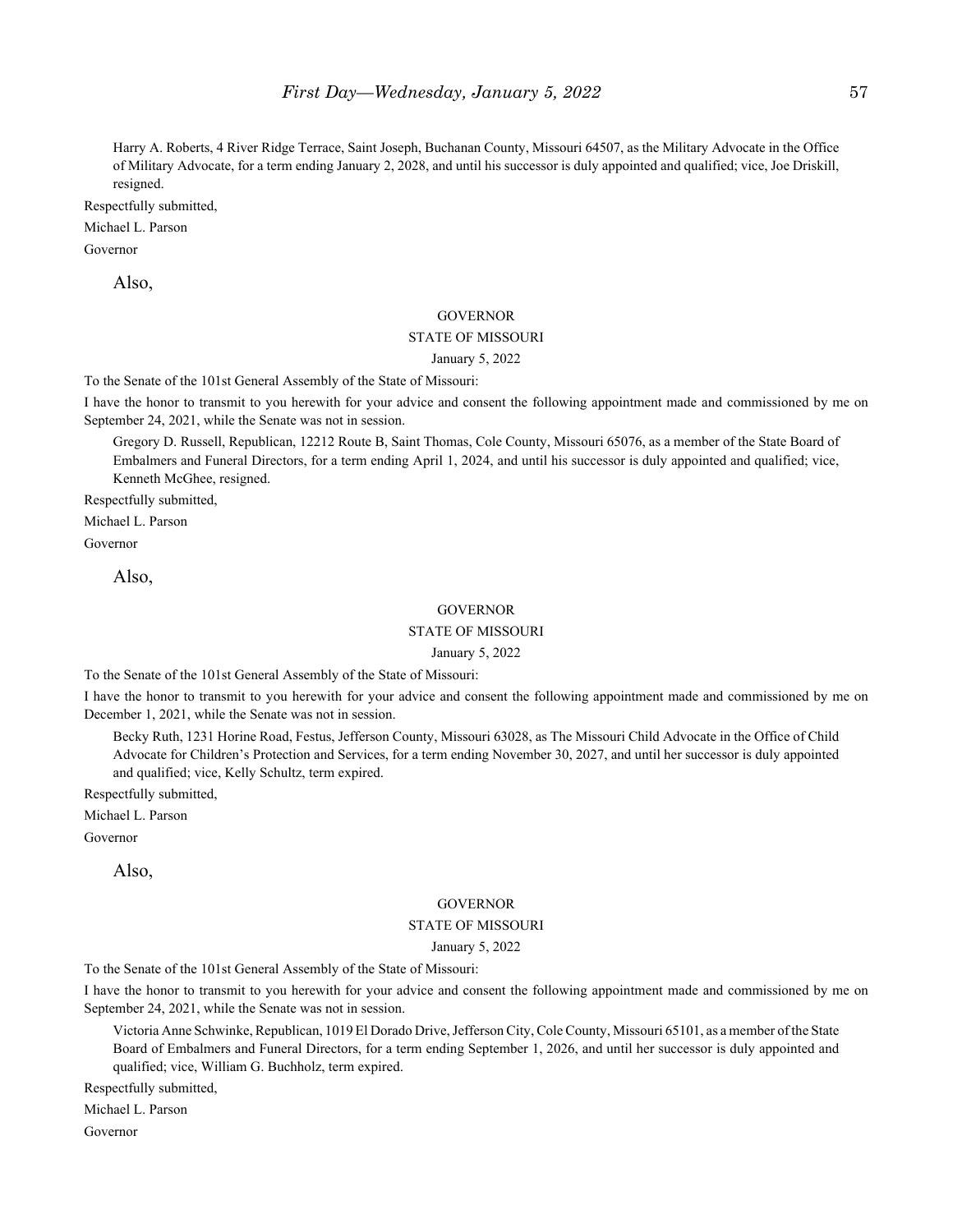Harry A. Roberts, 4 River Ridge Terrace, Saint Joseph, Buchanan County, Missouri 64507, as the Military Advocate in the Office of Military Advocate, for a term ending January 2, 2028, and until his successor is duly appointed and qualified; vice, Joe Driskill, resigned.

Respectfully submitted,

Michael L. Parson

Governor

Also,

GOVERNOR

STATE OF MISSOURI

January 5, 2022

To the Senate of the 101st General Assembly of the State of Missouri:

I have the honor to transmit to you herewith for your advice and consent the following appointment made and commissioned by me on September 24, 2021, while the Senate was not in session.

Gregory D. Russell, Republican, 12212 Route B, Saint Thomas, Cole County, Missouri 65076, as a member of the State Board of Embalmers and Funeral Directors, for a term ending April 1, 2024, and until his successor is duly appointed and qualified; vice, Kenneth McGhee, resigned.

Respectfully submitted,

Michael L. Parson

Governor

Also,

GOVERNOR

STATE OF MISSOURI

January 5, 2022

To the Senate of the 101st General Assembly of the State of Missouri:

I have the honor to transmit to you herewith for your advice and consent the following appointment made and commissioned by me on December 1, 2021, while the Senate was not in session.

Becky Ruth, 1231 Horine Road, Festus, Jefferson County, Missouri 63028, as The Missouri Child Advocate in the Office of Child Advocate for Children's Protection and Services, for a term ending November 30, 2027, and until her successor is duly appointed and qualified; vice, Kelly Schultz, term expired.

Respectfully submitted,

Michael L. Parson

Governor

Also,

GOVERNOR

STATE OF MISSOURI

January 5, 2022

To the Senate of the 101st General Assembly of the State of Missouri:

I have the honor to transmit to you herewith for your advice and consent the following appointment made and commissioned by me on September 24, 2021, while the Senate was not in session.

Victoria Anne Schwinke, Republican, 1019 El Dorado Drive, Jefferson City, Cole County, Missouri 65101, as a member of the State Board of Embalmers and Funeral Directors, for a term ending September 1, 2026, and until her successor is duly appointed and qualified; vice, William G. Buchholz, term expired.

Respectfully submitted,

Michael L. Parson

Governor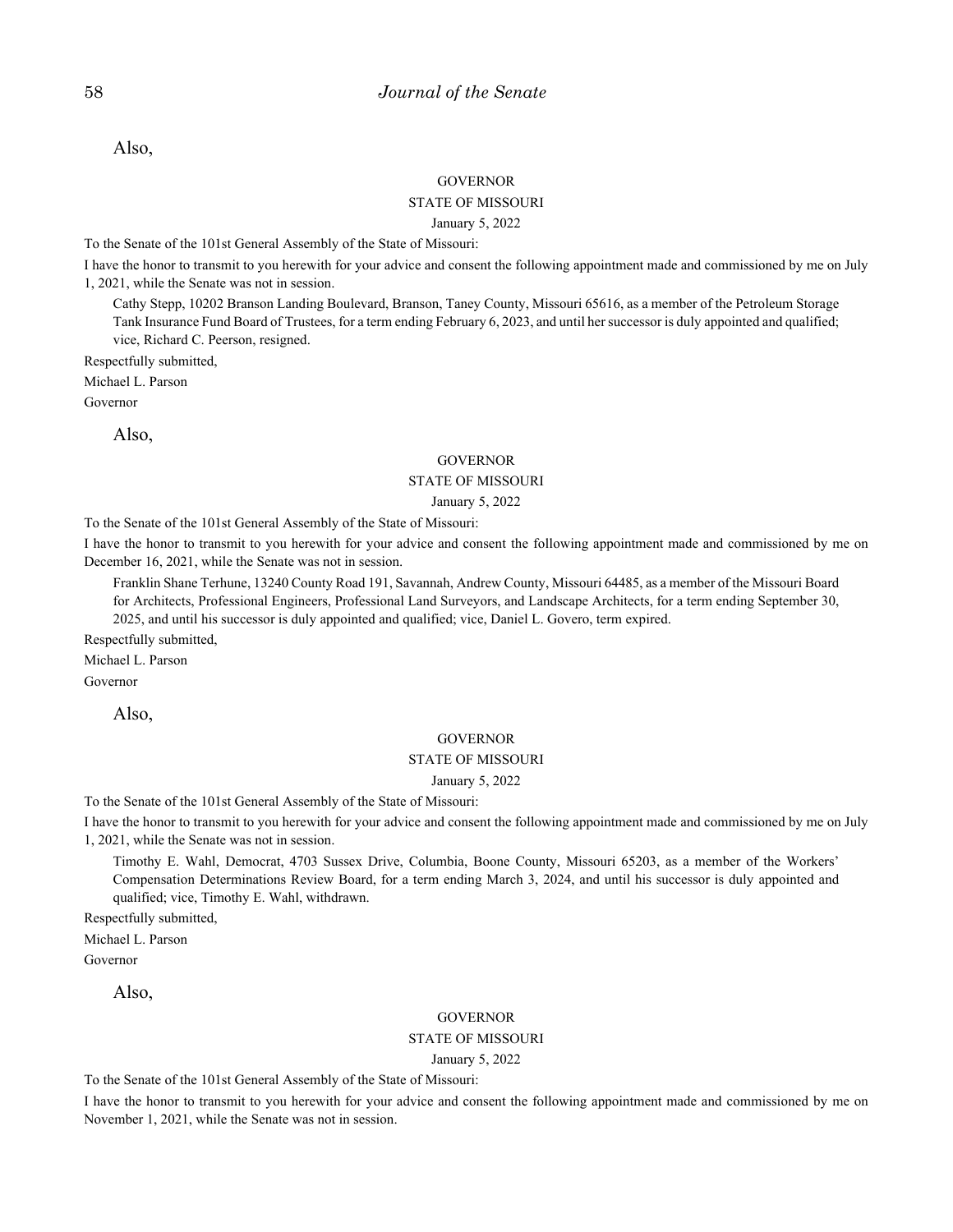Also,

GOVERNOR

STATE OF MISSOURI

January 5, 2022

To the Senate of the 101st General Assembly of the State of Missouri:

I have the honor to transmit to you herewith for your advice and consent the following appointment made and commissioned by me on July 1, 2021, while the Senate was not in session.

Cathy Stepp, 10202 Branson Landing Boulevard, Branson, Taney County, Missouri 65616, as a member of the Petroleum Storage Tank Insurance Fund Board of Trustees, for a term ending February 6, 2023, and until her successor is duly appointed and qualified; vice, Richard C. Peerson, resigned.

Respectfully submitted,

Michael L. Parson

Governor

Also,

GOVERNOR

STATE OF MISSOURI

January 5, 2022

To the Senate of the 101st General Assembly of the State of Missouri:

I have the honor to transmit to you herewith for your advice and consent the following appointment made and commissioned by me on December 16, 2021, while the Senate was not in session.

Franklin Shane Terhune, 13240 County Road 191, Savannah, Andrew County, Missouri 64485, as a member of the Missouri Board for Architects, Professional Engineers, Professional Land Surveyors, and Landscape Architects, for a term ending September 30, 2025, and until his successor is duly appointed and qualified; vice, Daniel L. Govero, term expired.

Respectfully submitted,

Michael L. Parson

Governor

Also,

GOVERNOR

STATE OF MISSOURI

January 5, 2022

To the Senate of the 101st General Assembly of the State of Missouri:

I have the honor to transmit to you herewith for your advice and consent the following appointment made and commissioned by me on July 1, 2021, while the Senate was not in session.

Timothy E. Wahl, Democrat, 4703 Sussex Drive, Columbia, Boone County, Missouri 65203, as a member of the Workers' Compensation Determinations Review Board, for a term ending March 3, 2024, and until his successor is duly appointed and qualified; vice, Timothy E. Wahl, withdrawn.

Respectfully submitted,

Michael L. Parson

Governor

Also,

GOVERNOR

STATE OF MISSOURI

January 5, 2022

To the Senate of the 101st General Assembly of the State of Missouri:

I have the honor to transmit to you herewith for your advice and consent the following appointment made and commissioned by me on November 1, 2021, while the Senate was not in session.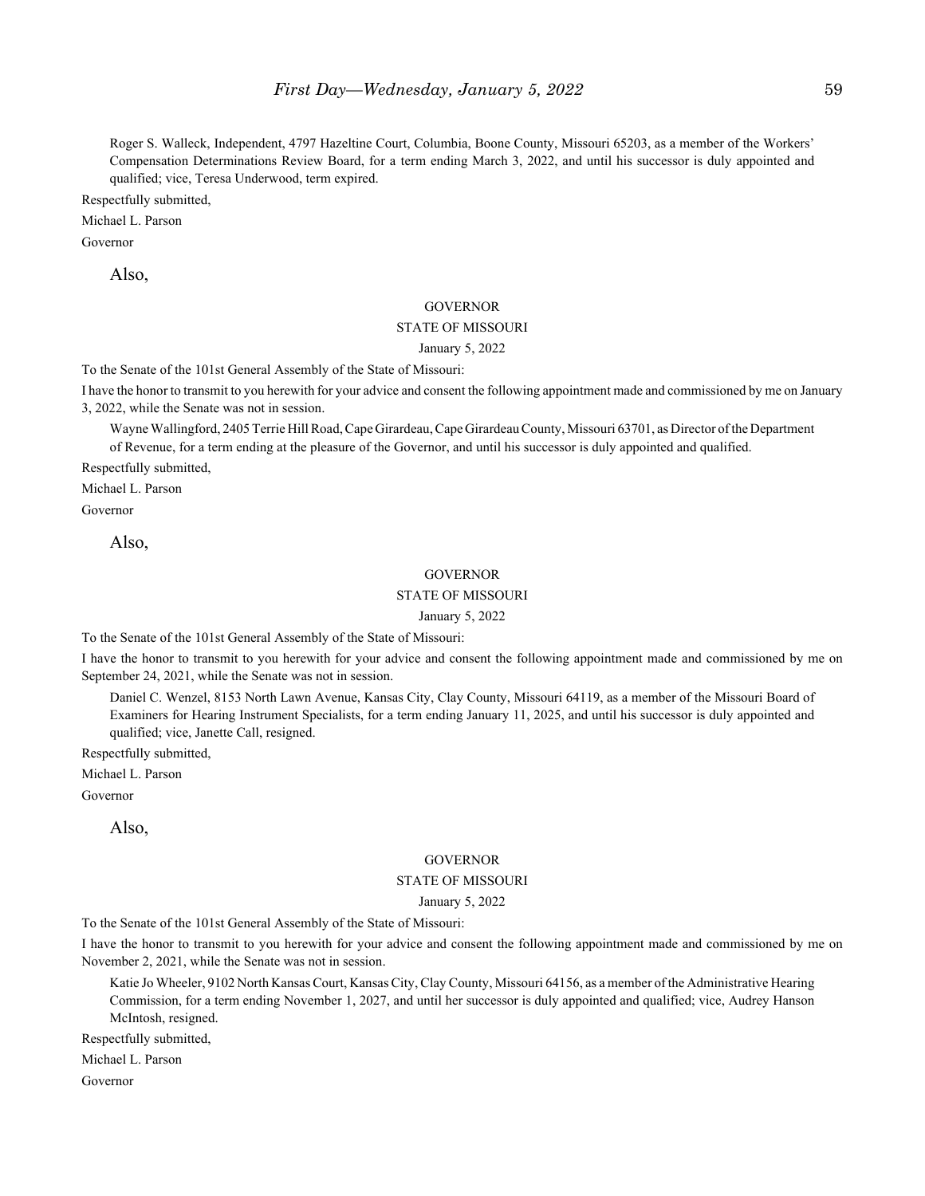Roger S. Walleck, Independent, 4797 Hazeltine Court, Columbia, Boone County, Missouri 65203, as a member of the Workers' Compensation Determinations Review Board, for a term ending March 3, 2022, and until his successor is duly appointed and qualified; vice, Teresa Underwood, term expired.

Respectfully submitted,

Michael L. Parson

Governor

Also,

GOVERNOR

STATE OF MISSOURI

January 5, 2022

To the Senate of the 101st General Assembly of the State of Missouri:

I have the honor to transmit to you herewith for your advice and consent the following appointment made and commissioned by me on January 3, 2022, while the Senate was not in session.

Wayne Wallingford, 2405 Terrie Hill Road, Cape Girardeau, Cape Girardeau County, Missouri 63701, as Director of the Department of Revenue, for a term ending at the pleasure of the Governor, and until his successor is duly appointed and qualified.

Respectfully submitted,

Michael L. Parson

Governor

Also,

GOVERNOR

STATE OF MISSOURI

January 5, 2022

To the Senate of the 101st General Assembly of the State of Missouri:

I have the honor to transmit to you herewith for your advice and consent the following appointment made and commissioned by me on September 24, 2021, while the Senate was not in session.

Daniel C. Wenzel, 8153 North Lawn Avenue, Kansas City, Clay County, Missouri 64119, as a member of the Missouri Board of Examiners for Hearing Instrument Specialists, for a term ending January 11, 2025, and until his successor is duly appointed and qualified; vice, Janette Call, resigned.

Respectfully submitted,

Michael L. Parson

Governor

Also,

GOVERNOR

STATE OF MISSOURI

January 5, 2022

To the Senate of the 101st General Assembly of the State of Missouri:

I have the honor to transmit to you herewith for your advice and consent the following appointment made and commissioned by me on November 2, 2021, while the Senate was not in session.

Katie Jo Wheeler, 9102 North Kansas Court, Kansas City, Clay County, Missouri 64156, as a member of the Administrative Hearing Commission, for a term ending November 1, 2027, and until her successor is duly appointed and qualified; vice, Audrey Hanson McIntosh, resigned.

Respectfully submitted,

Michael L. Parson

Governor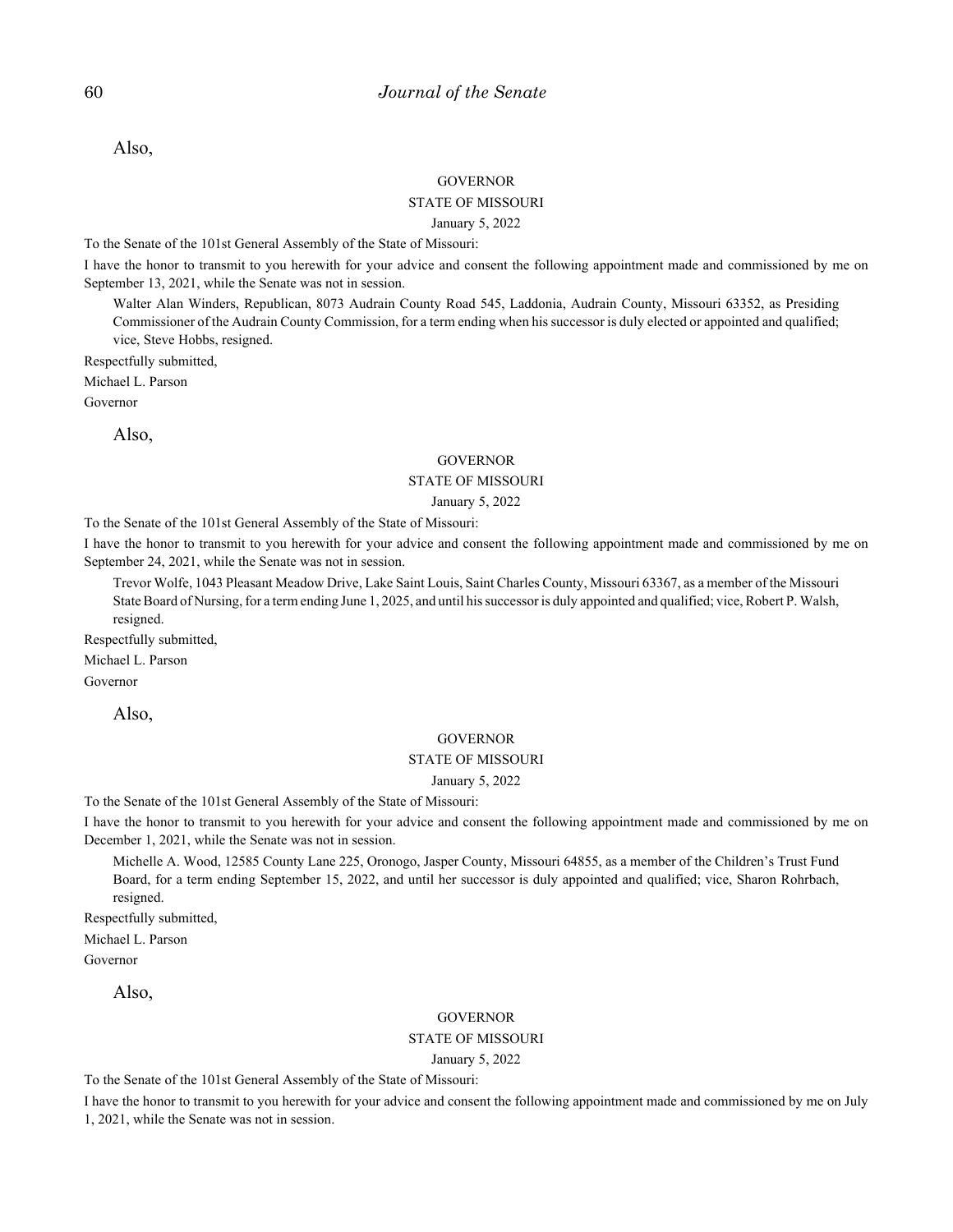Also,

GOVERNOR

STATE OF MISSOURI

January 5, 2022

To the Senate of the 101st General Assembly of the State of Missouri:

I have the honor to transmit to you herewith for your advice and consent the following appointment made and commissioned by me on September 13, 2021, while the Senate was not in session.

Walter Alan Winders, Republican, 8073 Audrain County Road 545, Laddonia, Audrain County, Missouri 63352, as Presiding Commissioner of the Audrain County Commission, for a term ending when his successor is duly elected or appointed and qualified; vice, Steve Hobbs, resigned.

Respectfully submitted,

Michael L. Parson

Governor

Also,

GOVERNOR

STATE OF MISSOURI

January 5, 2022

To the Senate of the 101st General Assembly of the State of Missouri:

I have the honor to transmit to you herewith for your advice and consent the following appointment made and commissioned by me on September 24, 2021, while the Senate was not in session.

Trevor Wolfe, 1043 Pleasant Meadow Drive, Lake Saint Louis, Saint Charles County, Missouri 63367, as a member of the Missouri State Board of Nursing, for a term ending June 1, 2025, and until his successor is duly appointed and qualified; vice, Robert P. Walsh, resigned.

Respectfully submitted,

Michael L. Parson

Governor

Also,

GOVERNOR

STATE OF MISSOURI

January 5, 2022

To the Senate of the 101st General Assembly of the State of Missouri:

I have the honor to transmit to you herewith for your advice and consent the following appointment made and commissioned by me on December 1, 2021, while the Senate was not in session.

Michelle A. Wood, 12585 County Lane 225, Oronogo, Jasper County, Missouri 64855, as a member of the Children's Trust Fund Board, for a term ending September 15, 2022, and until her successor is duly appointed and qualified; vice, Sharon Rohrbach, resigned.

Respectfully submitted,

Michael L. Parson

Governor

Also,

GOVERNOR

STATE OF MISSOURI

January 5, 2022

To the Senate of the 101st General Assembly of the State of Missouri:

I have the honor to transmit to you herewith for your advice and consent the following appointment made and commissioned by me on July 1, 2021, while the Senate was not in session.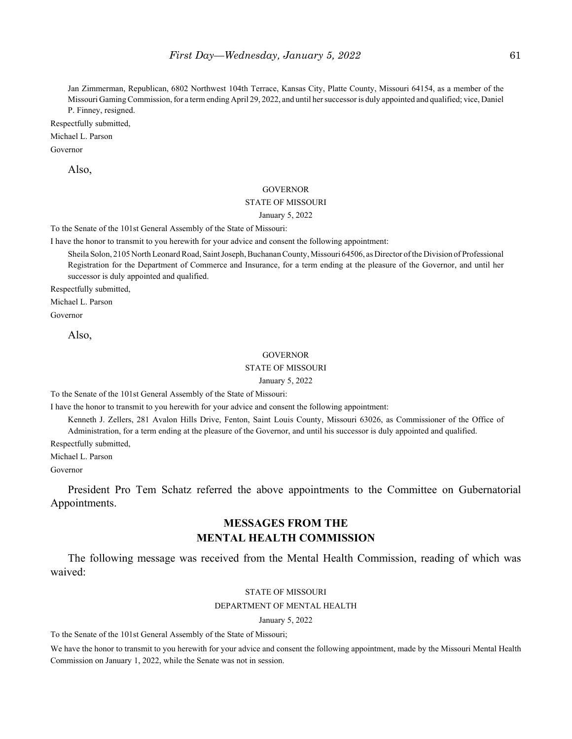Jan Zimmerman, Republican, 6802 Northwest 104th Terrace, Kansas City, Platte County, Missouri 64154, as a member of the Missouri Gaming Commission, for a term ending April 29, 2022, and until her successor is duly appointed and qualified; vice, Daniel P. Finney, resigned.

Respectfully submitted,

Michael L. Parson

Governor

Also,

GOVERNOR

STATE OF MISSOURI

January 5, 2022

To the Senate of the 101st General Assembly of the State of Missouri:

I have the honor to transmit to you herewith for your advice and consent the following appointment:

Sheila Solon, 2105 North Leonard Road, Saint Joseph, Buchanan County, Missouri 64506, as Director of the Division of Professional Registration for the Department of Commerce and Insurance, for a term ending at the pleasure of the Governor, and until her successor is duly appointed and qualified.

Respectfully submitted,

Michael L. Parson

Governor

Also,

GOVERNOR

STATE OF MISSOURI

January 5, 2022

To the Senate of the 101st General Assembly of the State of Missouri:

I have the honor to transmit to you herewith for your advice and consent the following appointment:

Kenneth J. Zellers, 281 Avalon Hills Drive, Fenton, Saint Louis County, Missouri 63026, as Commissioner of the Office of Administration, for a term ending at the pleasure of the Governor, and until his successor is duly appointed and qualified.

Respectfully submitted,

Michael L. Parson

Governor

President Pro Tem Schatz referred the above appointments to the Committee on Gubernatorial Appointments.

## MESSAGES FROM THE MENTAL HEALTH COMMISSION

The following message was received from the Mental Health Commission, reading of which was waived:

STATE OF MISSOURI

DEPARTMENT OF MENTAL HEALTH

January 5, 2022

To the Senate of the 101st General Assembly of the State of Missouri;

We have the honor to transmit to you herewith for your advice and consent the following appointment, made by the Missouri Mental Health Commission on January 1, 2022, while the Senate was not in session.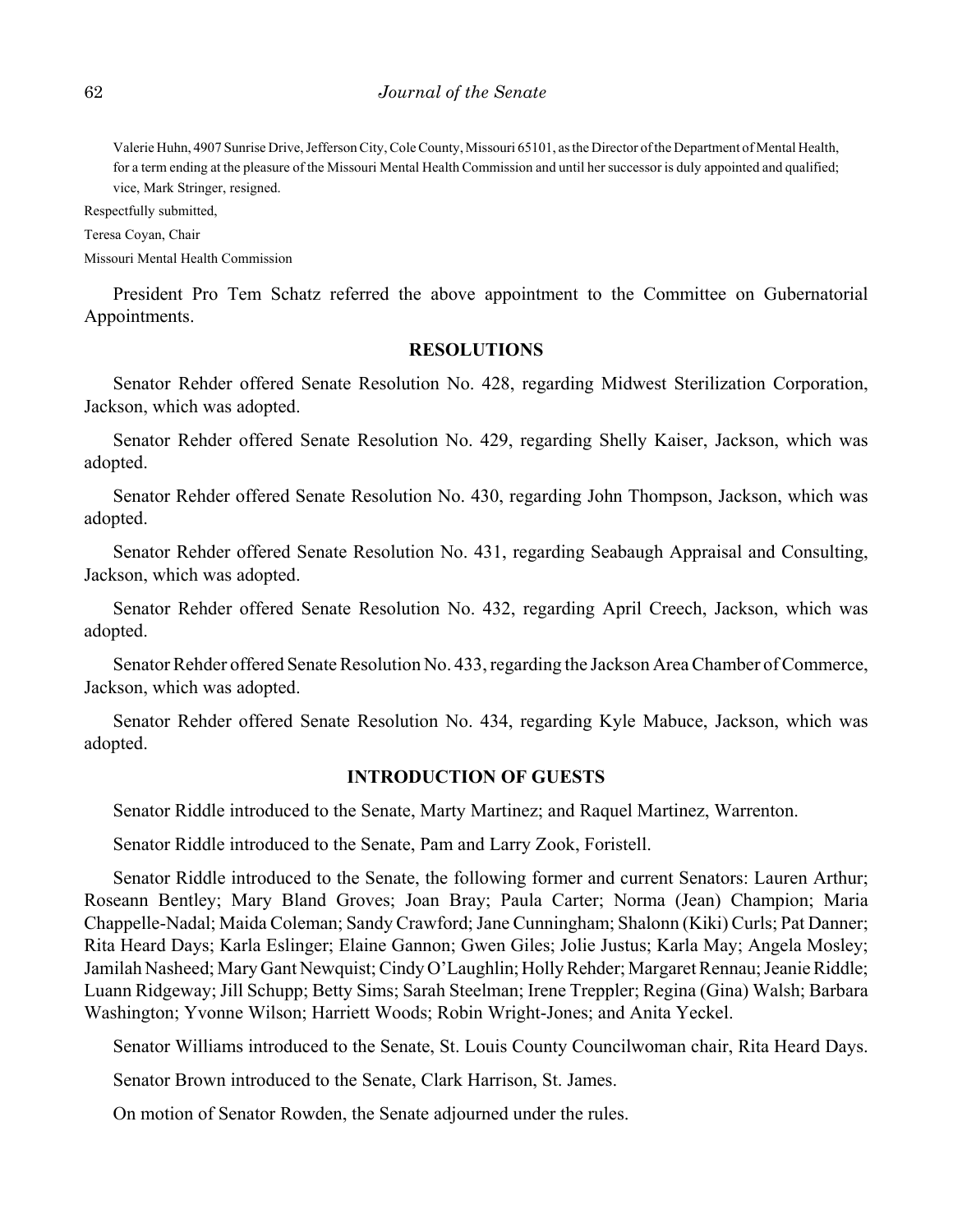Valerie Huhn, 4907 Sunrise Drive, Jefferson City, Cole County, Missouri 65101, as the Director of the Department of Mental Health, for a term ending at the pleasure of the Missouri Mental Health Commission and until her successor is duly appointed and qualified; vice, Mark Stringer, resigned.

Respectfully submitted,

Teresa Coyan, Chair

Missouri Mental Health Commission

President Pro Tem Schatz referred the above appointment to the Committee on Gubernatorial Appointments.

## RESOLUTIONS

Senator Rehder offered Senate Resolution No. 428, regarding Midwest Sterilization Corporation, Jackson, which was adopted.

Senator Rehder offered Senate Resolution No. 429, regarding Shelly Kaiser, Jackson, which was adopted.

Senator Rehder offered Senate Resolution No. 430, regarding John Thompson, Jackson, which was adopted.

Senator Rehder offered Senate Resolution No. 431, regarding Seabaugh Appraisal and Consulting, Jackson, which was adopted.

Senator Rehder offered Senate Resolution No. 432, regarding April Creech, Jackson, which was adopted.

Senator Rehder offered Senate Resolution No. 433, regarding the Jackson Area Chamber of Commerce, Jackson, which was adopted.

Senator Rehder offered Senate Resolution No. 434, regarding Kyle Mabuce, Jackson, which was adopted.

## INTRODUCTION OF GUESTS

Senator Riddle introduced to the Senate, Marty Martinez; and Raquel Martinez, Warrenton.

Senator Riddle introduced to the Senate, Pam and Larry Zook, Foristell.

Senator Riddle introduced to the Senate, the following former and current Senators: Lauren Arthur; Roseann Bentley; Mary Bland Groves; Joan Bray; Paula Carter; Norma (Jean) Champion; Maria Chappelle-Nadal; Maida Coleman; Sandy Crawford; Jane Cunningham; Shalonn (Kiki) Curls; Pat Danner; Rita Heard Days; Karla Eslinger; Elaine Gannon; Gwen Giles; Jolie Justus; Karla May; Angela Mosley; Jamilah Nasheed; Mary Gant Newquist; Cindy O'Laughlin; Holly Rehder; Margaret Rennau; Jeanie Riddle; Luann Ridgeway; Jill Schupp; Betty Sims; Sarah Steelman; Irene Treppler; Regina (Gina) Walsh; Barbara Washington; Yvonne Wilson; Harriett Woods; Robin Wright-Jones; and Anita Yeckel.

Senator Williams introduced to the Senate, St. Louis County Councilwoman chair, Rita Heard Days.

Senator Brown introduced to the Senate, Clark Harrison, St. James.

On motion of Senator Rowden, the Senate adjourned under the rules.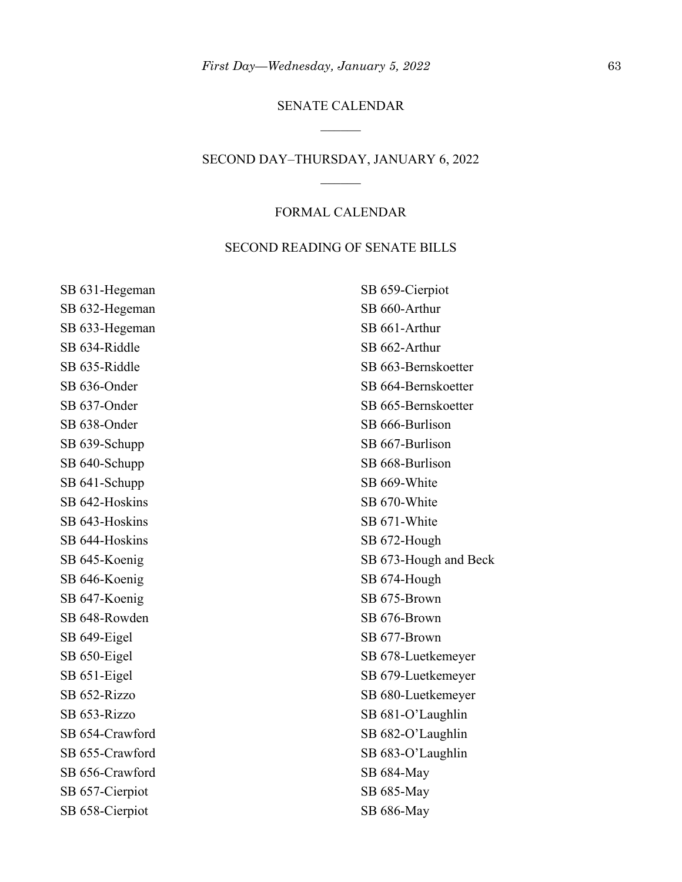## SENATE CALENDAR

______

## SECOND DAY–THURSDAY, JANUARY 6, 2022

______

### FORMAL CALENDAR

### SECOND READING OF SENATE BILLS

SB 631-Hegeman
SB 632-Hegeman
SB 633-Hegeman
SB 634-Riddle
SB 635-Riddle
SB 636-Onder
SB 637-Onder
SB 638-Onder
SB 639-Schupp
SB 640-Schupp
SB 641-Schupp
SB 642-Hoskins
SB 643-Hoskins
SB 644-Hoskins
SB 645-Koenig
SB 646-Koenig
SB 647-Koenig
SB 648-Rowden
SB 649-Eigel
SB 650-Eigel
SB 651-Eigel
SB 652-Rizzo
SB 653-Rizzo
SB 654-Crawford
SB 655-Crawford
SB 656-Crawford
SB 657-Cierpiot
SB 658-Cierpiot
SB 659-Cierpiot
SB 660-Arthur
SB 661-Arthur
SB 662-Arthur
SB 663-Bernskoetter
SB 664-Bernskoetter
SB 665-Bernskoetter
SB 666-Burlison
SB 667-Burlison
SB 668-Burlison
SB 669-White
SB 670-White
SB 671-White
SB 672-Hough
SB 673-Hough and Beck
SB 674-Hough
SB 675-Brown
SB 676-Brown
SB 677-Brown
SB 678-Luetkemeyer
SB 679-Luetkemeyer
SB 680-Luetkemeyer
SB 681-O'Laughlin
SB 682-O'Laughlin
SB 683-O'Laughlin
SB 684-May
SB 685-May
SB 686-May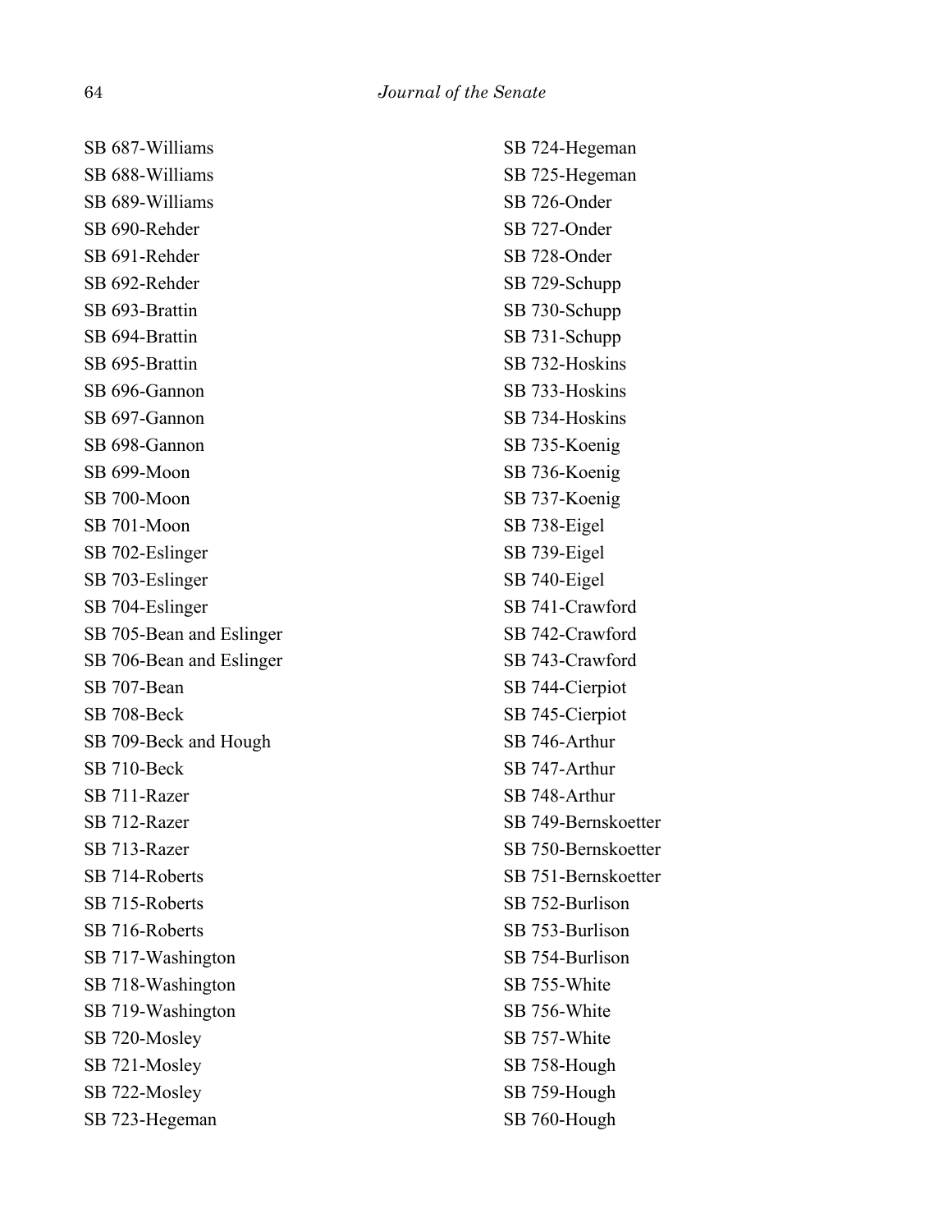SB 687-Williams
SB 688-Williams
SB 689-Williams
SB 690-Rehder
SB 691-Rehder
SB 692-Rehder
SB 693-Brattin
SB 694-Brattin
SB 695-Brattin
SB 696-Gannon
SB 697-Gannon
SB 698-Gannon
SB 699-Moon
SB 700-Moon
SB 701-Moon
SB 702-Eslinger
SB 703-Eslinger
SB 704-Eslinger
SB 705-Bean and Eslinger
SB 706-Bean and Eslinger
SB 707-Bean
SB 708-Beck
SB 709-Beck and Hough
SB 710-Beck
SB 711-Razer
SB 712-Razer
SB 713-Razer
SB 714-Roberts
SB 715-Roberts
SB 716-Roberts
SB 717-Washington
SB 718-Washington
SB 719-Washington
SB 720-Mosley
SB 721-Mosley
SB 722-Mosley
SB 723-Hegeman
SB 724-Hegeman
SB 725-Hegeman
SB 726-Onder
SB 727-Onder
SB 728-Onder
SB 729-Schupp
SB 730-Schupp
SB 731-Schupp
SB 732-Hoskins
SB 733-Hoskins
SB 734-Hoskins
SB 735-Koenig
SB 736-Koenig
SB 737-Koenig
SB 738-Eigel
SB 739-Eigel
SB 740-Eigel
SB 741-Crawford
SB 742-Crawford
SB 743-Crawford
SB 744-Cierpiot
SB 745-Cierpiot
SB 746-Arthur
SB 747-Arthur
SB 748-Arthur
SB 749-Bernskoetter
SB 750-Bernskoetter
SB 751-Bernskoetter
SB 752-Burlison
SB 753-Burlison
SB 754-Burlison
SB 755-White
SB 756-White
SB 757-White
SB 758-Hough
SB 759-Hough
SB 760-Hough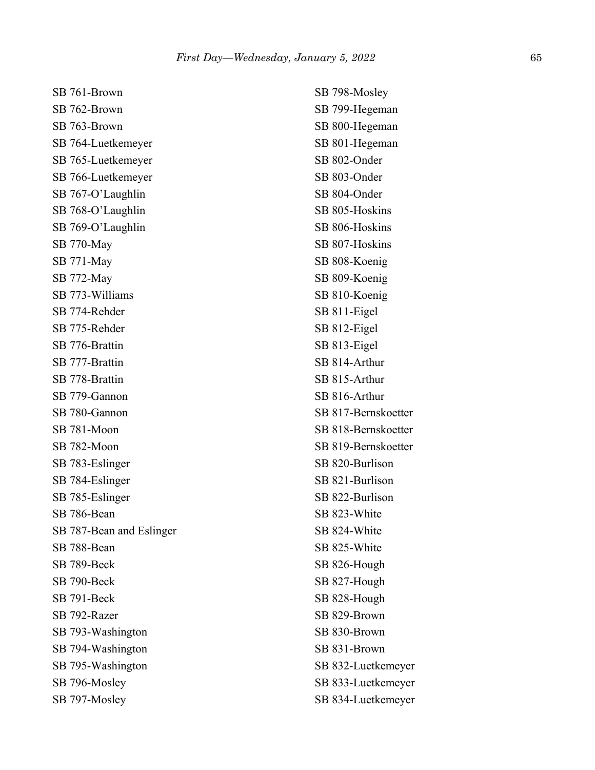SB 761-Brown
SB 762-Brown
SB 763-Brown
SB 764-Luetkemeyer
SB 765-Luetkemeyer
SB 766-Luetkemeyer
SB 767-O'Laughlin
SB 768-O'Laughlin
SB 769-O'Laughlin
SB 770-May
SB 771-May
SB 772-May
SB 773-Williams
SB 774-Rehder
SB 775-Rehder
SB 776-Brattin
SB 777-Brattin
SB 778-Brattin
SB 779-Gannon
SB 780-Gannon
SB 781-Moon
SB 782-Moon
SB 783-Eslinger
SB 784-Eslinger
SB 785-Eslinger
SB 786-Bean
SB 787-Bean and Eslinger
SB 788-Bean
SB 789-Beck
SB 790-Beck
SB 791-Beck
SB 792-Razer
SB 793-Washington
SB 794-Washington
SB 795-Washington
SB 796-Mosley
SB 797-Mosley
SB 798-Mosley
SB 799-Hegeman
SB 800-Hegeman
SB 801-Hegeman
SB 802-Onder
SB 803-Onder
SB 804-Onder
SB 805-Hoskins
SB 806-Hoskins
SB 807-Hoskins
SB 808-Koenig
SB 809-Koenig
SB 810-Koenig
SB 811-Eigel
SB 812-Eigel
SB 813-Eigel
SB 814-Arthur
SB 815-Arthur
SB 816-Arthur
SB 817-Bernskoetter
SB 818-Bernskoetter
SB 819-Bernskoetter
SB 820-Burlison
SB 821-Burlison
SB 822-Burlison
SB 823-White
SB 824-White
SB 825-White
SB 826-Hough
SB 827-Hough
SB 828-Hough
SB 829-Brown
SB 830-Brown
SB 831-Brown
SB 832-Luetkemeyer
SB 833-Luetkemeyer
SB 834-Luetkemeyer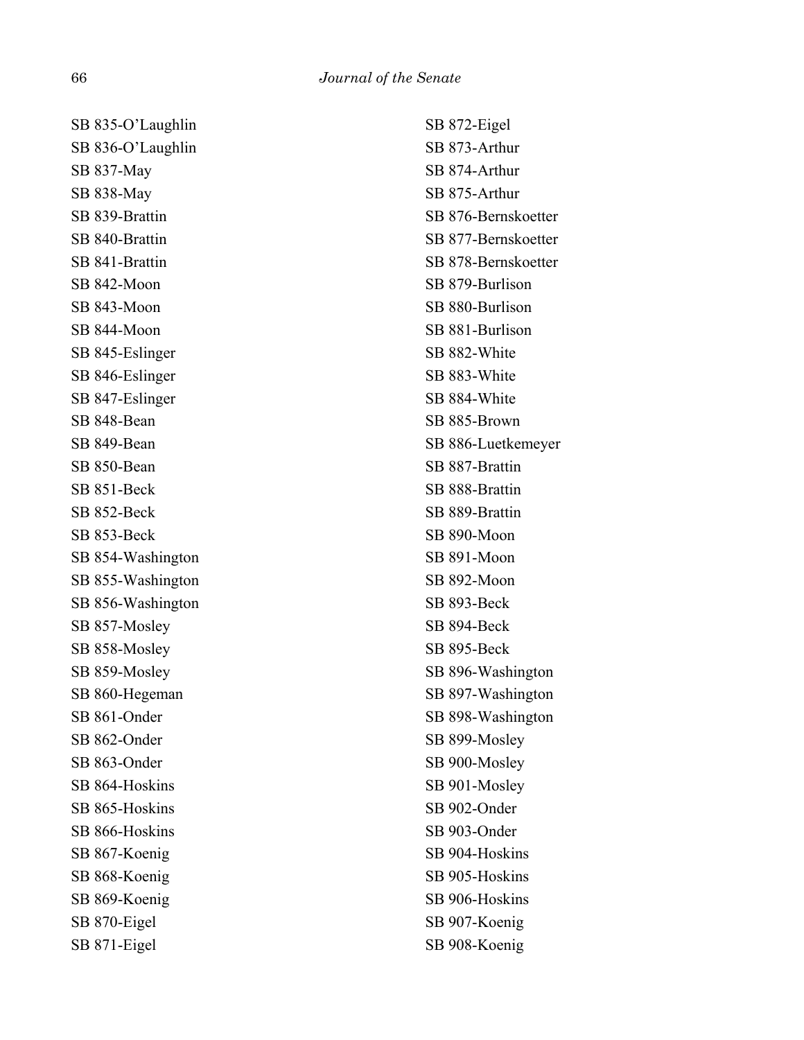SB 835-O'Laughlin
SB 836-O'Laughlin
SB 837-May
SB 838-May
SB 839-Brattin
SB 840-Brattin
SB 841-Brattin
SB 842-Moon
SB 843-Moon
SB 844-Moon
SB 845-Eslinger
SB 846-Eslinger
SB 847-Eslinger
SB 848-Bean
SB 849-Bean
SB 850-Bean
SB 851-Beck
SB 852-Beck
SB 853-Beck
SB 854-Washington
SB 855-Washington
SB 856-Washington
SB 857-Mosley
SB 858-Mosley
SB 859-Mosley
SB 860-Hegeman
SB 861-Onder
SB 862-Onder
SB 863-Onder
SB 864-Hoskins
SB 865-Hoskins
SB 866-Hoskins
SB 867-Koenig
SB 868-Koenig
SB 869-Koenig
SB 870-Eigel
SB 871-Eigel
SB 872-Eigel
SB 873-Arthur
SB 874-Arthur
SB 875-Arthur
SB 876-Bernskoetter
SB 877-Bernskoetter
SB 878-Bernskoetter
SB 879-Burlison
SB 880-Burlison
SB 881-Burlison
SB 882-White
SB 883-White
SB 884-White
SB 885-Brown
SB 886-Luetkemeyer
SB 887-Brattin
SB 888-Brattin
SB 889-Brattin
SB 890-Moon
SB 891-Moon
SB 892-Moon
SB 893-Beck
SB 894-Beck
SB 895-Beck
SB 896-Washington
SB 897-Washington
SB 898-Washington
SB 899-Mosley
SB 900-Mosley
SB 901-Mosley
SB 902-Onder
SB 903-Onder
SB 904-Hoskins
SB 905-Hoskins
SB 906-Hoskins
SB 907-Koenig
SB 908-Koenig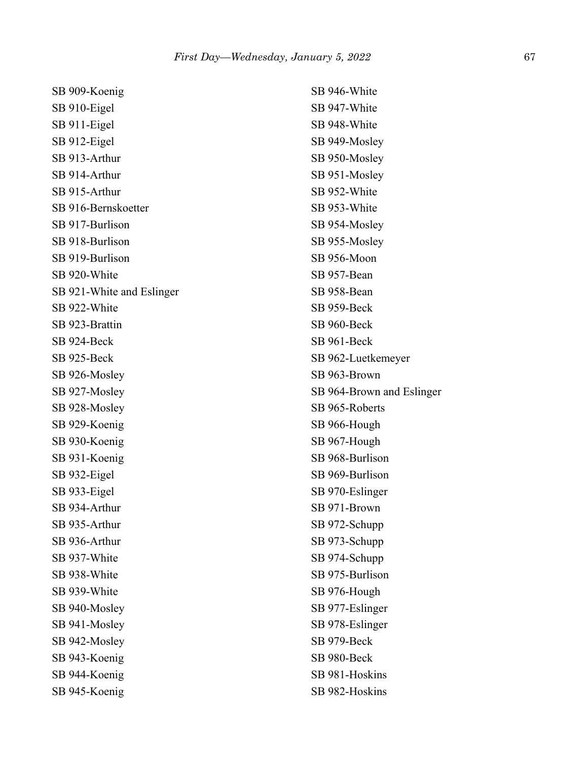SB 909-Koenig
SB 910-Eigel
SB 911-Eigel
SB 912-Eigel
SB 913-Arthur
SB 914-Arthur
SB 915-Arthur
SB 916-Bernskoetter
SB 917-Burlison
SB 918-Burlison
SB 919-Burlison
SB 920-White
SB 921-White and Eslinger
SB 922-White
SB 923-Brattin
SB 924-Beck
SB 925-Beck
SB 926-Mosley
SB 927-Mosley
SB 928-Mosley
SB 929-Koenig
SB 930-Koenig
SB 931-Koenig
SB 932-Eigel
SB 933-Eigel
SB 934-Arthur
SB 935-Arthur
SB 936-Arthur
SB 937-White
SB 938-White
SB 939-White
SB 940-Mosley
SB 941-Mosley
SB 942-Mosley
SB 943-Koenig
SB 944-Koenig
SB 945-Koenig
SB 946-White
SB 947-White
SB 948-White
SB 949-Mosley
SB 950-Mosley
SB 951-Mosley
SB 952-White
SB 953-White
SB 954-Mosley
SB 955-Mosley
SB 956-Moon
SB 957-Bean
SB 958-Bean
SB 959-Beck
SB 960-Beck
SB 961-Beck
SB 962-Luetkemeyer
SB 963-Brown
SB 964-Brown and Eslinger
SB 965-Roberts
SB 966-Hough
SB 967-Hough
SB 968-Burlison
SB 969-Burlison
SB 970-Eslinger
SB 971-Brown
SB 972-Schupp
SB 973-Schupp
SB 974-Schupp
SB 975-Burlison
SB 976-Hough
SB 977-Eslinger
SB 978-Eslinger
SB 979-Beck
SB 980-Beck
SB 981-Hoskins
SB 982-Hoskins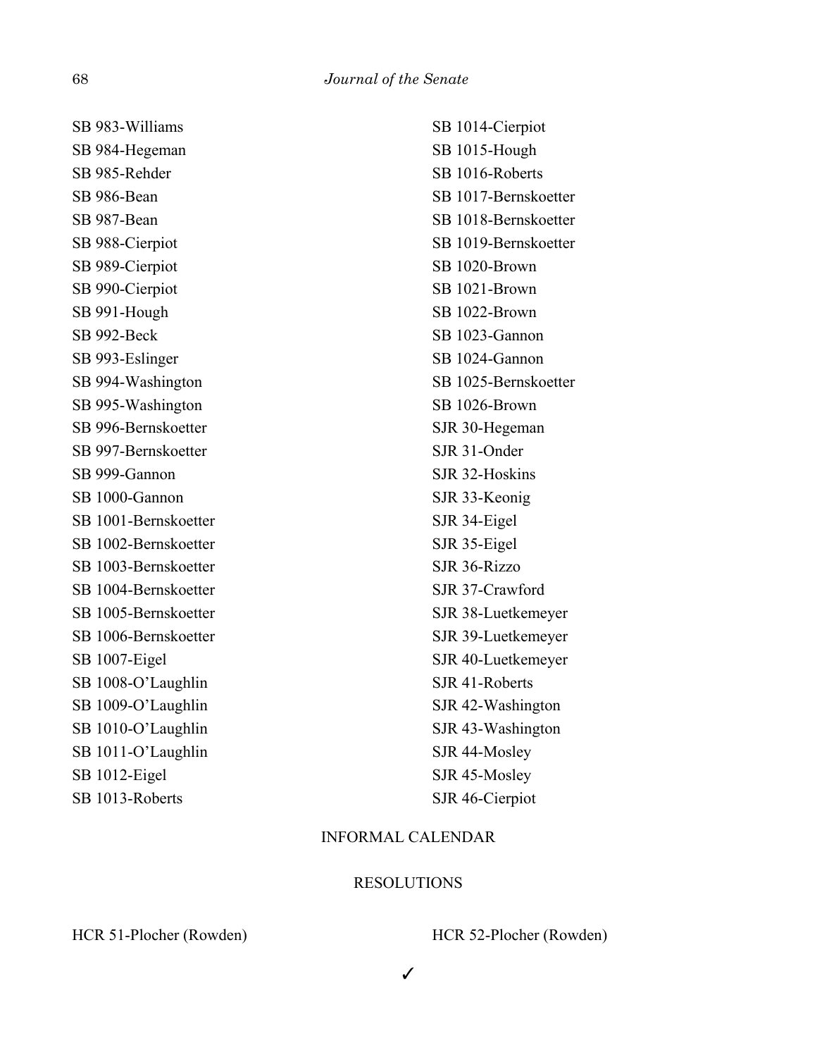SB 983-Williams
SB 984-Hegeman
SB 985-Rehder
SB 986-Bean
SB 987-Bean
SB 988-Cierpiot
SB 989-Cierpiot
SB 990-Cierpiot
SB 991-Hough
SB 992-Beck
SB 993-Eslinger
SB 994-Washington
SB 995-Washington
SB 996-Bernskoetter
SB 997-Bernskoetter
SB 999-Gannon
SB 1000-Gannon
SB 1001-Bernskoetter
SB 1002-Bernskoetter
SB 1003-Bernskoetter
SB 1004-Bernskoetter
SB 1005-Bernskoetter
SB 1006-Bernskoetter
SB 1007-Eigel
SB 1008-O'Laughlin
SB 1009-O'Laughlin
SB 1010-O'Laughlin
SB 1011-O'Laughlin
SB 1012-Eigel
SB 1013-Roberts
SB 1014-Cierpiot
SB 1015-Hough
SB 1016-Roberts
SB 1017-Bernskoetter
SB 1018-Bernskoetter
SB 1019-Bernskoetter
SB 1020-Brown
SB 1021-Brown
SB 1022-Brown
SB 1023-Gannon
SB 1024-Gannon
SB 1025-Bernskoetter
SB 1026-Brown
SJR 30-Hegeman
SJR 31-Onder
SJR 32-Hoskins
SJR 33-Keonig
SJR 34-Eigel
SJR 35-Eigel
SJR 36-Rizzo
SJR 37-Crawford
SJR 38-Luetkemeyer
SJR 39-Luetkemeyer
SJR 40-Luetkemeyer
SJR 41-Roberts
SJR 42-Washington
SJR 43-Washington
SJR 44-Mosley
SJR 45-Mosley
SJR 46-Cierpiot

## INFORMAL CALENDAR

### RESOLUTIONS

HCR 51-Plocher (Rowden)
HCR 52-Plocher (Rowden)

✓